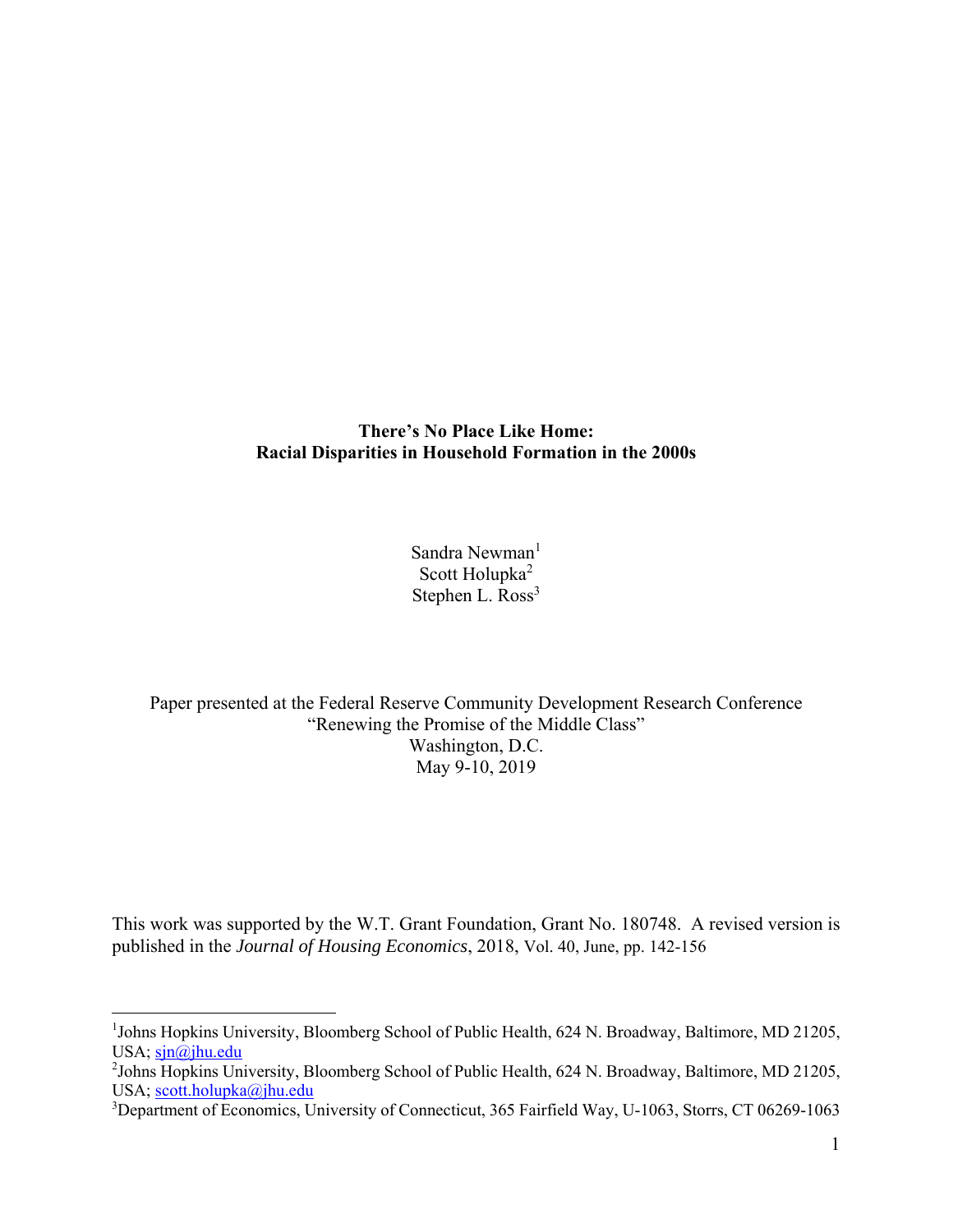# There's No Place Like Home: Racial Disparities in Household Formation in the 2000s

Sandra Newman[1]
Scott Holupka[2]
Stephen L. Ross[3]

Paper presented at the Federal Reserve Community Development Research Conference
"Renewing the Promise of the Middle Class"
Washington, D.C.
May 9-10, 2019

This work was supported by the W.T. Grant Foundation, Grant No. 180748. A revised version is published in the *Journal of Housing Economics*, 2018, Vol. 40, June, pp. 142-156

---

[1]Johns Hopkins University, Bloomberg School of Public Health, 624 N. Broadway, Baltimore, MD 21205, USA; sjn@jhu.edu

[2]Johns Hopkins University, Bloomberg School of Public Health, 624 N. Broadway, Baltimore, MD 21205, USA; scott.holupka@jhu.edu

[3]Department of Economics, University of Connecticut, 365 Fairfield Way, U-1063, Storrs, CT 06269-1063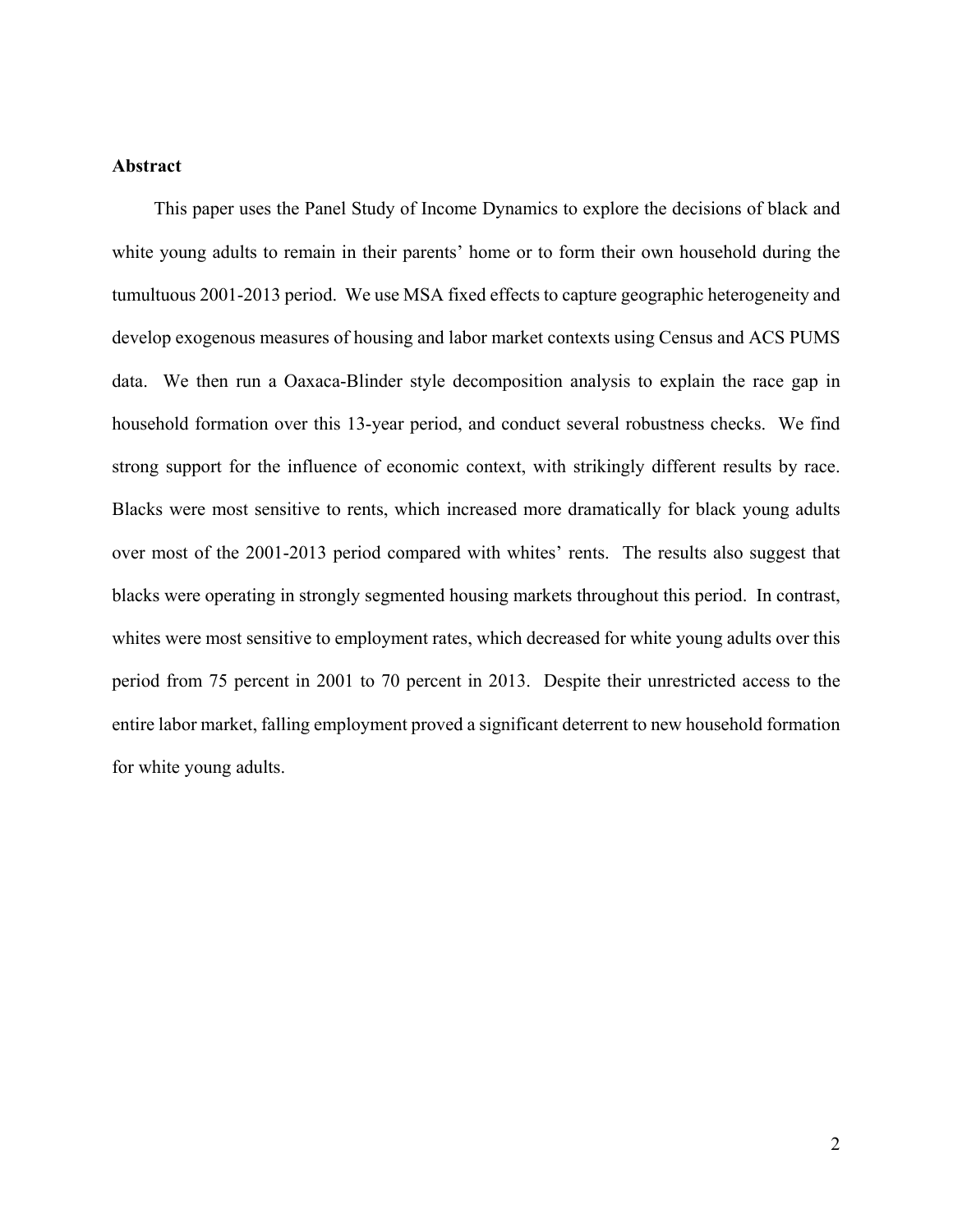## Abstract

This paper uses the Panel Study of Income Dynamics to explore the decisions of black and white young adults to remain in their parents' home or to form their own household during the tumultuous 2001-2013 period. We use MSA fixed effects to capture geographic heterogeneity and develop exogenous measures of housing and labor market contexts using Census and ACS PUMS data. We then run a Oaxaca-Blinder style decomposition analysis to explain the race gap in household formation over this 13-year period, and conduct several robustness checks. We find strong support for the influence of economic context, with strikingly different results by race. Blacks were most sensitive to rents, which increased more dramatically for black young adults over most of the 2001-2013 period compared with whites' rents. The results also suggest that blacks were operating in strongly segmented housing markets throughout this period. In contrast, whites were most sensitive to employment rates, which decreased for white young adults over this period from 75 percent in 2001 to 70 percent in 2013. Despite their unrestricted access to the entire labor market, falling employment proved a significant deterrent to new household formation for white young adults.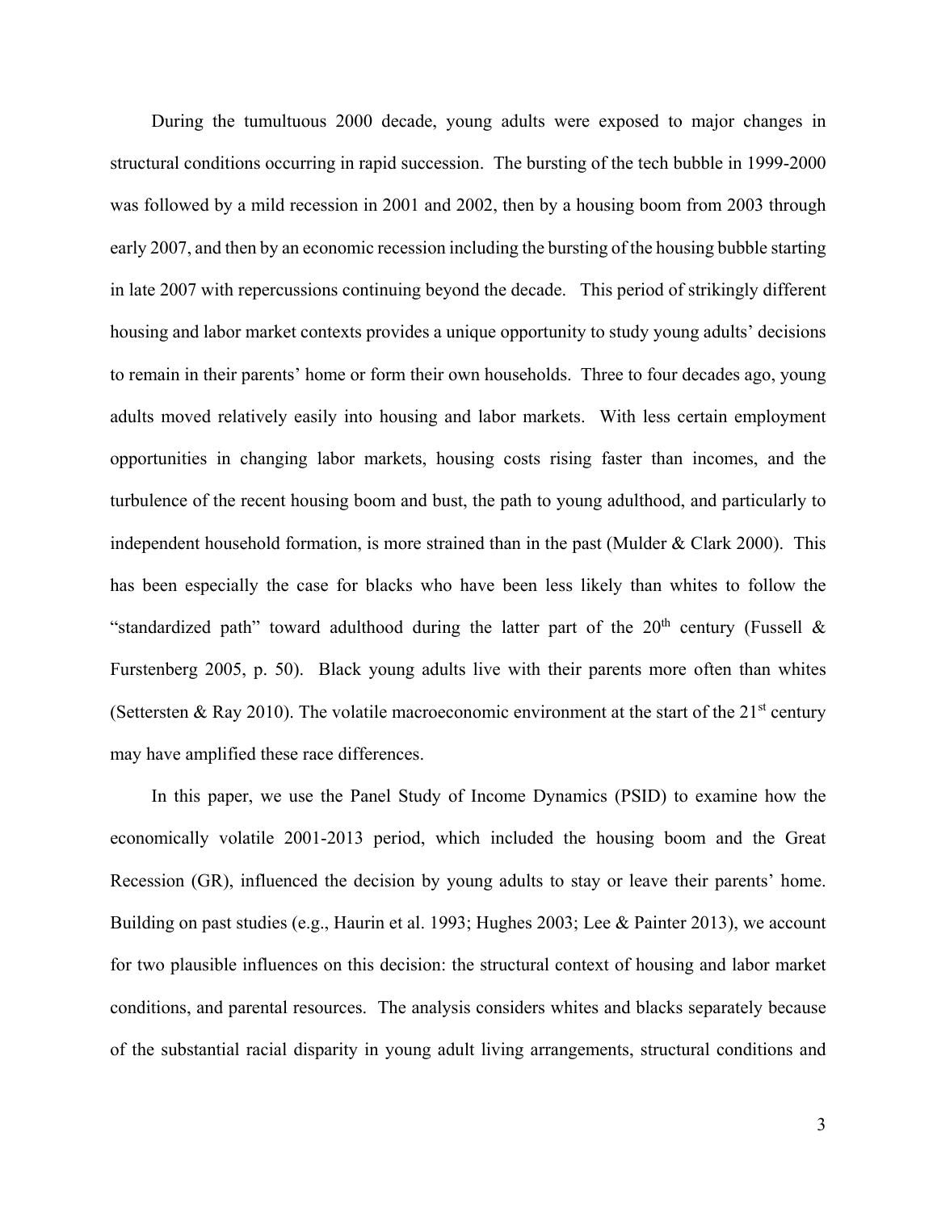During the tumultuous 2000 decade, young adults were exposed to major changes in structural conditions occurring in rapid succession. The bursting of the tech bubble in 1999-2000 was followed by a mild recession in 2001 and 2002, then by a housing boom from 2003 through early 2007, and then by an economic recession including the bursting of the housing bubble starting in late 2007 with repercussions continuing beyond the decade. This period of strikingly different housing and labor market contexts provides a unique opportunity to study young adults' decisions to remain in their parents' home or form their own households. Three to four decades ago, young adults moved relatively easily into housing and labor markets. With less certain employment opportunities in changing labor markets, housing costs rising faster than incomes, and the turbulence of the recent housing boom and bust, the path to young adulthood, and particularly to independent household formation, is more strained than in the past (Mulder & Clark 2000). This has been especially the case for blacks who have been less likely than whites to follow the "standardized path" toward adulthood during the latter part of the 20th century (Fussell & Furstenberg 2005, p. 50). Black young adults live with their parents more often than whites (Settersten & Ray 2010). The volatile macroeconomic environment at the start of the 21st century may have amplified these race differences.

In this paper, we use the Panel Study of Income Dynamics (PSID) to examine how the economically volatile 2001-2013 period, which included the housing boom and the Great Recession (GR), influenced the decision by young adults to stay or leave their parents' home. Building on past studies (e.g., Haurin et al. 1993; Hughes 2003; Lee & Painter 2013), we account for two plausible influences on this decision: the structural context of housing and labor market conditions, and parental resources. The analysis considers whites and blacks separately because of the substantial racial disparity in young adult living arrangements, structural conditions and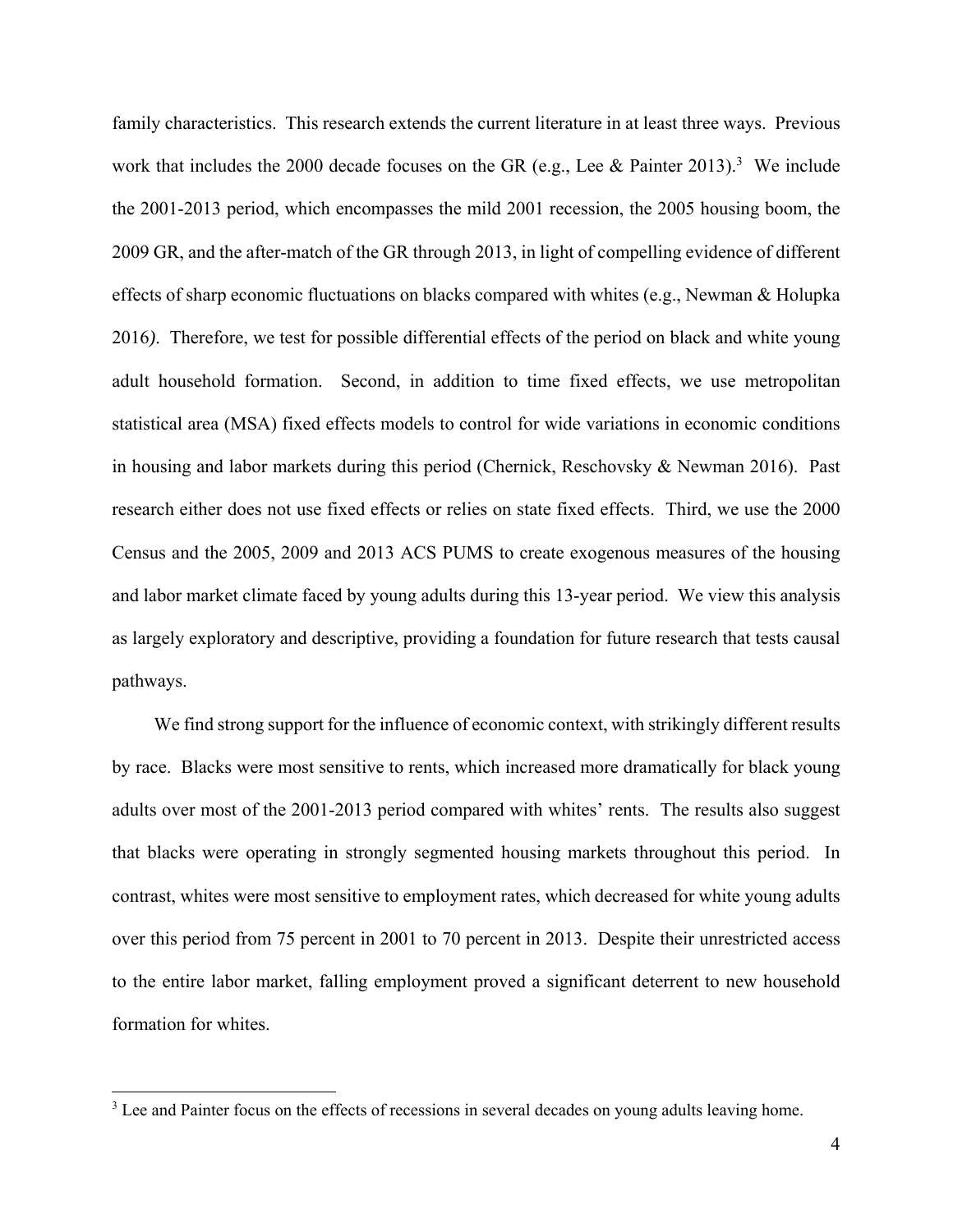family characteristics. This research extends the current literature in at least three ways. Previous work that includes the 2000 decade focuses on the GR (e.g., Lee & Painter 2013).[3] We include the 2001-2013 period, which encompasses the mild 2001 recession, the 2005 housing boom, the 2009 GR, and the after-match of the GR through 2013, in light of compelling evidence of different effects of sharp economic fluctuations on blacks compared with whites (e.g., Newman & Holupka 2016*)*. Therefore, we test for possible differential effects of the period on black and white young adult household formation. Second, in addition to time fixed effects, we use metropolitan statistical area (MSA) fixed effects models to control for wide variations in economic conditions in housing and labor markets during this period (Chernick, Reschovsky & Newman 2016). Past research either does not use fixed effects or relies on state fixed effects. Third, we use the 2000 Census and the 2005, 2009 and 2013 ACS PUMS to create exogenous measures of the housing and labor market climate faced by young adults during this 13-year period. We view this analysis as largely exploratory and descriptive, providing a foundation for future research that tests causal pathways.

We find strong support for the influence of economic context, with strikingly different results by race. Blacks were most sensitive to rents, which increased more dramatically for black young adults over most of the 2001-2013 period compared with whites' rents. The results also suggest that blacks were operating in strongly segmented housing markets throughout this period. In contrast, whites were most sensitive to employment rates, which decreased for white young adults over this period from 75 percent in 2001 to 70 percent in 2013. Despite their unrestricted access to the entire labor market, falling employment proved a significant deterrent to new household formation for whites.

[3] Lee and Painter focus on the effects of recessions in several decades on young adults leaving home.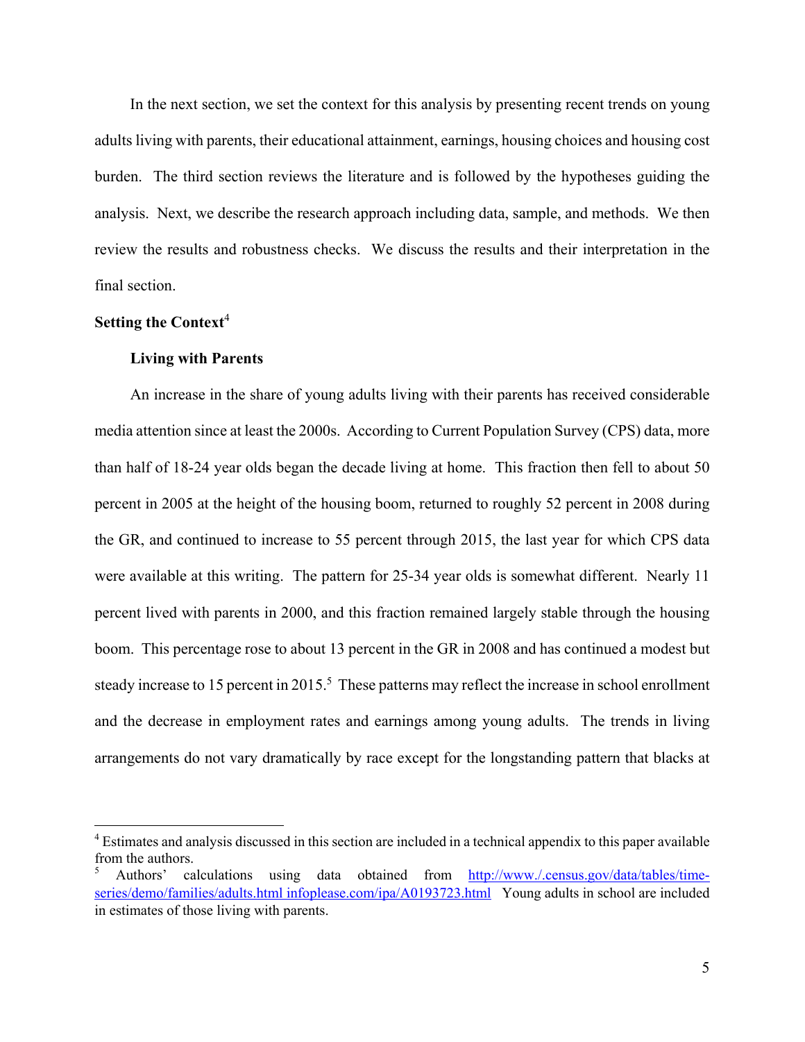In the next section, we set the context for this analysis by presenting recent trends on young adults living with parents, their educational attainment, earnings, housing choices and housing cost burden. The third section reviews the literature and is followed by the hypotheses guiding the analysis. Next, we describe the research approach including data, sample, and methods. We then review the results and robustness checks. We discuss the results and their interpretation in the final section.

**Setting the Context**[4]

**Living with Parents**

An increase in the share of young adults living with their parents has received considerable media attention since at least the 2000s. According to Current Population Survey (CPS) data, more than half of 18-24 year olds began the decade living at home. This fraction then fell to about 50 percent in 2005 at the height of the housing boom, returned to roughly 52 percent in 2008 during the GR, and continued to increase to 55 percent through 2015, the last year for which CPS data were available at this writing. The pattern for 25-34 year olds is somewhat different. Nearly 11 percent lived with parents in 2000, and this fraction remained largely stable through the housing boom. This percentage rose to about 13 percent in the GR in 2008 and has continued a modest but steady increase to 15 percent in 2015.[5] These patterns may reflect the increase in school enrollment and the decrease in employment rates and earnings among young adults. The trends in living arrangements do not vary dramatically by race except for the longstanding pattern that blacks at

---

[4] Estimates and analysis discussed in this section are included in a technical appendix to this paper available from the authors.

[5] Authors' calculations using data obtained from http://www./.census.gov/data/tables/time-series/demo/families/adults.html infoplease.com/ipa/A0193723.html Young adults in school are included in estimates of those living with parents.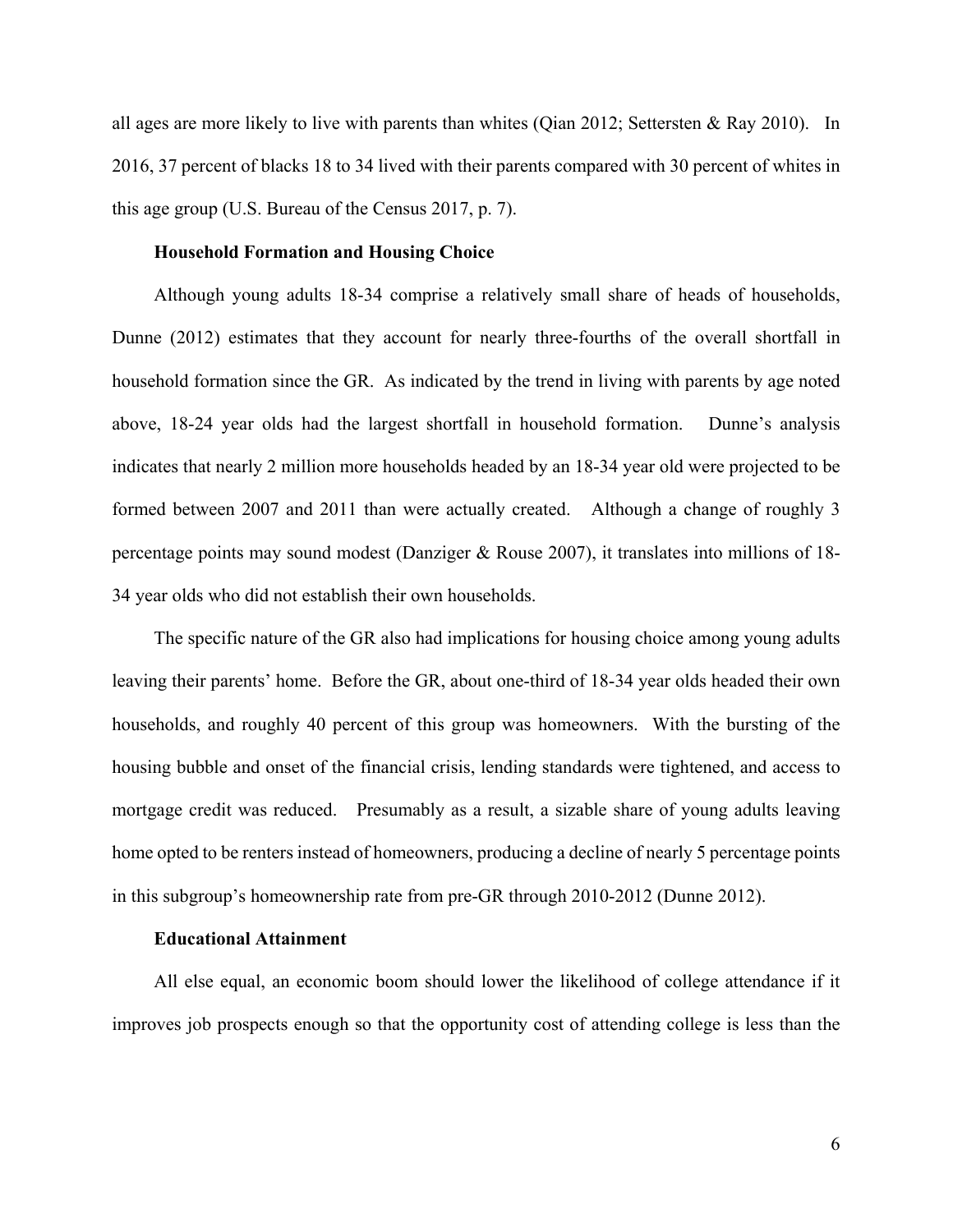all ages are more likely to live with parents than whites (Qian 2012; Settersten & Ray 2010). In 2016, 37 percent of blacks 18 to 34 lived with their parents compared with 30 percent of whites in this age group (U.S. Bureau of the Census 2017, p. 7).

**Household Formation and Housing Choice**

Although young adults 18-34 comprise a relatively small share of heads of households, Dunne (2012) estimates that they account for nearly three-fourths of the overall shortfall in household formation since the GR. As indicated by the trend in living with parents by age noted above, 18-24 year olds had the largest shortfall in household formation. Dunne's analysis indicates that nearly 2 million more households headed by an 18-34 year old were projected to be formed between 2007 and 2011 than were actually created. Although a change of roughly 3 percentage points may sound modest (Danziger & Rouse 2007), it translates into millions of 18-34 year olds who did not establish their own households.

The specific nature of the GR also had implications for housing choice among young adults leaving their parents' home. Before the GR, about one-third of 18-34 year olds headed their own households, and roughly 40 percent of this group was homeowners. With the bursting of the housing bubble and onset of the financial crisis, lending standards were tightened, and access to mortgage credit was reduced. Presumably as a result, a sizable share of young adults leaving home opted to be renters instead of homeowners, producing a decline of nearly 5 percentage points in this subgroup's homeownership rate from pre-GR through 2010-2012 (Dunne 2012).

**Educational Attainment**

All else equal, an economic boom should lower the likelihood of college attendance if it improves job prospects enough so that the opportunity cost of attending college is less than the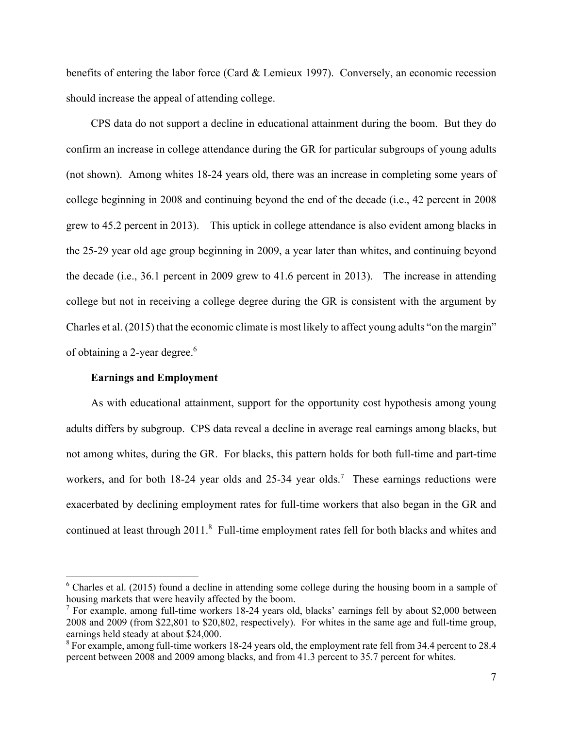benefits of entering the labor force (Card & Lemieux 1997). Conversely, an economic recession should increase the appeal of attending college.

CPS data do not support a decline in educational attainment during the boom. But they do confirm an increase in college attendance during the GR for particular subgroups of young adults (not shown). Among whites 18-24 years old, there was an increase in completing some years of college beginning in 2008 and continuing beyond the end of the decade (i.e., 42 percent in 2008 grew to 45.2 percent in 2013). This uptick in college attendance is also evident among blacks in the 25-29 year old age group beginning in 2009, a year later than whites, and continuing beyond the decade (i.e., 36.1 percent in 2009 grew to 41.6 percent in 2013). The increase in attending college but not in receiving a college degree during the GR is consistent with the argument by Charles et al. (2015) that the economic climate is most likely to affect young adults "on the margin" of obtaining a 2-year degree.[6]

**Earnings and Employment**

As with educational attainment, support for the opportunity cost hypothesis among young adults differs by subgroup. CPS data reveal a decline in average real earnings among blacks, but not among whites, during the GR. For blacks, this pattern holds for both full-time and part-time workers, and for both 18-24 year olds and 25-34 year olds.[7] These earnings reductions were exacerbated by declining employment rates for full-time workers that also began in the GR and continued at least through 2011.[8] Full-time employment rates fell for both blacks and whites and

---

[6] Charles et al. (2015) found a decline in attending some college during the housing boom in a sample of housing markets that were heavily affected by the boom.

[7] For example, among full-time workers 18-24 years old, blacks' earnings fell by about $2,000 between 2008 and 2009 (from $22,801 to $20,802, respectively). For whites in the same age and full-time group, earnings held steady at about $24,000.

[8] For example, among full-time workers 18-24 years old, the employment rate fell from 34.4 percent to 28.4 percent between 2008 and 2009 among blacks, and from 41.3 percent to 35.7 percent for whites.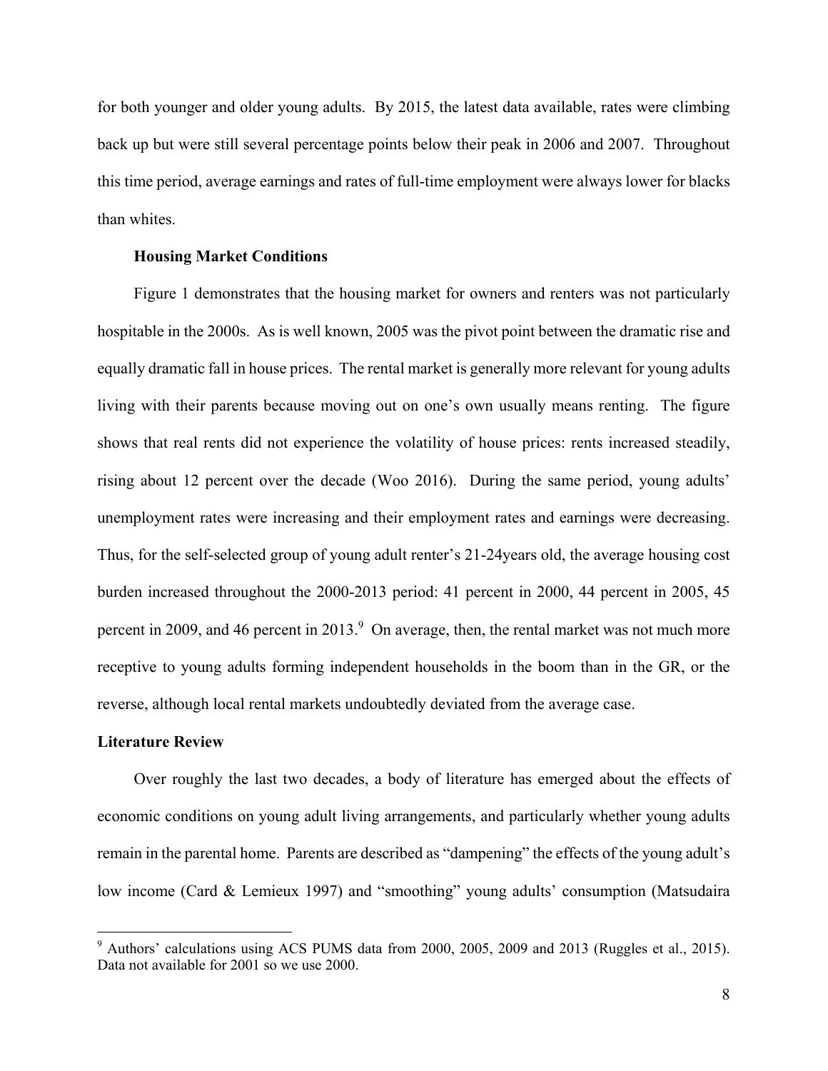for both younger and older young adults. By 2015, the latest data available, rates were climbing back up but were still several percentage points below their peak in 2006 and 2007. Throughout this time period, average earnings and rates of full-time employment were always lower for blacks than whites.

**Housing Market Conditions**

Figure 1 demonstrates that the housing market for owners and renters was not particularly hospitable in the 2000s. As is well known, 2005 was the pivot point between the dramatic rise and equally dramatic fall in house prices. The rental market is generally more relevant for young adults living with their parents because moving out on one's own usually means renting. The figure shows that real rents did not experience the volatility of house prices: rents increased steadily, rising about 12 percent over the decade (Woo 2016). During the same period, young adults' unemployment rates were increasing and their employment rates and earnings were decreasing. Thus, for the self-selected group of young adult renter's 21-24years old, the average housing cost burden increased throughout the 2000-2013 period: 41 percent in 2000, 44 percent in 2005, 45 percent in 2009, and 46 percent in 2013.[9] On average, then, the rental market was not much more receptive to young adults forming independent households in the boom than in the GR, or the reverse, although local rental markets undoubtedly deviated from the average case.

## Literature Review

Over roughly the last two decades, a body of literature has emerged about the effects of economic conditions on young adult living arrangements, and particularly whether young adults remain in the parental home. Parents are described as "dampening" the effects of the young adult's low income (Card & Lemieux 1997) and "smoothing" young adults' consumption (Matsudaira

[9] Authors' calculations using ACS PUMS data from 2000, 2005, 2009 and 2013 (Ruggles et al., 2015). Data not available for 2001 so we use 2000.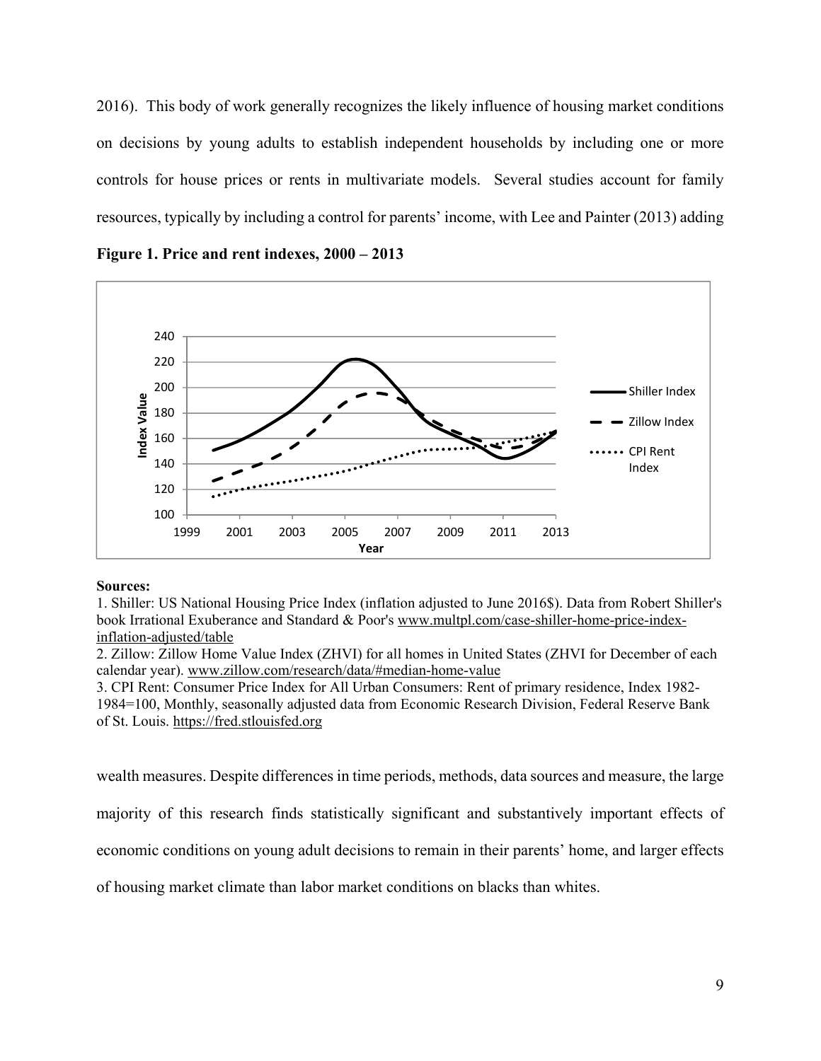2016). This body of work generally recognizes the likely influence of housing market conditions on decisions by young adults to establish independent households by including one or more controls for house prices or rents in multivariate models. Several studies account for family resources, typically by including a control for parents' income, with Lee and Painter (2013) adding

**Figure 1. Price and rent indexes, 2000 – 2013**

**Sources:**

1. Shiller: US National Housing Price Index (inflation adjusted to June 2016$). Data from Robert Shiller's book Irrational Exuberance and Standard & Poor's www.multpl.com/case-shiller-home-price-index-inflation-adjusted/table
2. Zillow: Zillow Home Value Index (ZHVI) for all homes in United States (ZHVI for December of each calendar year). www.zillow.com/research/data/#median-home-value
3. CPI Rent: Consumer Price Index for All Urban Consumers: Rent of primary residence, Index 1982-1984=100, Monthly, seasonally adjusted data from Economic Research Division, Federal Reserve Bank of St. Louis. https://fred.stlouisfed.org

wealth measures. Despite differences in time periods, methods, data sources and measure, the large majority of this research finds statistically significant and substantively important effects of economic conditions on young adult decisions to remain in their parents' home, and larger effects of housing market climate than labor market conditions on blacks than whites.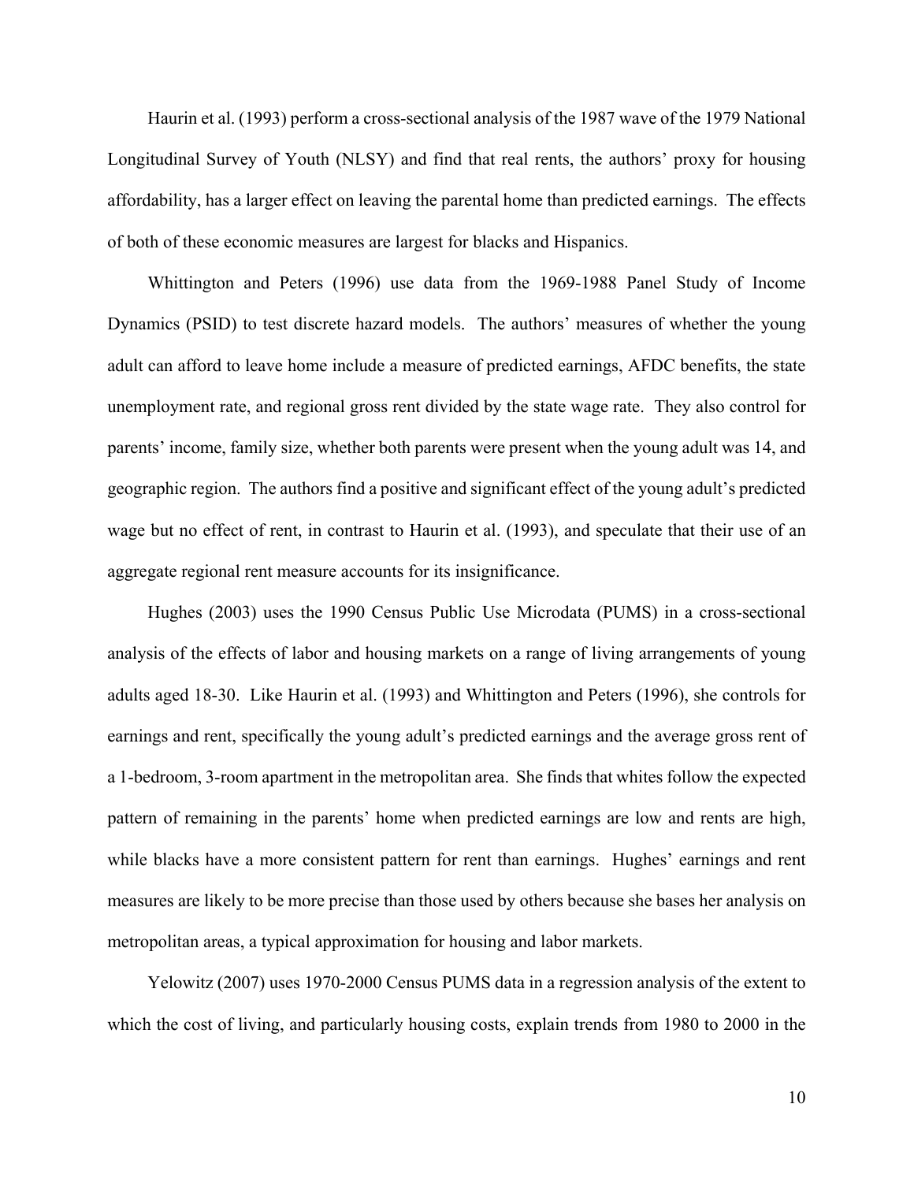Haurin et al. (1993) perform a cross-sectional analysis of the 1987 wave of the 1979 National Longitudinal Survey of Youth (NLSY) and find that real rents, the authors' proxy for housing affordability, has a larger effect on leaving the parental home than predicted earnings. The effects of both of these economic measures are largest for blacks and Hispanics.

Whittington and Peters (1996) use data from the 1969-1988 Panel Study of Income Dynamics (PSID) to test discrete hazard models. The authors' measures of whether the young adult can afford to leave home include a measure of predicted earnings, AFDC benefits, the state unemployment rate, and regional gross rent divided by the state wage rate. They also control for parents' income, family size, whether both parents were present when the young adult was 14, and geographic region. The authors find a positive and significant effect of the young adult's predicted wage but no effect of rent, in contrast to Haurin et al. (1993), and speculate that their use of an aggregate regional rent measure accounts for its insignificance.

Hughes (2003) uses the 1990 Census Public Use Microdata (PUMS) in a cross-sectional analysis of the effects of labor and housing markets on a range of living arrangements of young adults aged 18-30. Like Haurin et al. (1993) and Whittington and Peters (1996), she controls for earnings and rent, specifically the young adult's predicted earnings and the average gross rent of a 1-bedroom, 3-room apartment in the metropolitan area. She finds that whites follow the expected pattern of remaining in the parents' home when predicted earnings are low and rents are high, while blacks have a more consistent pattern for rent than earnings. Hughes' earnings and rent measures are likely to be more precise than those used by others because she bases her analysis on metropolitan areas, a typical approximation for housing and labor markets.

Yelowitz (2007) uses 1970-2000 Census PUMS data in a regression analysis of the extent to which the cost of living, and particularly housing costs, explain trends from 1980 to 2000 in the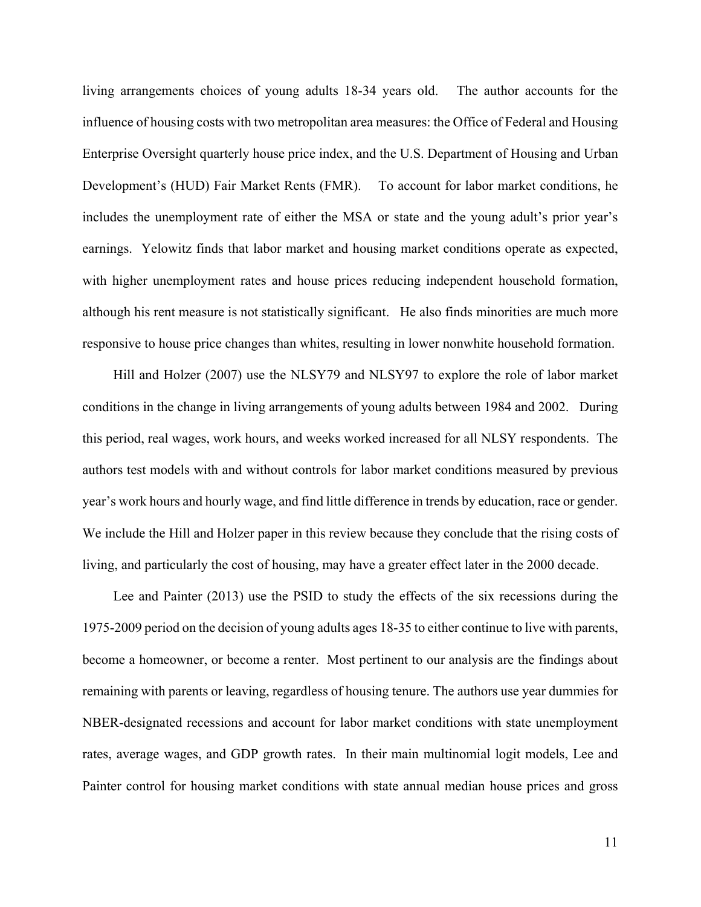living arrangements choices of young adults 18-34 years old. The author accounts for the influence of housing costs with two metropolitan area measures: the Office of Federal and Housing Enterprise Oversight quarterly house price index, and the U.S. Department of Housing and Urban Development's (HUD) Fair Market Rents (FMR). To account for labor market conditions, he includes the unemployment rate of either the MSA or state and the young adult's prior year's earnings. Yelowitz finds that labor market and housing market conditions operate as expected, with higher unemployment rates and house prices reducing independent household formation, although his rent measure is not statistically significant. He also finds minorities are much more responsive to house price changes than whites, resulting in lower nonwhite household formation.

Hill and Holzer (2007) use the NLSY79 and NLSY97 to explore the role of labor market conditions in the change in living arrangements of young adults between 1984 and 2002. During this period, real wages, work hours, and weeks worked increased for all NLSY respondents. The authors test models with and without controls for labor market conditions measured by previous year's work hours and hourly wage, and find little difference in trends by education, race or gender. We include the Hill and Holzer paper in this review because they conclude that the rising costs of living, and particularly the cost of housing, may have a greater effect later in the 2000 decade.

Lee and Painter (2013) use the PSID to study the effects of the six recessions during the 1975-2009 period on the decision of young adults ages 18-35 to either continue to live with parents, become a homeowner, or become a renter. Most pertinent to our analysis are the findings about remaining with parents or leaving, regardless of housing tenure. The authors use year dummies for NBER-designated recessions and account for labor market conditions with state unemployment rates, average wages, and GDP growth rates. In their main multinomial logit models, Lee and Painter control for housing market conditions with state annual median house prices and gross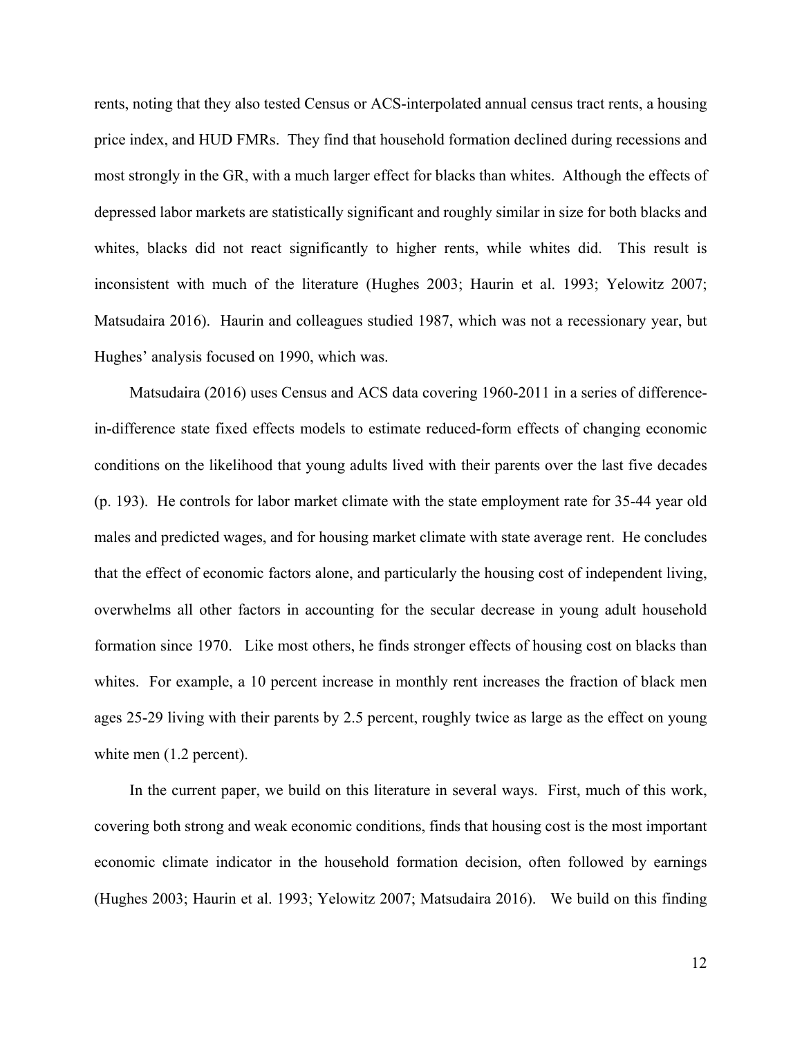rents, noting that they also tested Census or ACS-interpolated annual census tract rents, a housing price index, and HUD FMRs. They find that household formation declined during recessions and most strongly in the GR, with a much larger effect for blacks than whites. Although the effects of depressed labor markets are statistically significant and roughly similar in size for both blacks and whites, blacks did not react significantly to higher rents, while whites did. This result is inconsistent with much of the literature (Hughes 2003; Haurin et al. 1993; Yelowitz 2007; Matsudaira 2016). Haurin and colleagues studied 1987, which was not a recessionary year, but Hughes' analysis focused on 1990, which was.

Matsudaira (2016) uses Census and ACS data covering 1960-2011 in a series of difference-in-difference state fixed effects models to estimate reduced-form effects of changing economic conditions on the likelihood that young adults lived with their parents over the last five decades (p. 193). He controls for labor market climate with the state employment rate for 35-44 year old males and predicted wages, and for housing market climate with state average rent. He concludes that the effect of economic factors alone, and particularly the housing cost of independent living, overwhelms all other factors in accounting for the secular decrease in young adult household formation since 1970. Like most others, he finds stronger effects of housing cost on blacks than whites. For example, a 10 percent increase in monthly rent increases the fraction of black men ages 25-29 living with their parents by 2.5 percent, roughly twice as large as the effect on young white men (1.2 percent).

In the current paper, we build on this literature in several ways. First, much of this work, covering both strong and weak economic conditions, finds that housing cost is the most important economic climate indicator in the household formation decision, often followed by earnings (Hughes 2003; Haurin et al. 1993; Yelowitz 2007; Matsudaira 2016). We build on this finding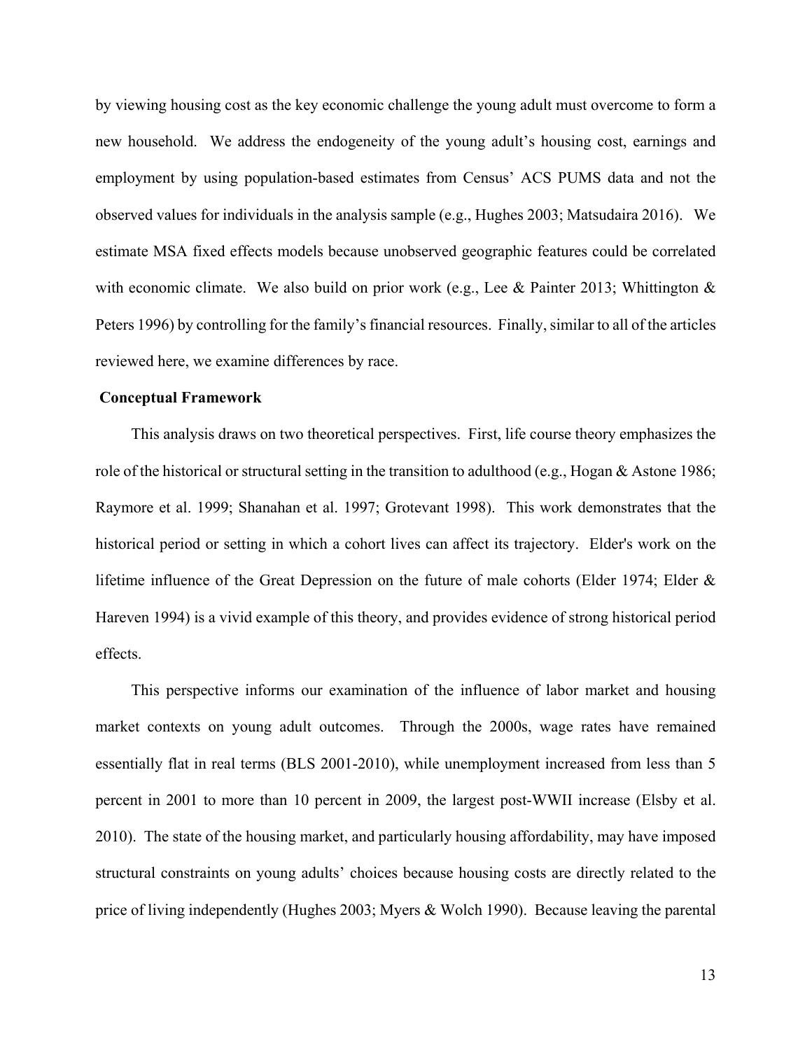by viewing housing cost as the key economic challenge the young adult must overcome to form a new household. We address the endogeneity of the young adult's housing cost, earnings and employment by using population-based estimates from Census' ACS PUMS data and not the observed values for individuals in the analysis sample (e.g., Hughes 2003; Matsudaira 2016). We estimate MSA fixed effects models because unobserved geographic features could be correlated with economic climate. We also build on prior work (e.g., Lee & Painter 2013; Whittington & Peters 1996) by controlling for the family's financial resources. Finally, similar to all of the articles reviewed here, we examine differences by race.

## Conceptual Framework

This analysis draws on two theoretical perspectives. First, life course theory emphasizes the role of the historical or structural setting in the transition to adulthood (e.g., Hogan & Astone 1986; Raymore et al. 1999; Shanahan et al. 1997; Grotevant 1998). This work demonstrates that the historical period or setting in which a cohort lives can affect its trajectory. Elder's work on the lifetime influence of the Great Depression on the future of male cohorts (Elder 1974; Elder & Hareven 1994) is a vivid example of this theory, and provides evidence of strong historical period effects.

This perspective informs our examination of the influence of labor market and housing market contexts on young adult outcomes. Through the 2000s, wage rates have remained essentially flat in real terms (BLS 2001-2010), while unemployment increased from less than 5 percent in 2001 to more than 10 percent in 2009, the largest post-WWII increase (Elsby et al. 2010). The state of the housing market, and particularly housing affordability, may have imposed structural constraints on young adults' choices because housing costs are directly related to the price of living independently (Hughes 2003; Myers & Wolch 1990). Because leaving the parental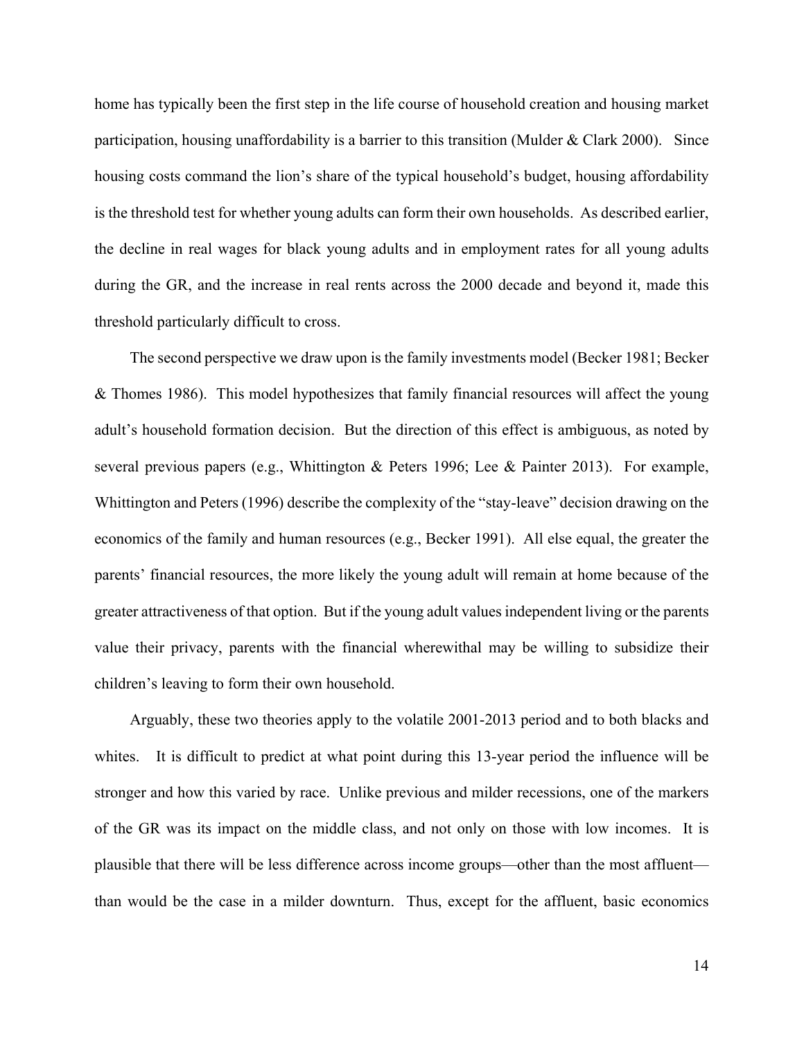home has typically been the first step in the life course of household creation and housing market participation, housing unaffordability is a barrier to this transition (Mulder & Clark 2000). Since housing costs command the lion's share of the typical household's budget, housing affordability is the threshold test for whether young adults can form their own households. As described earlier, the decline in real wages for black young adults and in employment rates for all young adults during the GR, and the increase in real rents across the 2000 decade and beyond it, made this threshold particularly difficult to cross.

The second perspective we draw upon is the family investments model (Becker 1981; Becker & Thomes 1986). This model hypothesizes that family financial resources will affect the young adult's household formation decision. But the direction of this effect is ambiguous, as noted by several previous papers (e.g., Whittington & Peters 1996; Lee & Painter 2013). For example, Whittington and Peters (1996) describe the complexity of the "stay-leave" decision drawing on the economics of the family and human resources (e.g., Becker 1991). All else equal, the greater the parents' financial resources, the more likely the young adult will remain at home because of the greater attractiveness of that option. But if the young adult values independent living or the parents value their privacy, parents with the financial wherewithal may be willing to subsidize their children's leaving to form their own household.

Arguably, these two theories apply to the volatile 2001-2013 period and to both blacks and whites. It is difficult to predict at what point during this 13-year period the influence will be stronger and how this varied by race. Unlike previous and milder recessions, one of the markers of the GR was its impact on the middle class, and not only on those with low incomes. It is plausible that there will be less difference across income groups—other than the most affluent—than would be the case in a milder downturn. Thus, except for the affluent, basic economics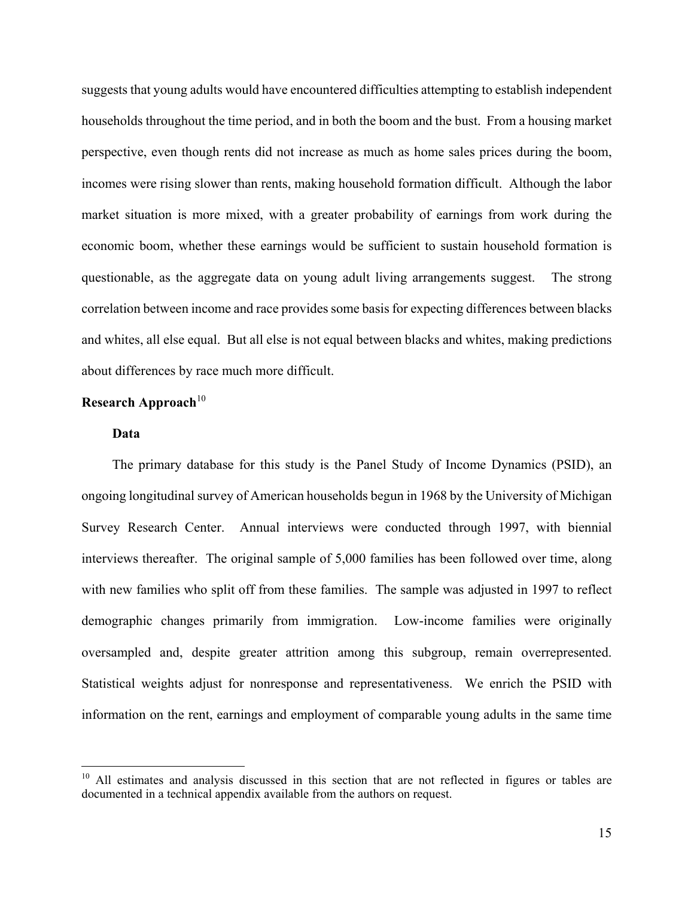suggests that young adults would have encountered difficulties attempting to establish independent households throughout the time period, and in both the boom and the bust. From a housing market perspective, even though rents did not increase as much as home sales prices during the boom, incomes were rising slower than rents, making household formation difficult. Although the labor market situation is more mixed, with a greater probability of earnings from work during the economic boom, whether these earnings would be sufficient to sustain household formation is questionable, as the aggregate data on young adult living arrangements suggest. The strong correlation between income and race provides some basis for expecting differences between blacks and whites, all else equal. But all else is not equal between blacks and whites, making predictions about differences by race much more difficult.

## Research Approach[10]

### Data

The primary database for this study is the Panel Study of Income Dynamics (PSID), an ongoing longitudinal survey of American households begun in 1968 by the University of Michigan Survey Research Center. Annual interviews were conducted through 1997, with biennial interviews thereafter. The original sample of 5,000 families has been followed over time, along with new families who split off from these families. The sample was adjusted in 1997 to reflect demographic changes primarily from immigration. Low-income families were originally oversampled and, despite greater attrition among this subgroup, remain overrepresented. Statistical weights adjust for nonresponse and representativeness. We enrich the PSID with information on the rent, earnings and employment of comparable young adults in the same time

[10] All estimates and analysis discussed in this section that are not reflected in figures or tables are documented in a technical appendix available from the authors on request.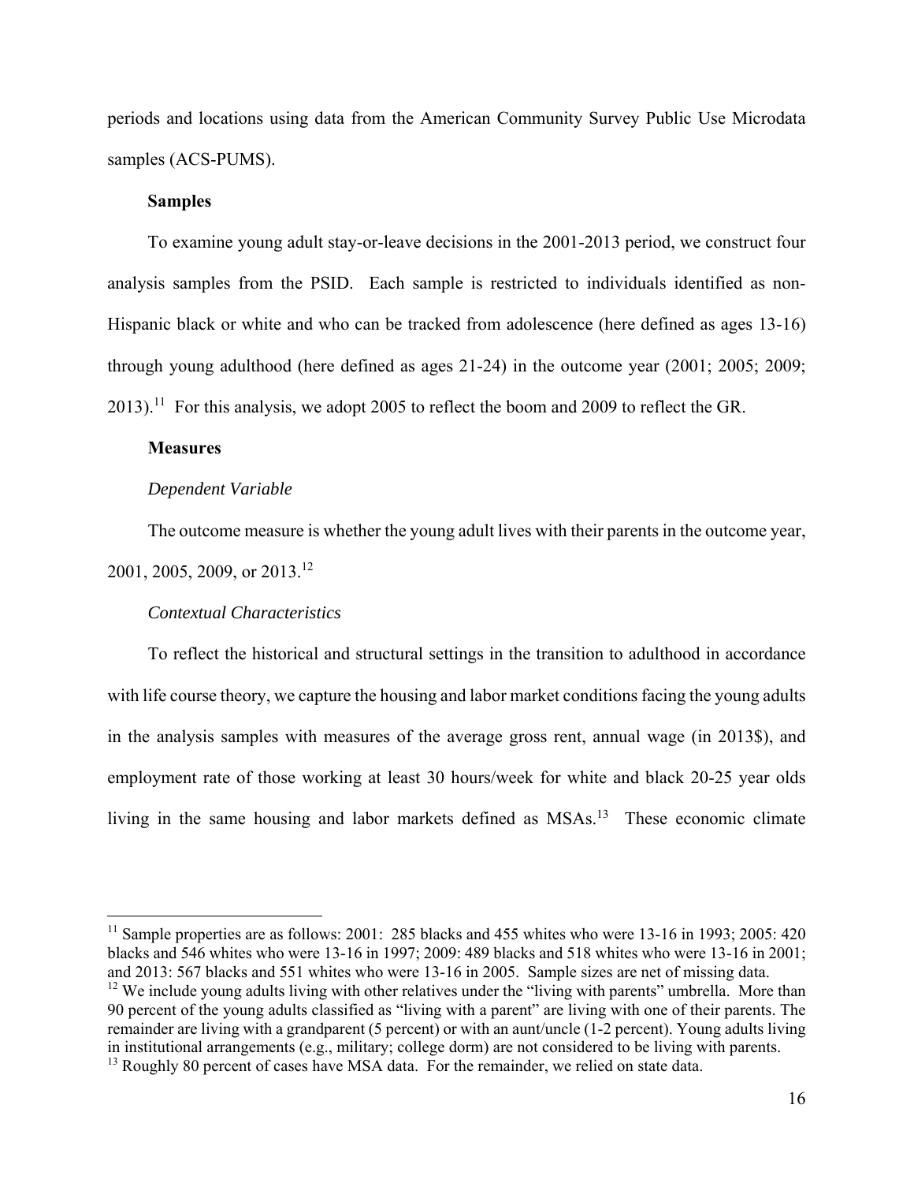periods and locations using data from the American Community Survey Public Use Microdata samples (ACS-PUMS).

**Samples**

To examine young adult stay-or-leave decisions in the 2001-2013 period, we construct four analysis samples from the PSID. Each sample is restricted to individuals identified as non-Hispanic black or white and who can be tracked from adolescence (here defined as ages 13-16) through young adulthood (here defined as ages 21-24) in the outcome year (2001; 2005; 2009; 2013).[11] For this analysis, we adopt 2005 to reflect the boom and 2009 to reflect the GR.

**Measures**

*Dependent Variable*

The outcome measure is whether the young adult lives with their parents in the outcome year, 2001, 2005, 2009, or 2013.[12]

*Contextual Characteristics*

To reflect the historical and structural settings in the transition to adulthood in accordance with life course theory, we capture the housing and labor market conditions facing the young adults in the analysis samples with measures of the average gross rent, annual wage (in 2013$), and employment rate of those working at least 30 hours/week for white and black 20-25 year olds living in the same housing and labor markets defined as MSAs.[13] These economic climate

---

[11] Sample properties are as follows: 2001: 285 blacks and 455 whites who were 13-16 in 1993; 2005: 420 blacks and 546 whites who were 13-16 in 1997; 2009: 489 blacks and 518 whites who were 13-16 in 2001; and 2013: 567 blacks and 551 whites who were 13-16 in 2005. Sample sizes are net of missing data.

[12] We include young adults living with other relatives under the "living with parents" umbrella. More than 90 percent of the young adults classified as "living with a parent" are living with one of their parents. The remainder are living with a grandparent (5 percent) or with an aunt/uncle (1-2 percent). Young adults living in institutional arrangements (e.g., military; college dorm) are not considered to be living with parents.

[13] Roughly 80 percent of cases have MSA data. For the remainder, we relied on state data.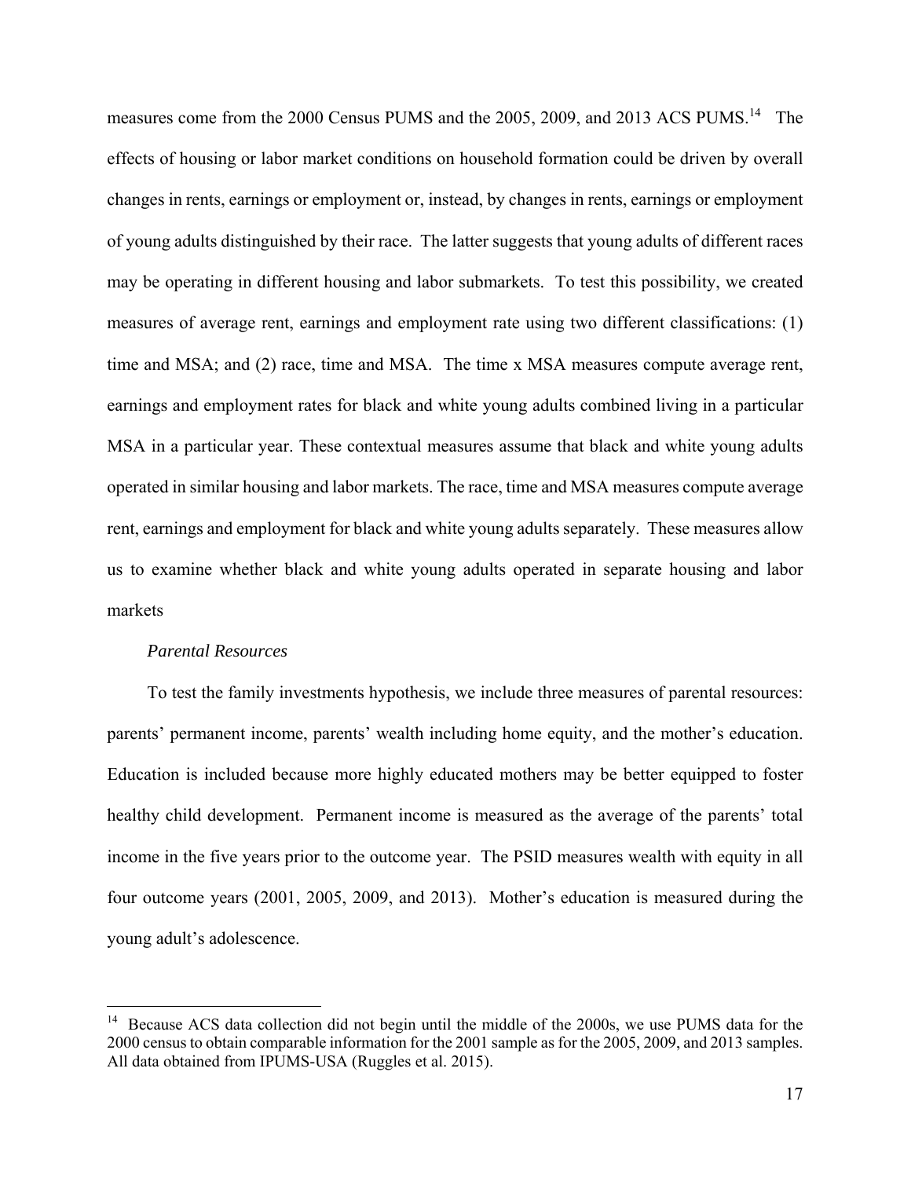measures come from the 2000 Census PUMS and the 2005, 2009, and 2013 ACS PUMS.[14] The effects of housing or labor market conditions on household formation could be driven by overall changes in rents, earnings or employment or, instead, by changes in rents, earnings or employment of young adults distinguished by their race. The latter suggests that young adults of different races may be operating in different housing and labor submarkets. To test this possibility, we created measures of average rent, earnings and employment rate using two different classifications: (1) time and MSA; and (2) race, time and MSA. The time x MSA measures compute average rent, earnings and employment rates for black and white young adults combined living in a particular MSA in a particular year. These contextual measures assume that black and white young adults operated in similar housing and labor markets. The race, time and MSA measures compute average rent, earnings and employment for black and white young adults separately. These measures allow us to examine whether black and white young adults operated in separate housing and labor markets

*Parental Resources*

To test the family investments hypothesis, we include three measures of parental resources: parents' permanent income, parents' wealth including home equity, and the mother's education. Education is included because more highly educated mothers may be better equipped to foster healthy child development. Permanent income is measured as the average of the parents' total income in the five years prior to the outcome year. The PSID measures wealth with equity in all four outcome years (2001, 2005, 2009, and 2013). Mother's education is measured during the young adult's adolescence.

[14] Because ACS data collection did not begin until the middle of the 2000s, we use PUMS data for the 2000 census to obtain comparable information for the 2001 sample as for the 2005, 2009, and 2013 samples. All data obtained from IPUMS-USA (Ruggles et al. 2015).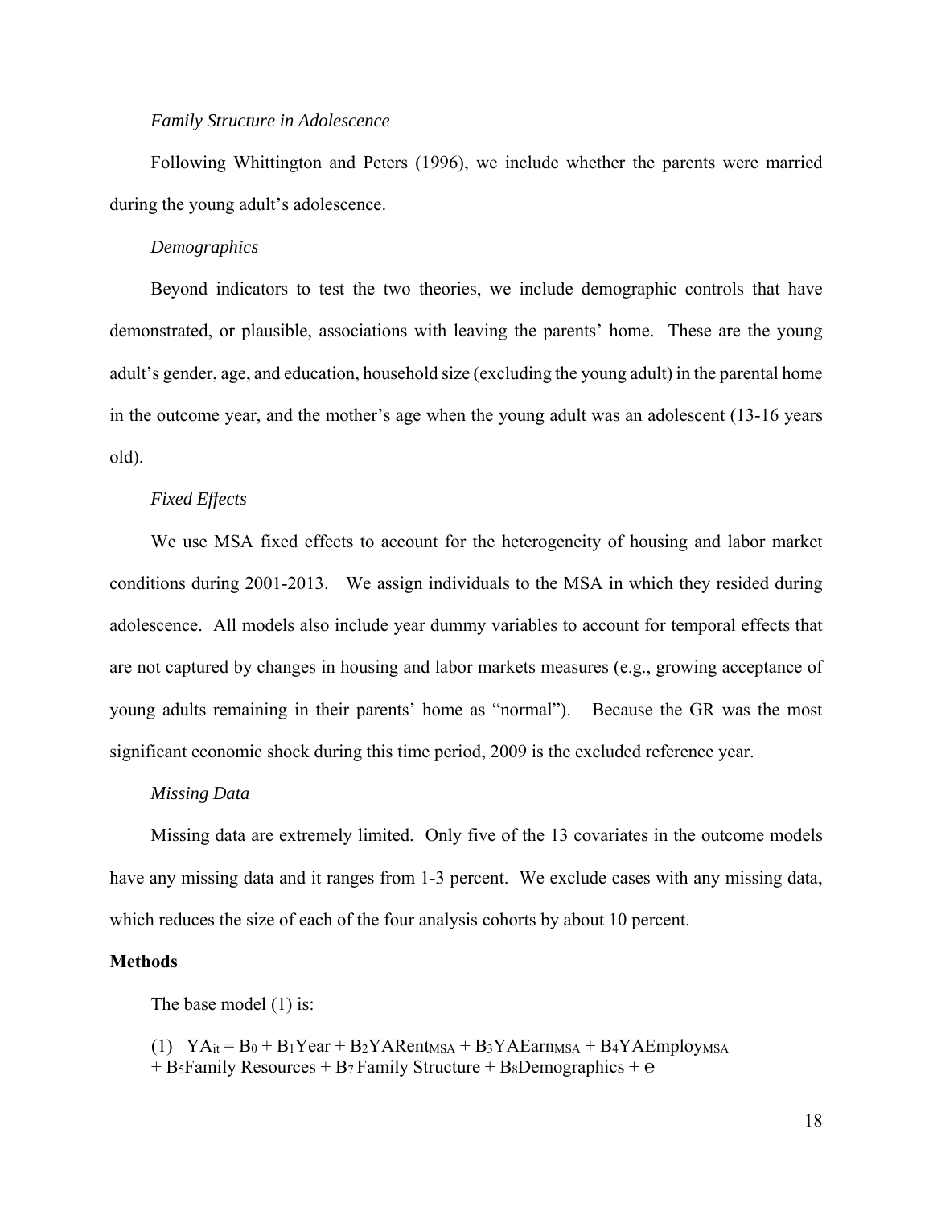*Family Structure in Adolescence*

Following Whittington and Peters (1996), we include whether the parents were married during the young adult's adolescence.

*Demographics*

Beyond indicators to test the two theories, we include demographic controls that have demonstrated, or plausible, associations with leaving the parents' home. These are the young adult's gender, age, and education, household size (excluding the young adult) in the parental home in the outcome year, and the mother's age when the young adult was an adolescent (13-16 years old).

*Fixed Effects*

We use MSA fixed effects to account for the heterogeneity of housing and labor market conditions during 2001-2013. We assign individuals to the MSA in which they resided during adolescence. All models also include year dummy variables to account for temporal effects that are not captured by changes in housing and labor markets measures (e.g., growing acceptance of young adults remaining in their parents' home as "normal"). Because the GR was the most significant economic shock during this time period, 2009 is the excluded reference year.

*Missing Data*

Missing data are extremely limited. Only five of the 13 covariates in the outcome models have any missing data and it ranges from 1-3 percent. We exclude cases with any missing data, which reduces the size of each of the four analysis cohorts by about 10 percent.

**Methods**

The base model (1) is:

$$(1)\quad YA_{it} = B_0 + B_1Year + B_2YARent_{MSA} + B_3YAEarn_{MSA} + B_4YAEmploy_{MSA} + B_5Family\ Resources + B_7\ Family\ Structure + B_8Demographics + e$$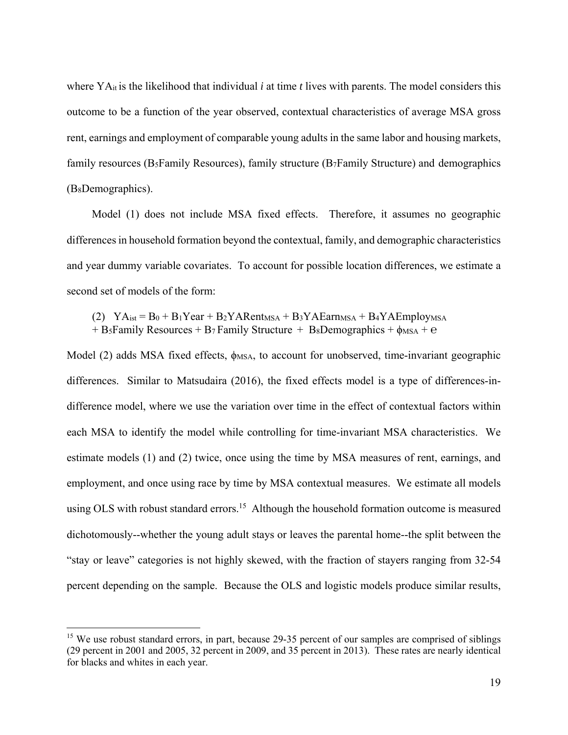where $YA_{it}$ is the likelihood that individual *i* at time *t* lives with parents. The model considers this outcome to be a function of the year observed, contextual characteristics of average MSA gross rent, earnings and employment of comparable young adults in the same labor and housing markets, family resources ($B_5$Family Resources), family structure ($B_7$Family Structure) and demographics ($B_8$Demographics).

Model (1) does not include MSA fixed effects. Therefore, it assumes no geographic differences in household formation beyond the contextual, family, and demographic characteristics and year dummy variable covariates. To account for possible location differences, we estimate a second set of models of the form:

$$(2) \quad YA_{ist} = B_0 + B_1 Year + B_2 YARent_{MSA} + B_3 YAEarn_{MSA} + B_4 YAEmploy_{MSA} + B_5 Family\ Resources + B_7\ Family\ Structure + B_8 Demographics + \phi_{MSA} + e$$

Model (2) adds MSA fixed effects, $\phi_{MSA}$, to account for unobserved, time-invariant geographic differences. Similar to Matsudaira (2016), the fixed effects model is a type of differences-in-difference model, where we use the variation over time in the effect of contextual factors within each MSA to identify the model while controlling for time-invariant MSA characteristics. We estimate models (1) and (2) twice, once using the time by MSA measures of rent, earnings, and employment, and once using race by time by MSA contextual measures. We estimate all models using OLS with robust standard errors.[15] Although the household formation outcome is measured dichotomously--whether the young adult stays or leaves the parental home--the split between the "stay or leave" categories is not highly skewed, with the fraction of stayers ranging from 32-54 percent depending on the sample. Because the OLS and logistic models produce similar results,

[15] We use robust standard errors, in part, because 29-35 percent of our samples are comprised of siblings (29 percent in 2001 and 2005, 32 percent in 2009, and 35 percent in 2013). These rates are nearly identical for blacks and whites in each year.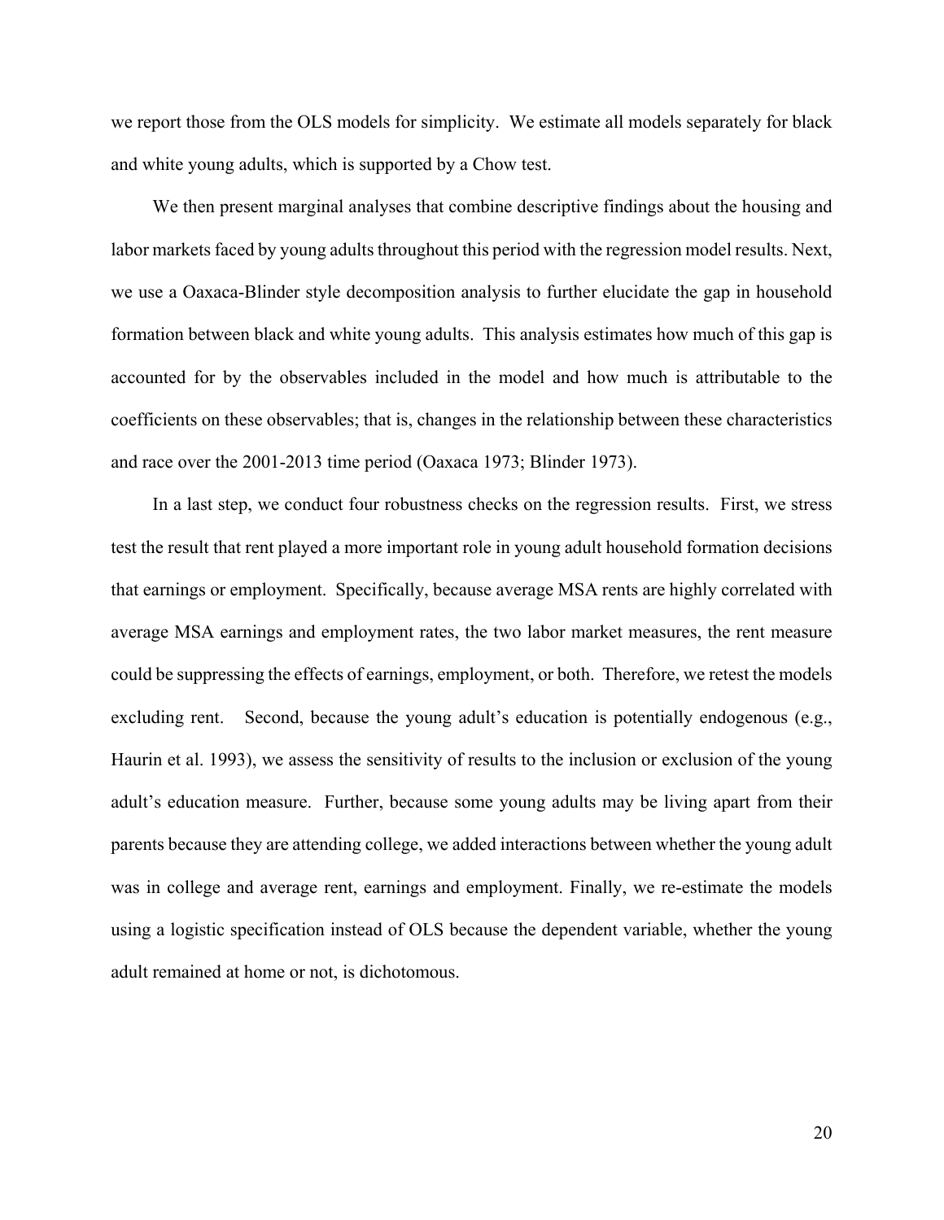we report those from the OLS models for simplicity. We estimate all models separately for black and white young adults, which is supported by a Chow test.

We then present marginal analyses that combine descriptive findings about the housing and labor markets faced by young adults throughout this period with the regression model results. Next, we use a Oaxaca-Blinder style decomposition analysis to further elucidate the gap in household formation between black and white young adults. This analysis estimates how much of this gap is accounted for by the observables included in the model and how much is attributable to the coefficients on these observables; that is, changes in the relationship between these characteristics and race over the 2001-2013 time period (Oaxaca 1973; Blinder 1973).

In a last step, we conduct four robustness checks on the regression results. First, we stress test the result that rent played a more important role in young adult household formation decisions that earnings or employment. Specifically, because average MSA rents are highly correlated with average MSA earnings and employment rates, the two labor market measures, the rent measure could be suppressing the effects of earnings, employment, or both. Therefore, we retest the models excluding rent. Second, because the young adult's education is potentially endogenous (e.g., Haurin et al. 1993), we assess the sensitivity of results to the inclusion or exclusion of the young adult's education measure. Further, because some young adults may be living apart from their parents because they are attending college, we added interactions between whether the young adult was in college and average rent, earnings and employment. Finally, we re-estimate the models using a logistic specification instead of OLS because the dependent variable, whether the young adult remained at home or not, is dichotomous.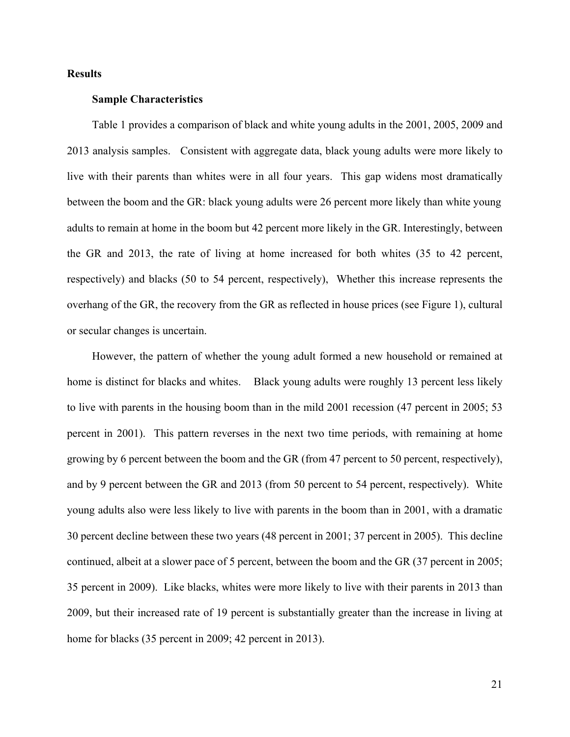## Results

### Sample Characteristics

Table 1 provides a comparison of black and white young adults in the 2001, 2005, 2009 and 2013 analysis samples. Consistent with aggregate data, black young adults were more likely to live with their parents than whites were in all four years. This gap widens most dramatically between the boom and the GR: black young adults were 26 percent more likely than white young adults to remain at home in the boom but 42 percent more likely in the GR. Interestingly, between the GR and 2013, the rate of living at home increased for both whites (35 to 42 percent, respectively) and blacks (50 to 54 percent, respectively), Whether this increase represents the overhang of the GR, the recovery from the GR as reflected in house prices (see Figure 1), cultural or secular changes is uncertain.

However, the pattern of whether the young adult formed a new household or remained at home is distinct for blacks and whites. Black young adults were roughly 13 percent less likely to live with parents in the housing boom than in the mild 2001 recession (47 percent in 2005; 53 percent in 2001). This pattern reverses in the next two time periods, with remaining at home growing by 6 percent between the boom and the GR (from 47 percent to 50 percent, respectively), and by 9 percent between the GR and 2013 (from 50 percent to 54 percent, respectively). White young adults also were less likely to live with parents in the boom than in 2001, with a dramatic 30 percent decline between these two years (48 percent in 2001; 37 percent in 2005). This decline continued, albeit at a slower pace of 5 percent, between the boom and the GR (37 percent in 2005; 35 percent in 2009). Like blacks, whites were more likely to live with their parents in 2013 than 2009, but their increased rate of 19 percent is substantially greater than the increase in living at home for blacks (35 percent in 2009; 42 percent in 2013).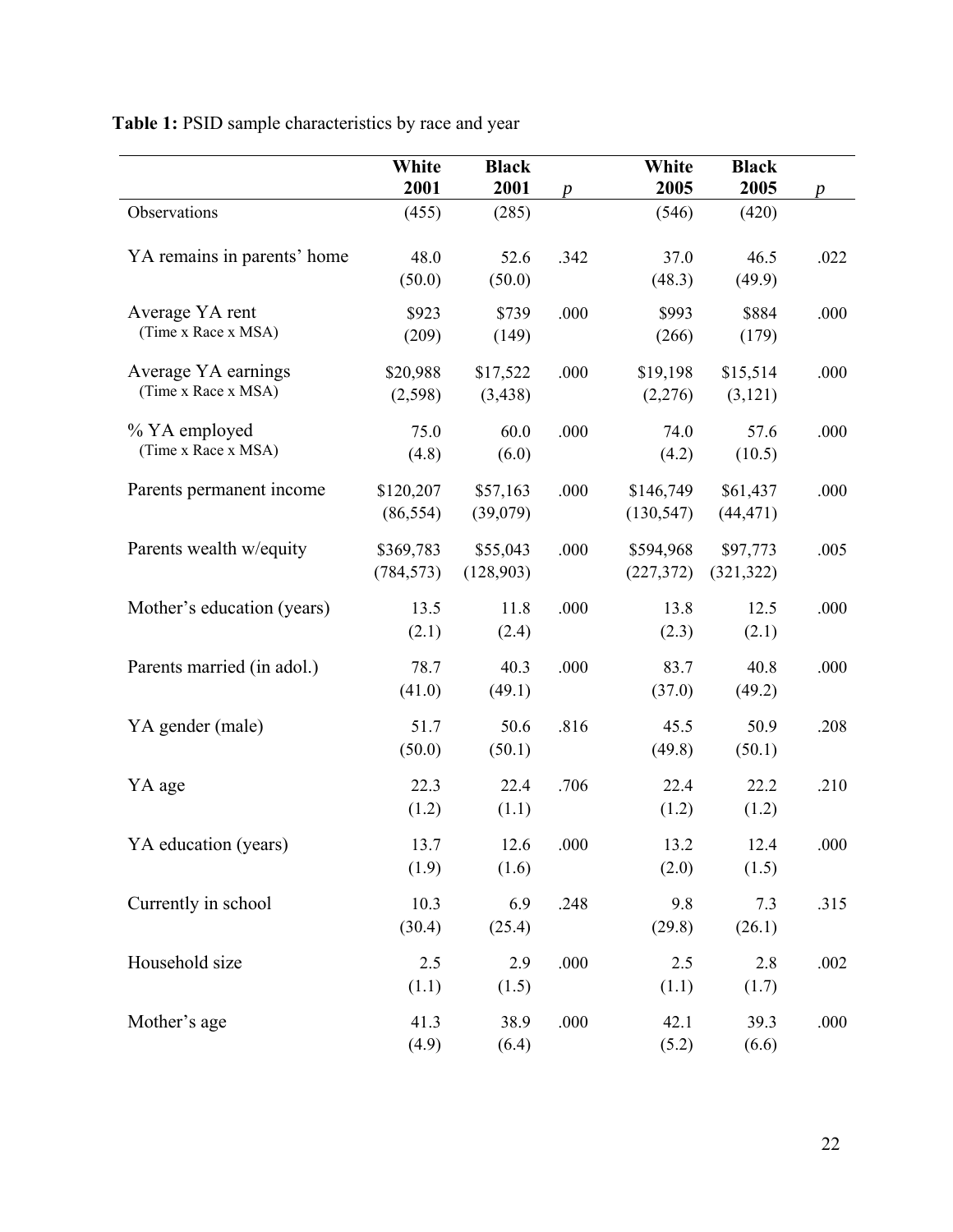**Table 1:** PSID sample characteristics by race and year

| | White 2001 | Black 2001 | *p* | White 2005 | Black 2005 | *p* |
|---|---|---|---|---|---|---|
| Observations | (455) | (285) | | (546) | (420) | |
| YA remains in parents' home | 48.0 | 52.6 | .342 | 37.0 | 46.5 | .022 |
| | (50.0) | (50.0) | | (48.3) | (49.9) | |
| Average YA rent (Time x Race x MSA) | $923 | $739 | .000 | $993 | $884 | .000 |
| | (209) | (149) | | (266) | (179) | |
| Average YA earnings (Time x Race x MSA) | $20,988 | $17,522 | .000 | $19,198 | $15,514 | .000 |
| | (2,598) | (3,438) | | (2,276) | (3,121) | |
| % YA employed (Time x Race x MSA) | 75.0 | 60.0 | .000 | 74.0 | 57.6 | .000 |
| | (4.8) | (6.0) | | (4.2) | (10.5) | |
| Parents permanent income | $120,207 | $57,163 | .000 | $146,749 | $61,437 | .000 |
| | (86,554) | (39,079) | | (130,547) | (44,471) | |
| Parents wealth w/equity | $369,783 | $55,043 | .000 | $594,968 | $97,773 | .005 |
| | (784,573) | (128,903) | | (227,372) | (321,322) | |
| Mother's education (years) | 13.5 | 11.8 | .000 | 13.8 | 12.5 | .000 |
| | (2.1) | (2.4) | | (2.3) | (2.1) | |
| Parents married (in adol.) | 78.7 | 40.3 | .000 | 83.7 | 40.8 | .000 |
| | (41.0) | (49.1) | | (37.0) | (49.2) | |
| YA gender (male) | 51.7 | 50.6 | .816 | 45.5 | 50.9 | .208 |
| | (50.0) | (50.1) | | (49.8) | (50.1) | |
| YA age | 22.3 | 22.4 | .706 | 22.4 | 22.2 | .210 |
| | (1.2) | (1.1) | | (1.2) | (1.2) | |
| YA education (years) | 13.7 | 12.6 | .000 | 13.2 | 12.4 | .000 |
| | (1.9) | (1.6) | | (2.0) | (1.5) | |
| Currently in school | 10.3 | 6.9 | .248 | 9.8 | 7.3 | .315 |
| | (30.4) | (25.4) | | (29.8) | (26.1) | |
| Household size | 2.5 | 2.9 | .000 | 2.5 | 2.8 | .002 |
| | (1.1) | (1.5) | | (1.1) | (1.7) | |
| Mother's age | 41.3 | 38.9 | .000 | 42.1 | 39.3 | .000 |
| | (4.9) | (6.4) | | (5.2) | (6.6) | |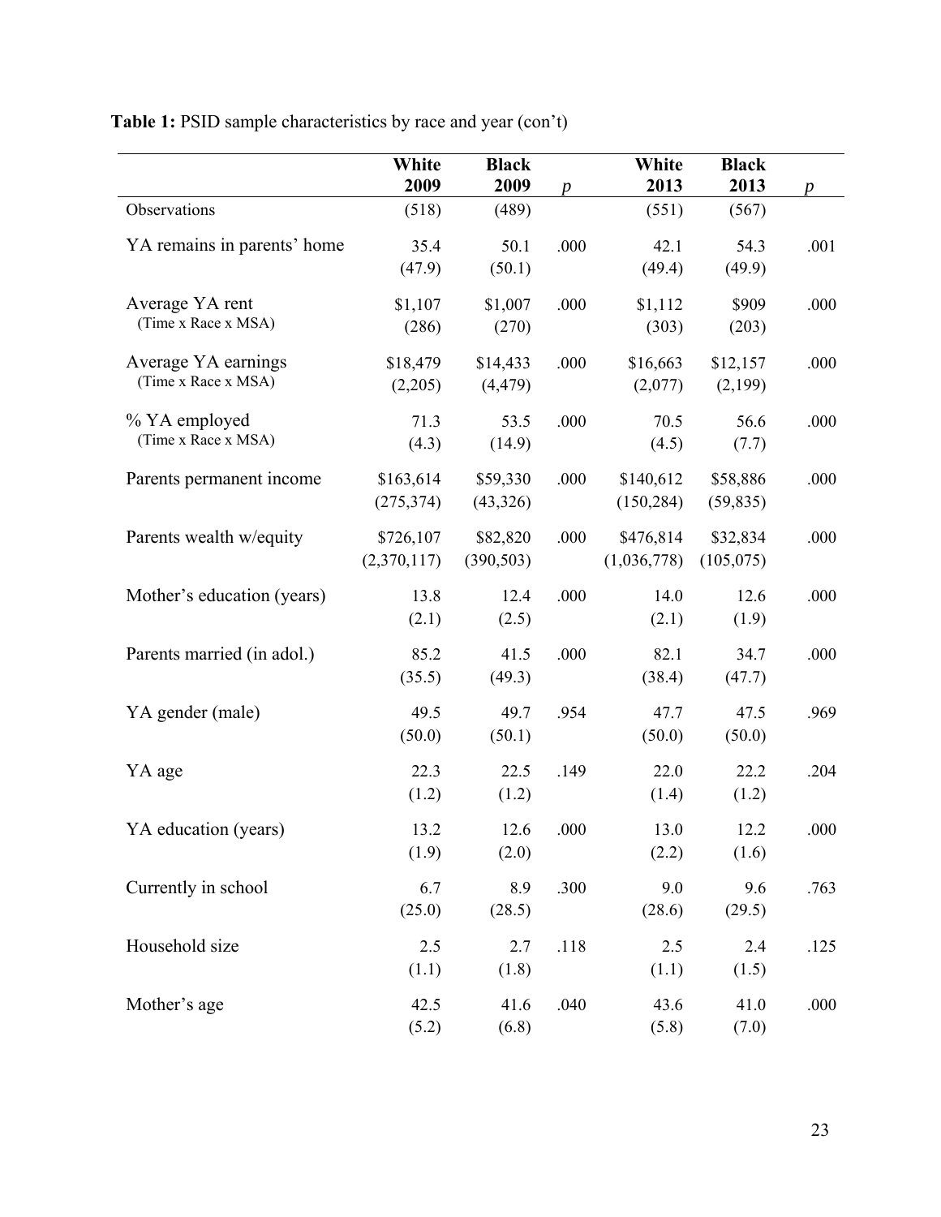**Table 1:** PSID sample characteristics by race and year (con't)

| | White 2009 | Black 2009 | *p* | White 2013 | Black 2013 | *p* |
|---|---|---|---|---|---|---|
| Observations | (518) | (489) | | (551) | (567) | |
| YA remains in parents' home | 35.4 | 50.1 | .000 | 42.1 | 54.3 | .001 |
| | (47.9) | (50.1) | | (49.4) | (49.9) | |
| Average YA rent (Time x Race x MSA) | $1,107 | $1,007 | .000 | $1,112 | $909 | .000 |
| | (286) | (270) | | (303) | (203) | |
| Average YA earnings (Time x Race x MSA) | $18,479 | $14,433 | .000 | $16,663 | $12,157 | .000 |
| | (2,205) | (4,479) | | (2,077) | (2,199) | |
| % YA employed (Time x Race x MSA) | 71.3 | 53.5 | .000 | 70.5 | 56.6 | .000 |
| | (4.3) | (14.9) | | (4.5) | (7.7) | |
| Parents permanent income | $163,614 | $59,330 | .000 | $140,612 | $58,886 | .000 |
| | (275,374) | (43,326) | | (150,284) | (59,835) | |
| Parents wealth w/equity | $726,107 | $82,820 | .000 | $476,814 | $32,834 | .000 |
| | (2,370,117) | (390,503) | | (1,036,778) | (105,075) | |
| Mother's education (years) | 13.8 | 12.4 | .000 | 14.0 | 12.6 | .000 |
| | (2.1) | (2.5) | | (2.1) | (1.9) | |
| Parents married (in adol.) | 85.2 | 41.5 | .000 | 82.1 | 34.7 | .000 |
| | (35.5) | (49.3) | | (38.4) | (47.7) | |
| YA gender (male) | 49.5 | 49.7 | .954 | 47.7 | 47.5 | .969 |
| | (50.0) | (50.1) | | (50.0) | (50.0) | |
| YA age | 22.3 | 22.5 | .149 | 22.0 | 22.2 | .204 |
| | (1.2) | (1.2) | | (1.4) | (1.2) | |
| YA education (years) | 13.2 | 12.6 | .000 | 13.0 | 12.2 | .000 |
| | (1.9) | (2.0) | | (2.2) | (1.6) | |
| Currently in school | 6.7 | 8.9 | .300 | 9.0 | 9.6 | .763 |
| | (25.0) | (28.5) | | (28.6) | (29.5) | |
| Household size | 2.5 | 2.7 | .118 | 2.5 | 2.4 | .125 |
| | (1.1) | (1.8) | | (1.1) | (1.5) | |
| Mother's age | 42.5 | 41.6 | .040 | 43.6 | 41.0 | .000 |
| | (5.2) | (6.8) | | (5.8) | (7.0) | |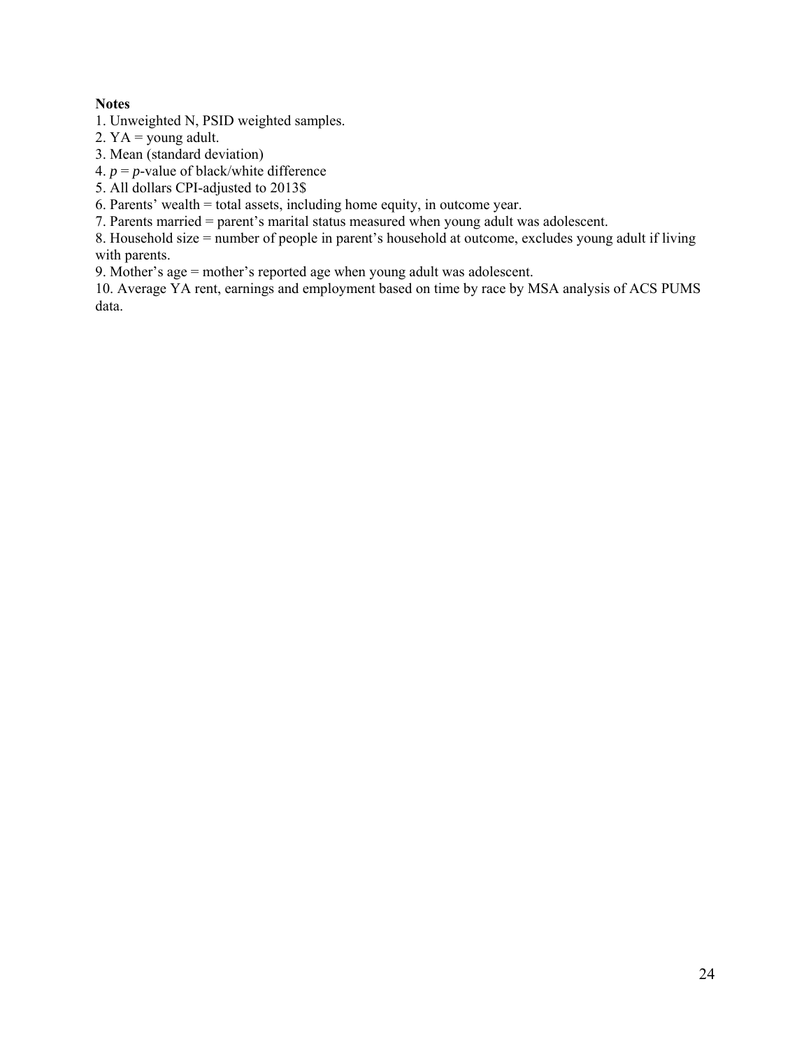**Notes**

1. Unweighted N, PSID weighted samples.
2. YA = young adult.
3. Mean (standard deviation)
4. *p* = *p*-value of black/white difference
5. All dollars CPI-adjusted to 2013$
6. Parents' wealth = total assets, including home equity, in outcome year.
7. Parents married = parent's marital status measured when young adult was adolescent.
8. Household size = number of people in parent's household at outcome, excludes young adult if living with parents.
9. Mother's age = mother's reported age when young adult was adolescent.
10. Average YA rent, earnings and employment based on time by race by MSA analysis of ACS PUMS data.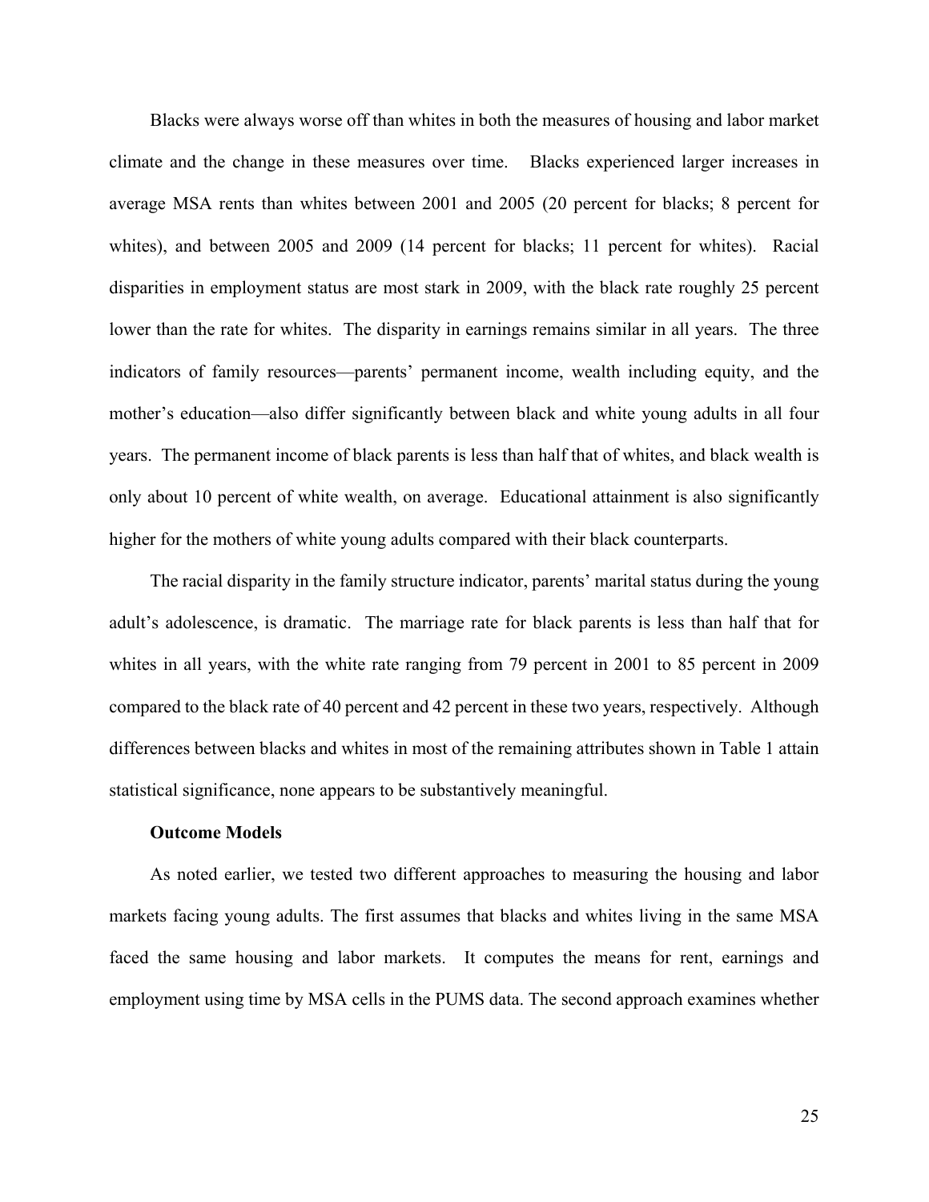Blacks were always worse off than whites in both the measures of housing and labor market climate and the change in these measures over time. Blacks experienced larger increases in average MSA rents than whites between 2001 and 2005 (20 percent for blacks; 8 percent for whites), and between 2005 and 2009 (14 percent for blacks; 11 percent for whites). Racial disparities in employment status are most stark in 2009, with the black rate roughly 25 percent lower than the rate for whites. The disparity in earnings remains similar in all years. The three indicators of family resources—parents' permanent income, wealth including equity, and the mother's education—also differ significantly between black and white young adults in all four years. The permanent income of black parents is less than half that of whites, and black wealth is only about 10 percent of white wealth, on average. Educational attainment is also significantly higher for the mothers of white young adults compared with their black counterparts.

The racial disparity in the family structure indicator, parents' marital status during the young adult's adolescence, is dramatic. The marriage rate for black parents is less than half that for whites in all years, with the white rate ranging from 79 percent in 2001 to 85 percent in 2009 compared to the black rate of 40 percent and 42 percent in these two years, respectively. Although differences between blacks and whites in most of the remaining attributes shown in Table 1 attain statistical significance, none appears to be substantively meaningful.

**Outcome Models**

As noted earlier, we tested two different approaches to measuring the housing and labor markets facing young adults. The first assumes that blacks and whites living in the same MSA faced the same housing and labor markets. It computes the means for rent, earnings and employment using time by MSA cells in the PUMS data. The second approach examines whether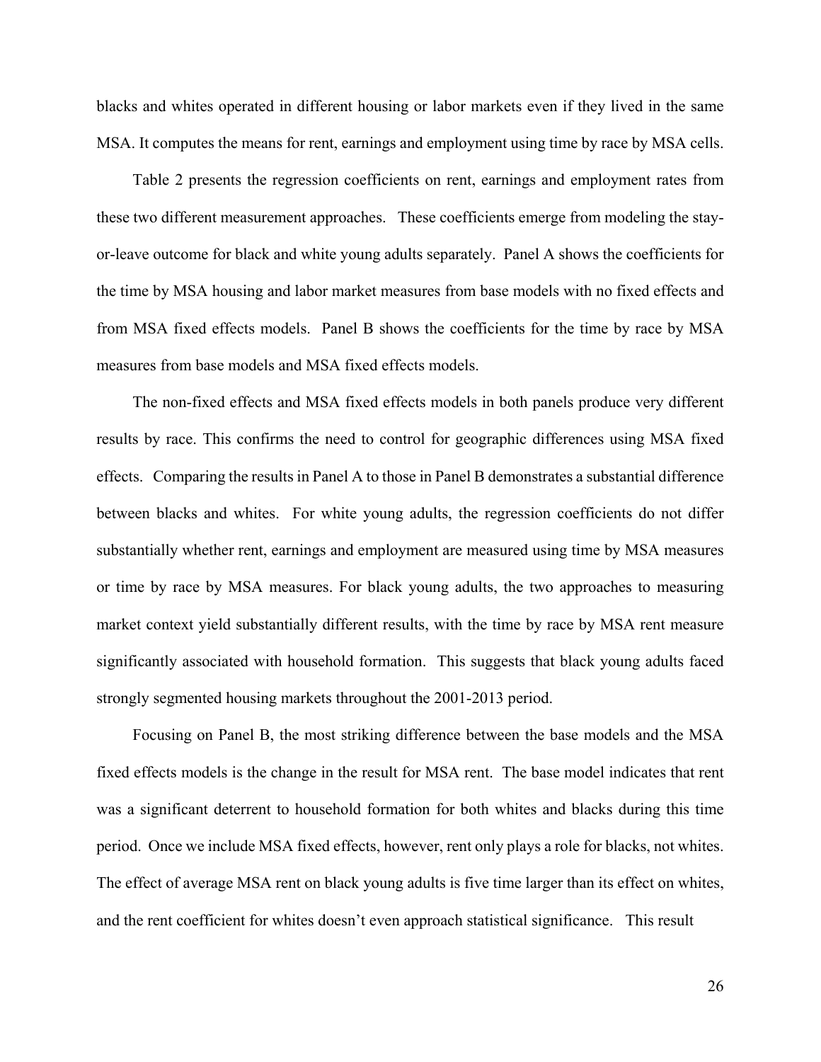blacks and whites operated in different housing or labor markets even if they lived in the same MSA. It computes the means for rent, earnings and employment using time by race by MSA cells.

Table 2 presents the regression coefficients on rent, earnings and employment rates from these two different measurement approaches. These coefficients emerge from modeling the stay-or-leave outcome for black and white young adults separately. Panel A shows the coefficients for the time by MSA housing and labor market measures from base models with no fixed effects and from MSA fixed effects models. Panel B shows the coefficients for the time by race by MSA measures from base models and MSA fixed effects models.

The non-fixed effects and MSA fixed effects models in both panels produce very different results by race. This confirms the need to control for geographic differences using MSA fixed effects. Comparing the results in Panel A to those in Panel B demonstrates a substantial difference between blacks and whites. For white young adults, the regression coefficients do not differ substantially whether rent, earnings and employment are measured using time by MSA measures or time by race by MSA measures. For black young adults, the two approaches to measuring market context yield substantially different results, with the time by race by MSA rent measure significantly associated with household formation. This suggests that black young adults faced strongly segmented housing markets throughout the 2001-2013 period.

Focusing on Panel B, the most striking difference between the base models and the MSA fixed effects models is the change in the result for MSA rent. The base model indicates that rent was a significant deterrent to household formation for both whites and blacks during this time period. Once we include MSA fixed effects, however, rent only plays a role for blacks, not whites. The effect of average MSA rent on black young adults is five time larger than its effect on whites, and the rent coefficient for whites doesn't even approach statistical significance. This result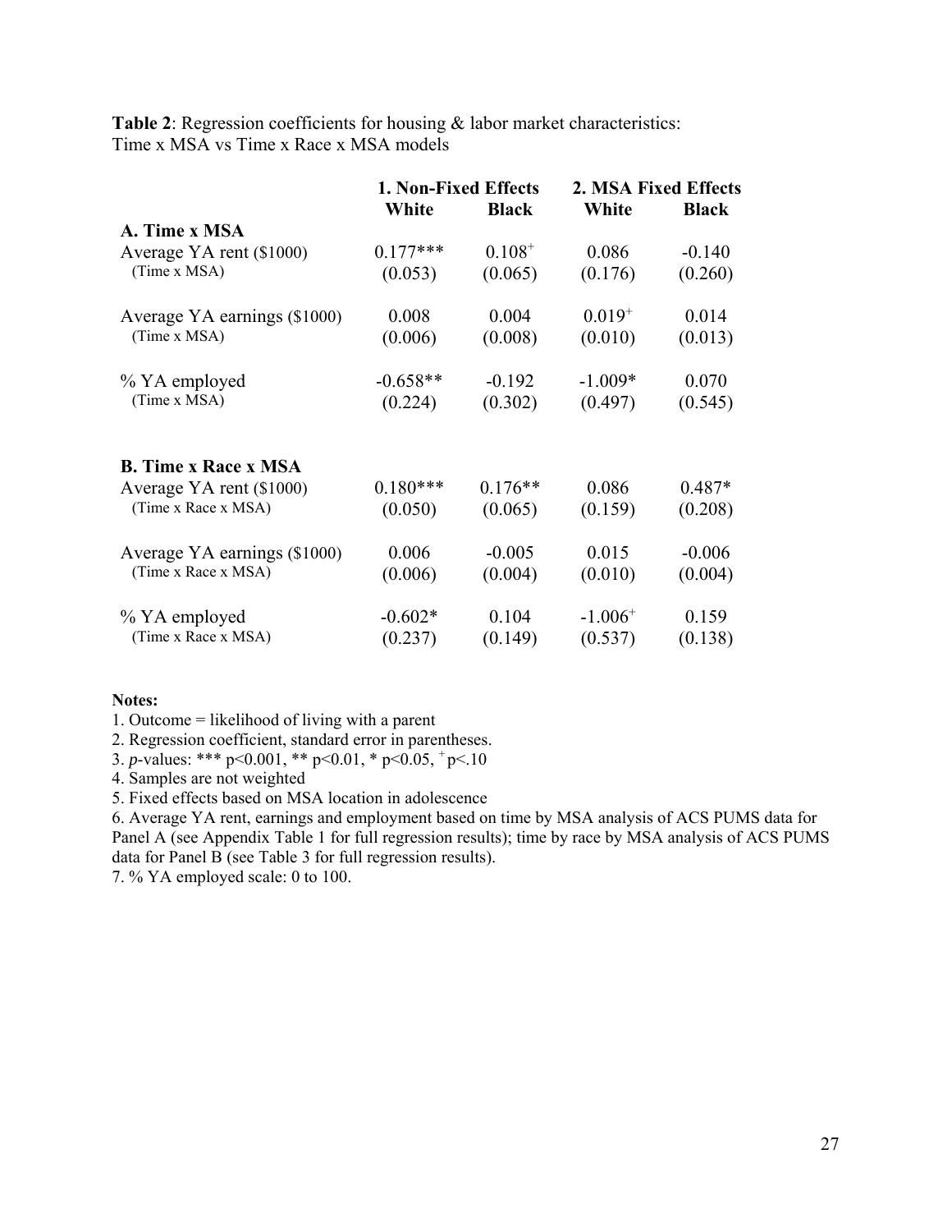**Table 2**: Regression coefficients for housing & labor market characteristics:
Time x MSA vs Time x Race x MSA models

| | 1. Non-Fixed Effects | | 2. MSA Fixed Effects | |
|---|---|---|---|---|
| | **White** | **Black** | **White** | **Black** |
| **A. Time x MSA** | | | | |
| Average YA rent ($1000) | 0.177*** | $0.108^{+}$ | 0.086 | -0.140 |
| (Time x MSA) | (0.053) | (0.065) | (0.176) | (0.260) |
| Average YA earnings ($1000) | 0.008 | 0.004 | $0.019^{+}$ | 0.014 |
| (Time x MSA) | (0.006) | (0.008) | (0.010) | (0.013) |
| % YA employed | -0.658** | -0.192 | -1.009* | 0.070 |
| (Time x MSA) | (0.224) | (0.302) | (0.497) | (0.545) |
| **B. Time x Race x MSA** | | | | |
| Average YA rent ($1000) | 0.180*** | 0.176** | 0.086 | 0.487* |
| (Time x Race x MSA) | (0.050) | (0.065) | (0.159) | (0.208) |
| Average YA earnings ($1000) | 0.006 | -0.005 | 0.015 | -0.006 |
| (Time x Race x MSA) | (0.006) | (0.004) | (0.010) | (0.004) |
| % YA employed | -0.602* | 0.104 | $-1.006^{+}$ | 0.159 |
| (Time x Race x MSA) | (0.237) | (0.149) | (0.537) | (0.138) |

**Notes:**

1. Outcome = likelihood of living with a parent
2. Regression coefficient, standard error in parentheses.
3. *p*-values: *** p<0.001, ** p<0.01, * p<0.05, $^{+}$p<.10
4. Samples are not weighted
5. Fixed effects based on MSA location in adolescence
6. Average YA rent, earnings and employment based on time by MSA analysis of ACS PUMS data for Panel A (see Appendix Table 1 for full regression results); time by race by MSA analysis of ACS PUMS data for Panel B (see Table 3 for full regression results).
7. % YA employed scale: 0 to 100.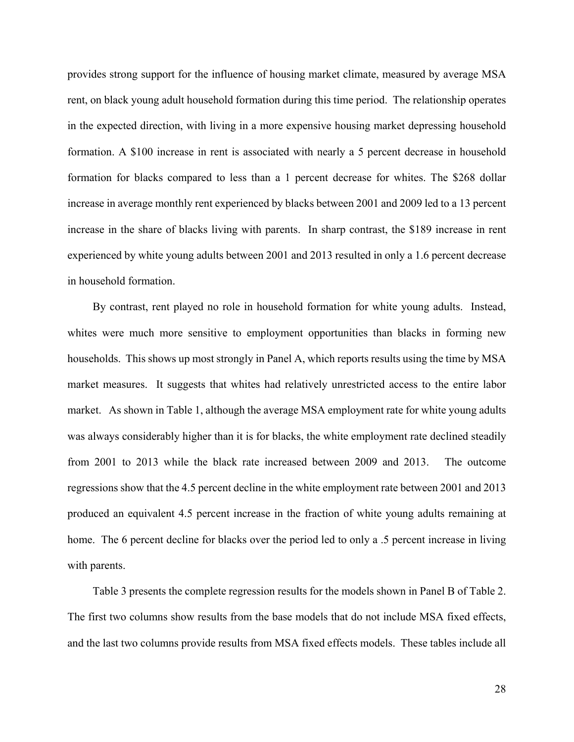provides strong support for the influence of housing market climate, measured by average MSA rent, on black young adult household formation during this time period. The relationship operates in the expected direction, with living in a more expensive housing market depressing household formation. A $100 increase in rent is associated with nearly a 5 percent decrease in household formation for blacks compared to less than a 1 percent decrease for whites. The $268 dollar increase in average monthly rent experienced by blacks between 2001 and 2009 led to a 13 percent increase in the share of blacks living with parents. In sharp contrast, the $189 increase in rent experienced by white young adults between 2001 and 2013 resulted in only a 1.6 percent decrease in household formation.

By contrast, rent played no role in household formation for white young adults. Instead, whites were much more sensitive to employment opportunities than blacks in forming new households. This shows up most strongly in Panel A, which reports results using the time by MSA market measures. It suggests that whites had relatively unrestricted access to the entire labor market. As shown in Table 1, although the average MSA employment rate for white young adults was always considerably higher than it is for blacks, the white employment rate declined steadily from 2001 to 2013 while the black rate increased between 2009 and 2013. The outcome regressions show that the 4.5 percent decline in the white employment rate between 2001 and 2013 produced an equivalent 4.5 percent increase in the fraction of white young adults remaining at home. The 6 percent decline for blacks over the period led to only a .5 percent increase in living with parents.

Table 3 presents the complete regression results for the models shown in Panel B of Table 2. The first two columns show results from the base models that do not include MSA fixed effects, and the last two columns provide results from MSA fixed effects models. These tables include all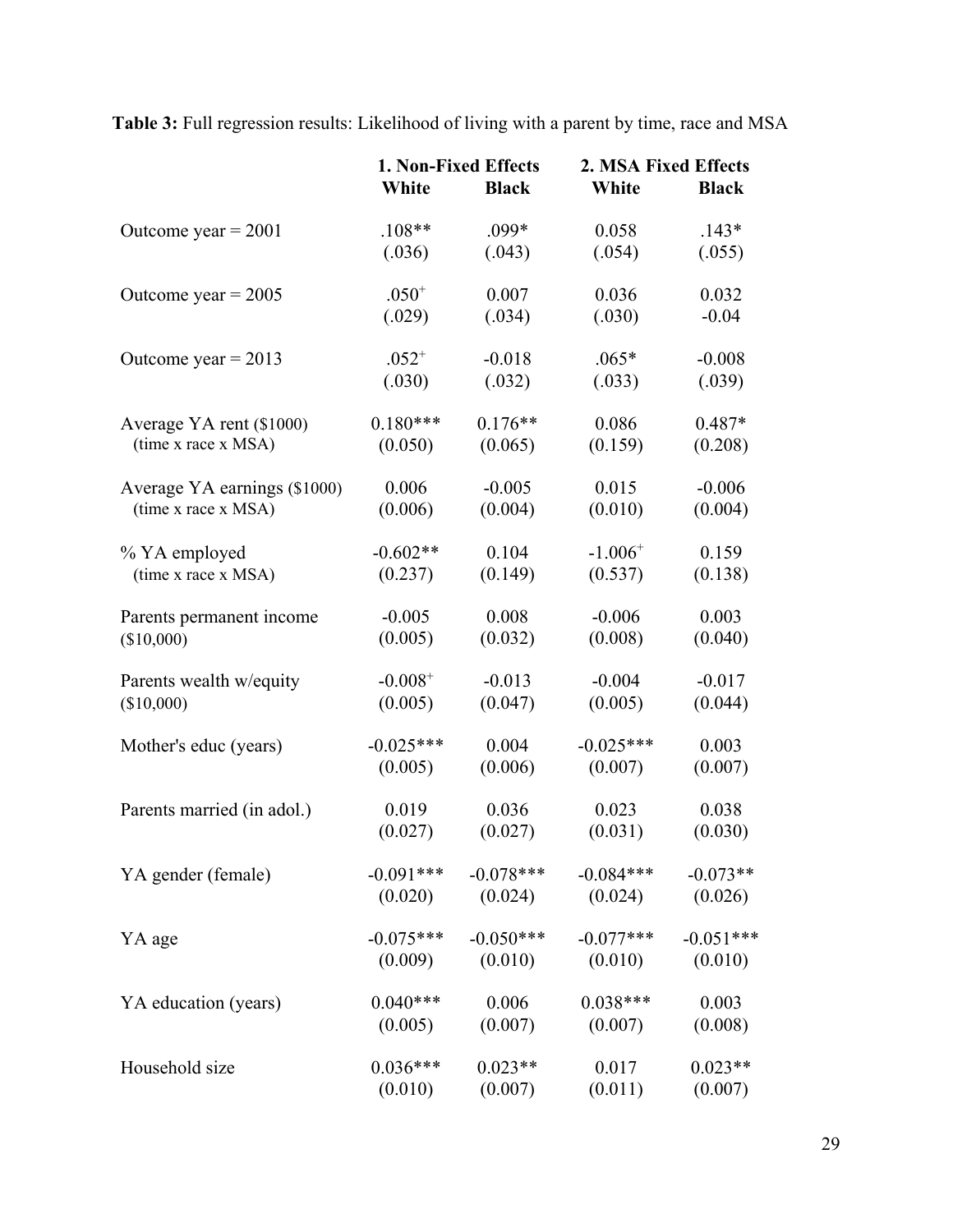**Table 3:** Full regression results: Likelihood of living with a parent by time, race and MSA

| | 1. Non-Fixed Effects | | 2. MSA Fixed Effects | |
|---|---|---|---|---|
| | White | Black | White | Black |
| Outcome year = 2001 | .108** | .099* | 0.058 | .143* |
| | (.036) | (.043) | (.054) | (.055) |
| Outcome year = 2005 | .050$^{+}$ | 0.007 | 0.036 | 0.032 |
| | (.029) | (.034) | (.030) | -0.04 |
| Outcome year = 2013 | .052$^{+}$ | -0.018 | .065* | -0.008 |
| | (.030) | (.032) | (.033) | (.039) |
| Average YA rent ($1000) (time x race x MSA) | 0.180*** | 0.176** | 0.086 | 0.487* |
| | (0.050) | (0.065) | (0.159) | (0.208) |
| Average YA earnings ($1000) (time x race x MSA) | 0.006 | -0.005 | 0.015 | -0.006 |
| | (0.006) | (0.004) | (0.010) | (0.004) |
| % YA employed (time x race x MSA) | -0.602** | 0.104 | -1.006$^{+}$ | 0.159 |
| | (0.237) | (0.149) | (0.537) | (0.138) |
| Parents permanent income ($10,000) | -0.005 | 0.008 | -0.006 | 0.003 |
| | (0.005) | (0.032) | (0.008) | (0.040) |
| Parents wealth w/equity ($10,000) | -0.008$^{+}$ | -0.013 | -0.004 | -0.017 |
| | (0.005) | (0.047) | (0.005) | (0.044) |
| Mother's educ (years) | -0.025*** | 0.004 | -0.025*** | 0.003 |
| | (0.005) | (0.006) | (0.007) | (0.007) |
| Parents married (in adol.) | 0.019 | 0.036 | 0.023 | 0.038 |
| | (0.027) | (0.027) | (0.031) | (0.030) |
| YA gender (female) | -0.091*** | -0.078*** | -0.084*** | -0.073** |
| | (0.020) | (0.024) | (0.024) | (0.026) |
| YA age | -0.075*** | -0.050*** | -0.077*** | -0.051*** |
| | (0.009) | (0.010) | (0.010) | (0.010) |
| YA education (years) | 0.040*** | 0.006 | 0.038*** | 0.003 |
| | (0.005) | (0.007) | (0.007) | (0.008) |
| Household size | 0.036*** | 0.023** | 0.017 | 0.023** |
| | (0.010) | (0.007) | (0.011) | (0.007) |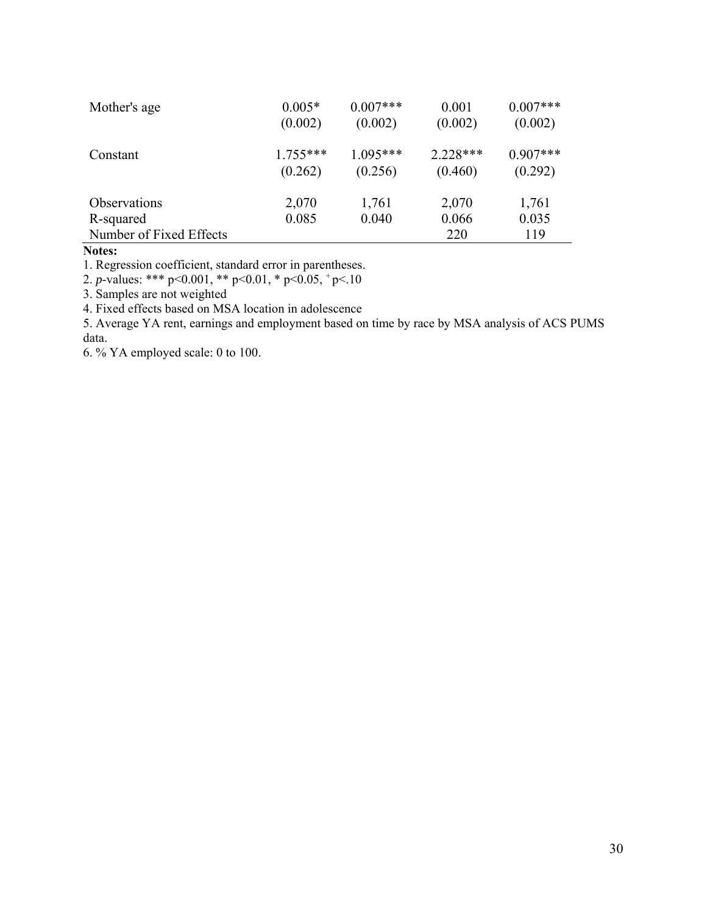| | | | | |
|---|---|---|---|---|
| Mother's age | 0.005* | 0.007*** | 0.001 | 0.007*** |
| | (0.002) | (0.002) | (0.002) | (0.002) |
| Constant | 1.755*** | 1.095*** | 2.228*** | 0.907*** |
| | (0.262) | (0.256) | (0.460) | (0.292) |
| Observations | 2,070 | 1,761 | 2,070 | 1,761 |
| R-squared | 0.085 | 0.040 | 0.066 | 0.035 |
| Number of Fixed Effects | | | 220 | 119 |

**Notes:**

1. Regression coefficient, standard error in parentheses.
2. *p*-values: *** $p<0.001$, ** $p<0.01$, * $p<0.05$, $^{+}p<.10$
3. Samples are not weighted
4. Fixed effects based on MSA location in adolescence
5. Average YA rent, earnings and employment based on time by race by MSA analysis of ACS PUMS data.
6. % YA employed scale: 0 to 100.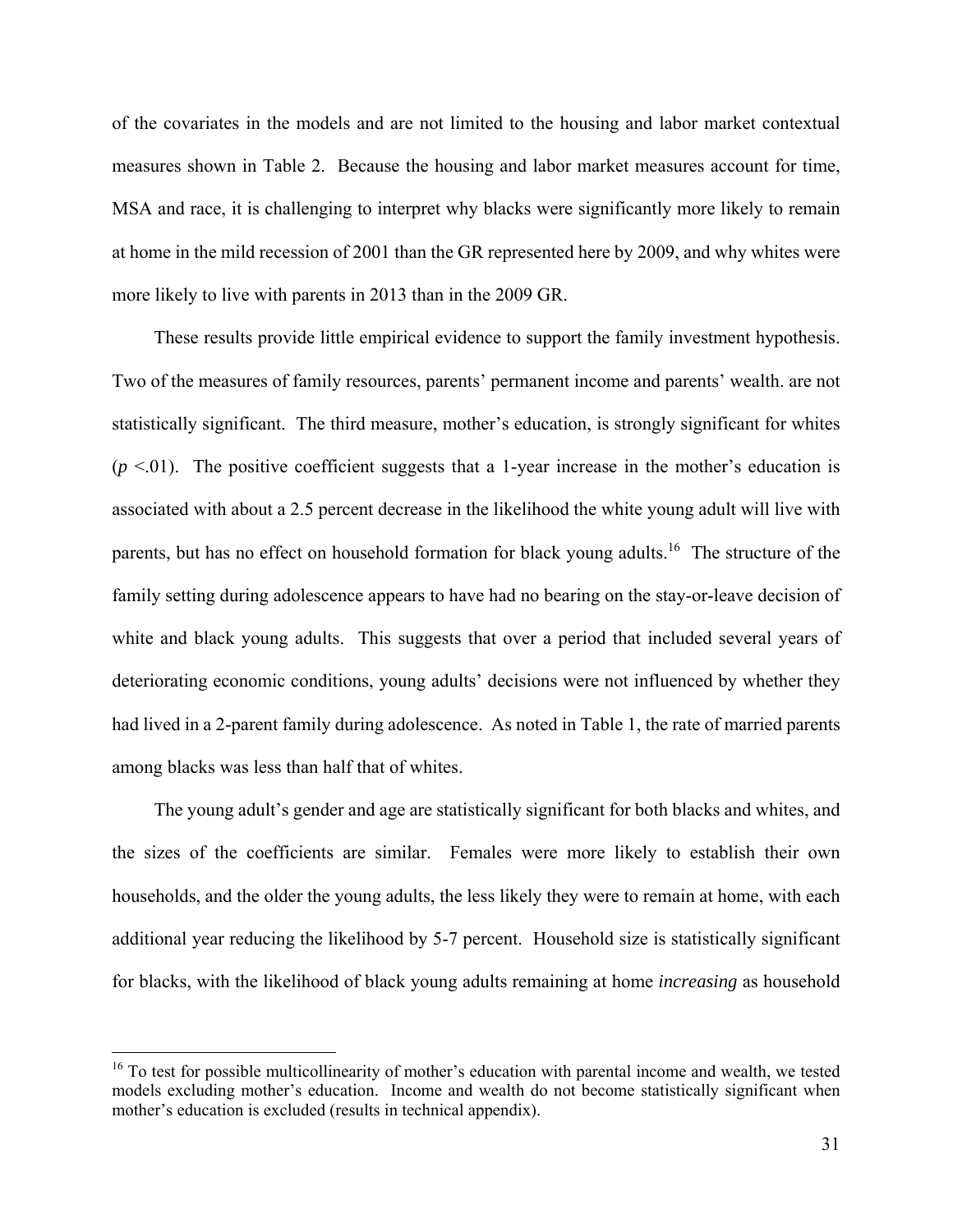of the covariates in the models and are not limited to the housing and labor market contextual measures shown in Table 2. Because the housing and labor market measures account for time, MSA and race, it is challenging to interpret why blacks were significantly more likely to remain at home in the mild recession of 2001 than the GR represented here by 2009, and why whites were more likely to live with parents in 2013 than in the 2009 GR.

These results provide little empirical evidence to support the family investment hypothesis. Two of the measures of family resources, parents' permanent income and parents' wealth. are not statistically significant. The third measure, mother's education, is strongly significant for whites ($p < .01$). The positive coefficient suggests that a 1-year increase in the mother's education is associated with about a 2.5 percent decrease in the likelihood the white young adult will live with parents, but has no effect on household formation for black young adults.[16] The structure of the family setting during adolescence appears to have had no bearing on the stay-or-leave decision of white and black young adults. This suggests that over a period that included several years of deteriorating economic conditions, young adults' decisions were not influenced by whether they had lived in a 2-parent family during adolescence. As noted in Table 1, the rate of married parents among blacks was less than half that of whites.

The young adult's gender and age are statistically significant for both blacks and whites, and the sizes of the coefficients are similar. Females were more likely to establish their own households, and the older the young adults, the less likely they were to remain at home, with each additional year reducing the likelihood by 5-7 percent. Household size is statistically significant for blacks, with the likelihood of black young adults remaining at home *increasing* as household

[16] To test for possible multicollinearity of mother's education with parental income and wealth, we tested models excluding mother's education. Income and wealth do not become statistically significant when mother's education is excluded (results in technical appendix).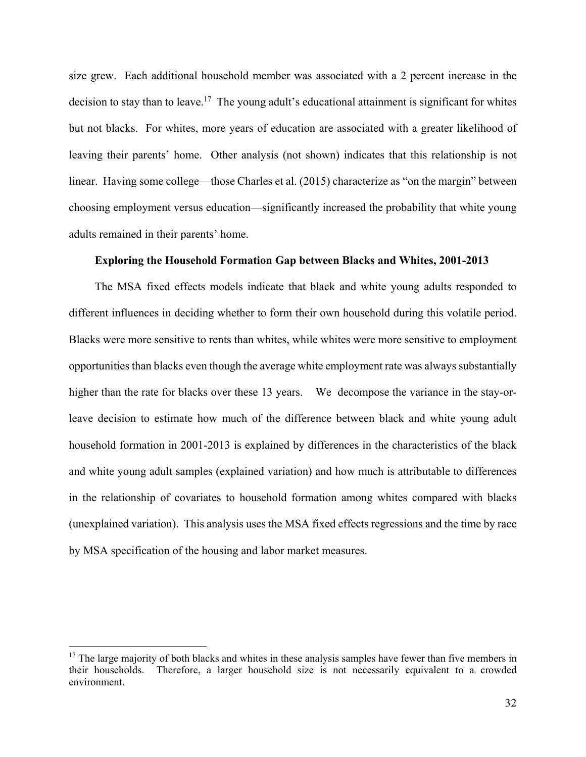size grew. Each additional household member was associated with a 2 percent increase in the decision to stay than to leave.[17] The young adult's educational attainment is significant for whites but not blacks. For whites, more years of education are associated with a greater likelihood of leaving their parents' home. Other analysis (not shown) indicates that this relationship is not linear. Having some college—those Charles et al. (2015) characterize as "on the margin" between choosing employment versus education—significantly increased the probability that white young adults remained in their parents' home.

**Exploring the Household Formation Gap between Blacks and Whites, 2001-2013**

The MSA fixed effects models indicate that black and white young adults responded to different influences in deciding whether to form their own household during this volatile period. Blacks were more sensitive to rents than whites, while whites were more sensitive to employment opportunities than blacks even though the average white employment rate was always substantially higher than the rate for blacks over these 13 years. We decompose the variance in the stay-or-leave decision to estimate how much of the difference between black and white young adult household formation in 2001-2013 is explained by differences in the characteristics of the black and white young adult samples (explained variation) and how much is attributable to differences in the relationship of covariates to household formation among whites compared with blacks (unexplained variation). This analysis uses the MSA fixed effects regressions and the time by race by MSA specification of the housing and labor market measures.

---

[17] The large majority of both blacks and whites in these analysis samples have fewer than five members in their households. Therefore, a larger household size is not necessarily equivalent to a crowded environment.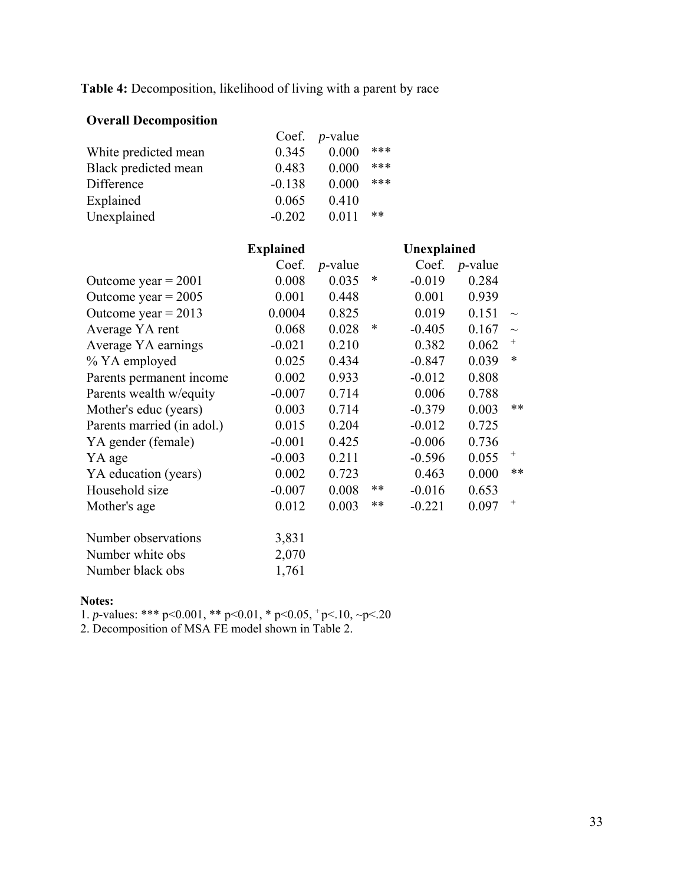**Table 4:** Decomposition, likelihood of living with a parent by race

**Overall Decomposition**

| | Coef. | *p*-value | |
|---|---|---|---|
| White predicted mean | 0.345 | 0.000 | *** |
| Black predicted mean | 0.483 | 0.000 | *** |
| Difference | -0.138 | 0.000 | *** |
| Explained | 0.065 | 0.410 | |
| Unexplained | -0.202 | 0.011 | ** |

| | **Explained** | | | **Unexplained** | | |
|---|---|---|---|---|---|---|
| | Coef. | *p*-value | | Coef. | *p*-value | |
| Outcome year = 2001 | 0.008 | 0.035 | * | -0.019 | 0.284 | |
| Outcome year = 2005 | 0.001 | 0.448 | | 0.001 | 0.939 | |
| Outcome year = 2013 | 0.0004 | 0.825 | | 0.019 | 0.151 | ~ |
| Average YA rent | 0.068 | 0.028 | * | -0.405 | 0.167 | ~ |
| Average YA earnings | -0.021 | 0.210 | | 0.382 | 0.062 | + |
| % YA employed | 0.025 | 0.434 | | -0.847 | 0.039 | * |
| Parents permanent income | 0.002 | 0.933 | | -0.012 | 0.808 | |
| Parents wealth w/equity | -0.007 | 0.714 | | 0.006 | 0.788 | |
| Mother's educ (years) | 0.003 | 0.714 | | -0.379 | 0.003 | ** |
| Parents married (in adol.) | 0.015 | 0.204 | | -0.012 | 0.725 | |
| YA gender (female) | -0.001 | 0.425 | | -0.006 | 0.736 | |
| YA age | -0.003 | 0.211 | | -0.596 | 0.055 | + |
| YA education (years) | 0.002 | 0.723 | | 0.463 | 0.000 | ** |
| Household size | -0.007 | 0.008 | ** | -0.016 | 0.653 | |
| Mother's age | 0.012 | 0.003 | ** | -0.221 | 0.097 | + |
| | | | | | | |
| Number observations | 3,831 | | | | | |
| Number white obs | 2,070 | | | | | |
| Number black obs | 1,761 | | | | | |

**Notes:**

1. *p*-values: *** p<0.001, ** p<0.01, * p<0.05, + p<.10, ~p<.20
2. Decomposition of MSA FE model shown in Table 2.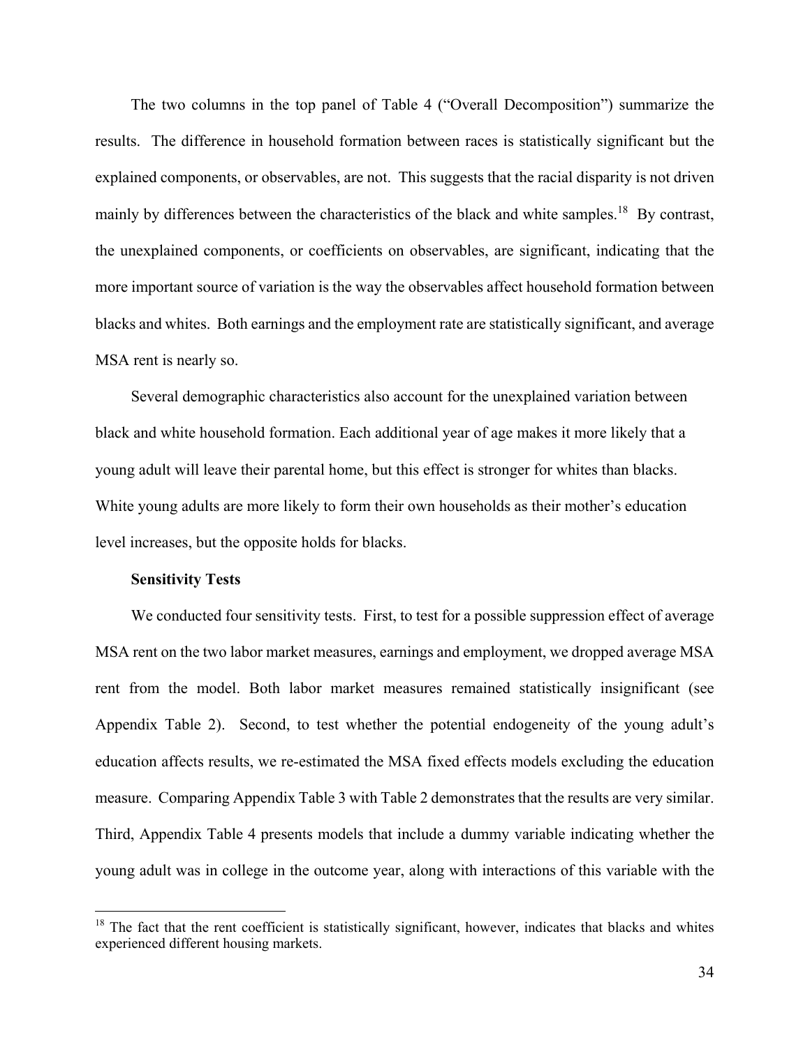The two columns in the top panel of Table 4 ("Overall Decomposition") summarize the results. The difference in household formation between races is statistically significant but the explained components, or observables, are not. This suggests that the racial disparity is not driven mainly by differences between the characteristics of the black and white samples.[18] By contrast, the unexplained components, or coefficients on observables, are significant, indicating that the more important source of variation is the way the observables affect household formation between blacks and whites. Both earnings and the employment rate are statistically significant, and average MSA rent is nearly so.

Several demographic characteristics also account for the unexplained variation between black and white household formation. Each additional year of age makes it more likely that a young adult will leave their parental home, but this effect is stronger for whites than blacks. White young adults are more likely to form their own households as their mother's education level increases, but the opposite holds for blacks.

**Sensitivity Tests**

We conducted four sensitivity tests. First, to test for a possible suppression effect of average MSA rent on the two labor market measures, earnings and employment, we dropped average MSA rent from the model. Both labor market measures remained statistically insignificant (see Appendix Table 2). Second, to test whether the potential endogeneity of the young adult's education affects results, we re-estimated the MSA fixed effects models excluding the education measure. Comparing Appendix Table 3 with Table 2 demonstrates that the results are very similar. Third, Appendix Table 4 presents models that include a dummy variable indicating whether the young adult was in college in the outcome year, along with interactions of this variable with the

[18] The fact that the rent coefficient is statistically significant, however, indicates that blacks and whites experienced different housing markets.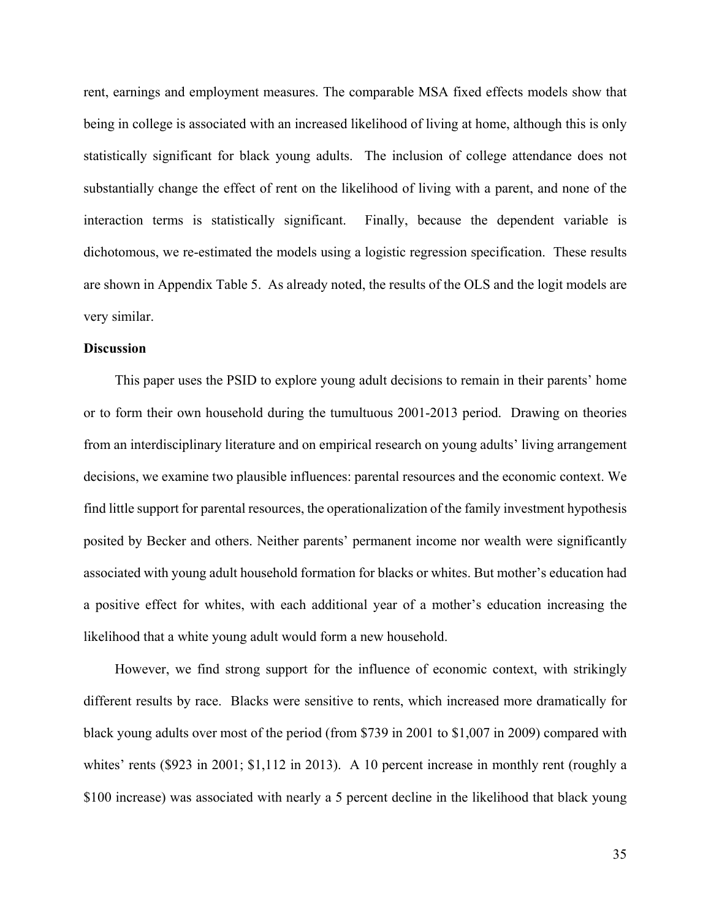rent, earnings and employment measures. The comparable MSA fixed effects models show that being in college is associated with an increased likelihood of living at home, although this is only statistically significant for black young adults. The inclusion of college attendance does not substantially change the effect of rent on the likelihood of living with a parent, and none of the interaction terms is statistically significant. Finally, because the dependent variable is dichotomous, we re-estimated the models using a logistic regression specification. These results are shown in Appendix Table 5. As already noted, the results of the OLS and the logit models are very similar.

**Discussion**

This paper uses the PSID to explore young adult decisions to remain in their parents' home or to form their own household during the tumultuous 2001-2013 period. Drawing on theories from an interdisciplinary literature and on empirical research on young adults' living arrangement decisions, we examine two plausible influences: parental resources and the economic context. We find little support for parental resources, the operationalization of the family investment hypothesis posited by Becker and others. Neither parents' permanent income nor wealth were significantly associated with young adult household formation for blacks or whites. But mother's education had a positive effect for whites, with each additional year of a mother's education increasing the likelihood that a white young adult would form a new household.

However, we find strong support for the influence of economic context, with strikingly different results by race. Blacks were sensitive to rents, which increased more dramatically for black young adults over most of the period (from $739 in 2001 to $1,007 in 2009) compared with whites' rents ($923 in 2001; $1,112 in 2013). A 10 percent increase in monthly rent (roughly a $100 increase) was associated with nearly a 5 percent decline in the likelihood that black young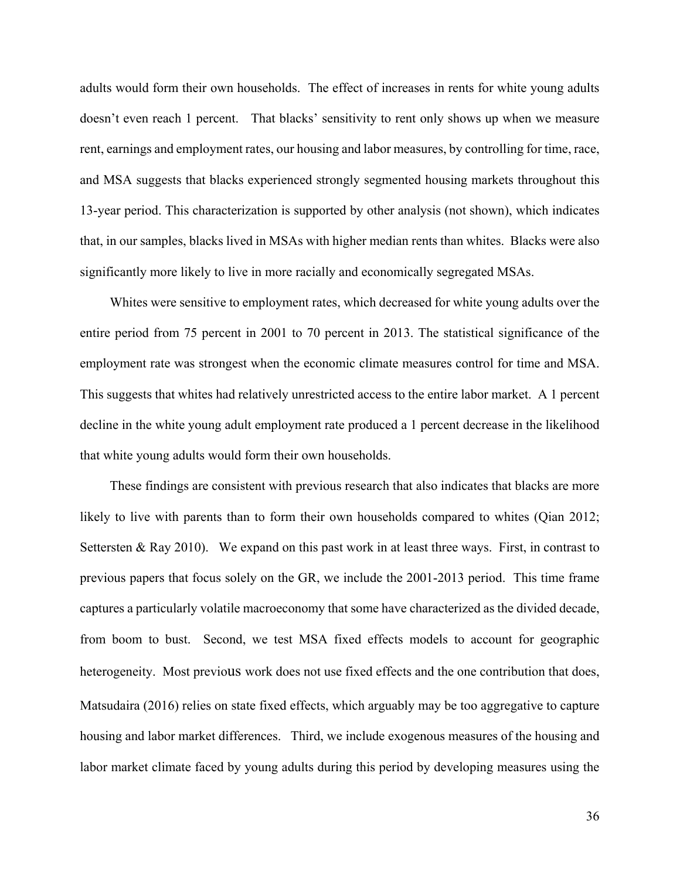adults would form their own households. The effect of increases in rents for white young adults doesn't even reach 1 percent. That blacks' sensitivity to rent only shows up when we measure rent, earnings and employment rates, our housing and labor measures, by controlling for time, race, and MSA suggests that blacks experienced strongly segmented housing markets throughout this 13-year period. This characterization is supported by other analysis (not shown), which indicates that, in our samples, blacks lived in MSAs with higher median rents than whites. Blacks were also significantly more likely to live in more racially and economically segregated MSAs.

Whites were sensitive to employment rates, which decreased for white young adults over the entire period from 75 percent in 2001 to 70 percent in 2013. The statistical significance of the employment rate was strongest when the economic climate measures control for time and MSA. This suggests that whites had relatively unrestricted access to the entire labor market. A 1 percent decline in the white young adult employment rate produced a 1 percent decrease in the likelihood that white young adults would form their own households.

These findings are consistent with previous research that also indicates that blacks are more likely to live with parents than to form their own households compared to whites (Qian 2012; Settersten & Ray 2010). We expand on this past work in at least three ways. First, in contrast to previous papers that focus solely on the GR, we include the 2001-2013 period. This time frame captures a particularly volatile macroeconomy that some have characterized as the divided decade, from boom to bust. Second, we test MSA fixed effects models to account for geographic heterogeneity. Most previous work does not use fixed effects and the one contribution that does, Matsudaira (2016) relies on state fixed effects, which arguably may be too aggregative to capture housing and labor market differences. Third, we include exogenous measures of the housing and labor market climate faced by young adults during this period by developing measures using the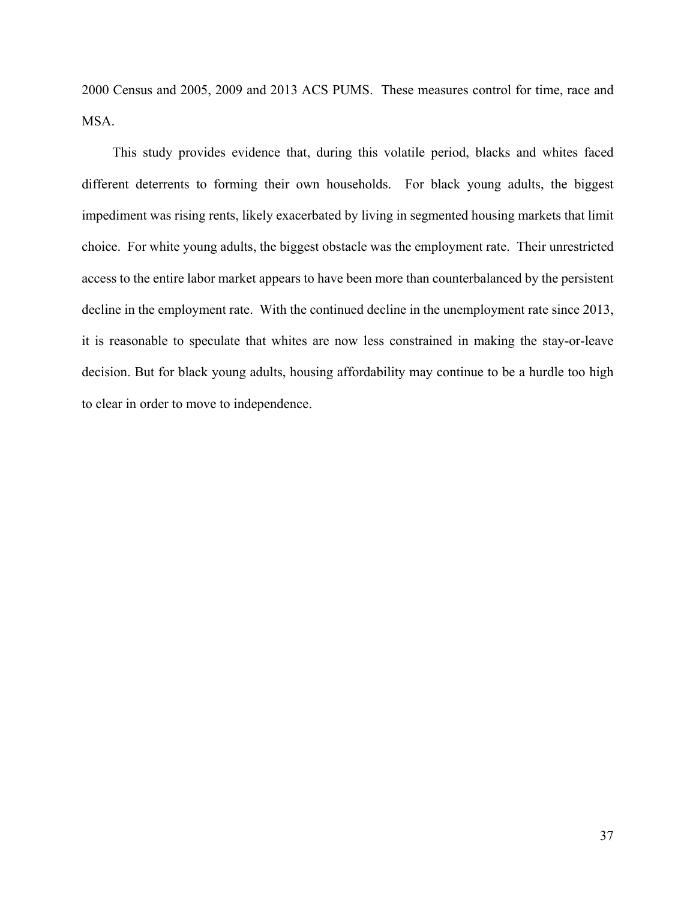2000 Census and 2005, 2009 and 2013 ACS PUMS. These measures control for time, race and MSA.

This study provides evidence that, during this volatile period, blacks and whites faced different deterrents to forming their own households. For black young adults, the biggest impediment was rising rents, likely exacerbated by living in segmented housing markets that limit choice. For white young adults, the biggest obstacle was the employment rate. Their unrestricted access to the entire labor market appears to have been more than counterbalanced by the persistent decline in the employment rate. With the continued decline in the unemployment rate since 2013, it is reasonable to speculate that whites are now less constrained in making the stay-or-leave decision. But for black young adults, housing affordability may continue to be a hurdle too high to clear in order to move to independence.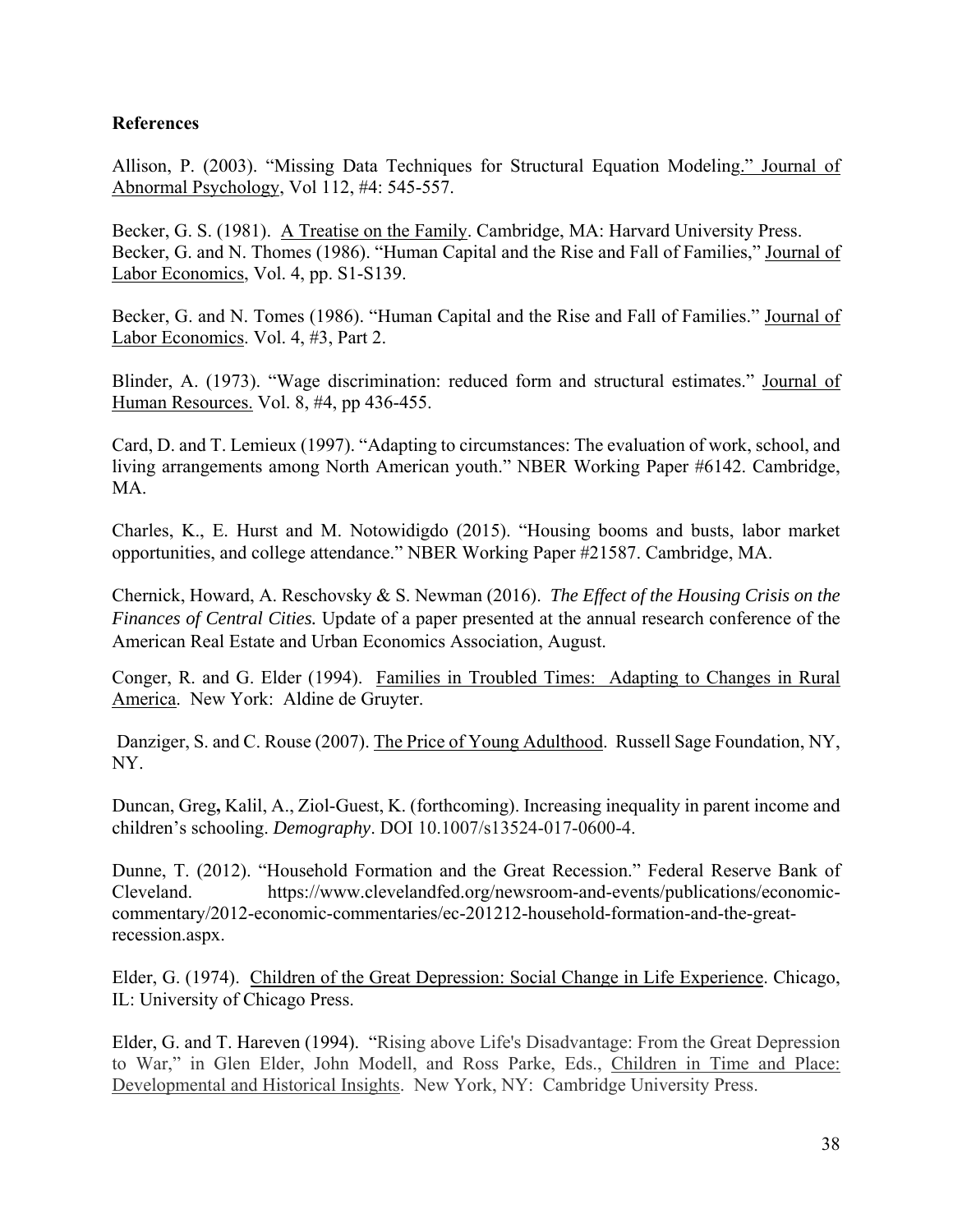**References**

Allison, P. (2003). "Missing Data Techniques for Structural Equation Modeling." Journal of Abnormal Psychology, Vol 112, #4: 545-557.

Becker, G. S. (1981). A Treatise on the Family. Cambridge, MA: Harvard University Press.
Becker, G. and N. Thomes (1986). "Human Capital and the Rise and Fall of Families," Journal of Labor Economics, Vol. 4, pp. S1-S139.

Becker, G. and N. Tomes (1986). "Human Capital and the Rise and Fall of Families." Journal of Labor Economics. Vol. 4, #3, Part 2.

Blinder, A. (1973). "Wage discrimination: reduced form and structural estimates." Journal of Human Resources. Vol. 8, #4, pp 436-455.

Card, D. and T. Lemieux (1997). "Adapting to circumstances: The evaluation of work, school, and living arrangements among North American youth." NBER Working Paper #6142. Cambridge, MA.

Charles, K., E. Hurst and M. Notowidigdo (2015). "Housing booms and busts, labor market opportunities, and college attendance." NBER Working Paper #21587. Cambridge, MA.

Chernick, Howard, A. Reschovsky & S. Newman (2016). *The Effect of the Housing Crisis on the Finances of Central Cities.* Update of a paper presented at the annual research conference of the American Real Estate and Urban Economics Association, August.

Conger, R. and G. Elder (1994). Families in Troubled Times: Adapting to Changes in Rural America. New York: Aldine de Gruyter.

Danziger, S. and C. Rouse (2007). The Price of Young Adulthood. Russell Sage Foundation, NY, NY.

Duncan, Greg**,** Kalil, A., Ziol-Guest, K. (forthcoming). Increasing inequality in parent income and children's schooling. *Demography*. DOI 10.1007/s13524-017-0600-4.

Dunne, T. (2012). "Household Formation and the Great Recession." Federal Reserve Bank of Cleveland. https://www.clevelandfed.org/newsroom-and-events/publications/economic-commentary/2012-economic-commentaries/ec-201212-household-formation-and-the-great-recession.aspx.

Elder, G. (1974). Children of the Great Depression: Social Change in Life Experience. Chicago, IL: University of Chicago Press.

Elder, G. and T. Hareven (1994). "Rising above Life's Disadvantage: From the Great Depression to War," in Glen Elder, John Modell, and Ross Parke, Eds., Children in Time and Place: Developmental and Historical Insights. New York, NY: Cambridge University Press.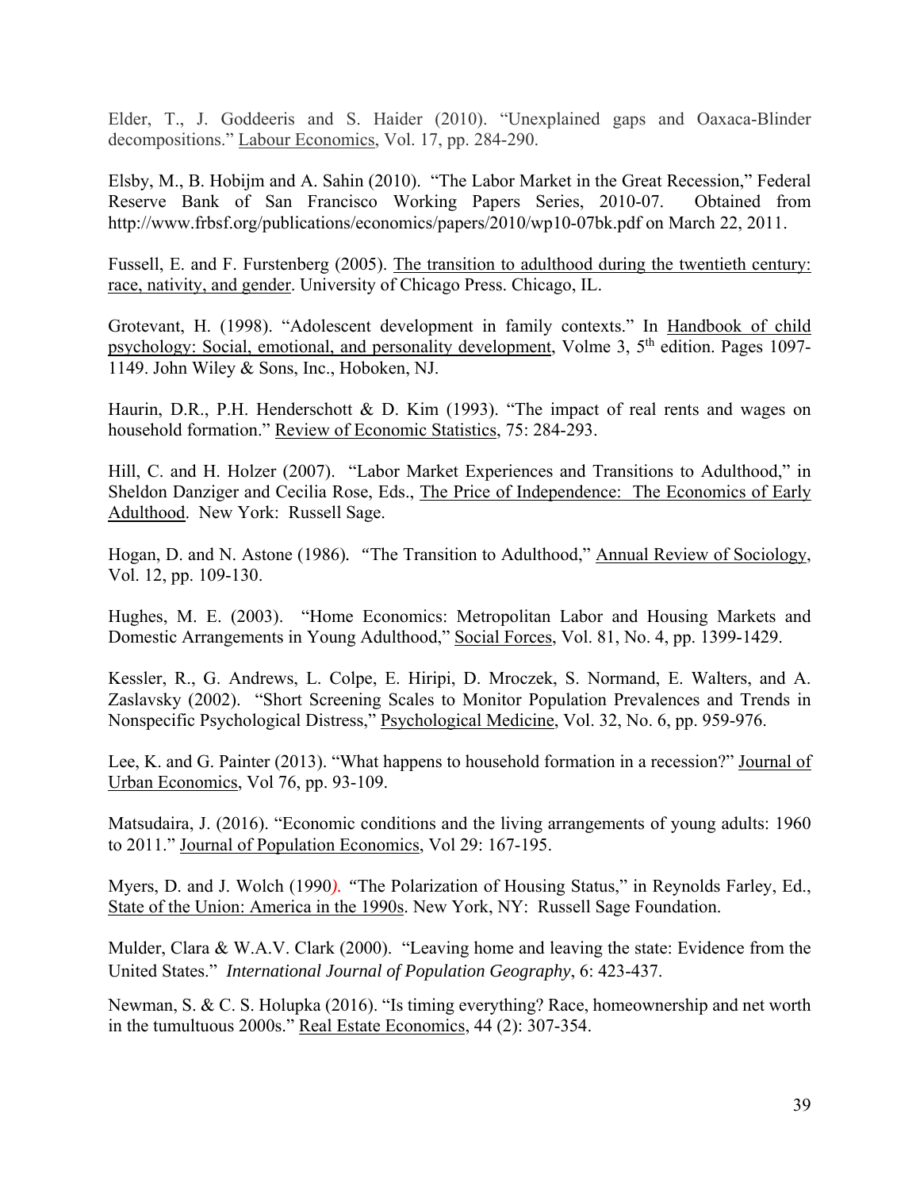Elder, T., J. Goddeeris and S. Haider (2010). "Unexplained gaps and Oaxaca-Blinder decompositions." Labour Economics, Vol. 17, pp. 284-290.

Elsby, M., B. Hobijm and A. Sahin (2010). "The Labor Market in the Great Recession," Federal Reserve Bank of San Francisco Working Papers Series, 2010-07. Obtained from http://www.frbsf.org/publications/economics/papers/2010/wp10-07bk.pdf on March 22, 2011.

Fussell, E. and F. Furstenberg (2005). The transition to adulthood during the twentieth century: race, nativity, and gender. University of Chicago Press. Chicago, IL.

Grotevant, H. (1998). "Adolescent development in family contexts." In Handbook of child psychology: Social, emotional, and personality development, Volme 3, 5th edition. Pages 1097-1149. John Wiley & Sons, Inc., Hoboken, NJ.

Haurin, D.R., P.H. Henderschott & D. Kim (1993). "The impact of real rents and wages on household formation." Review of Economic Statistics, 75: 284-293.

Hill, C. and H. Holzer (2007). "Labor Market Experiences and Transitions to Adulthood," in Sheldon Danziger and Cecilia Rose, Eds., The Price of Independence: The Economics of Early Adulthood. New York: Russell Sage.

Hogan, D. and N. Astone (1986). "The Transition to Adulthood," Annual Review of Sociology, Vol. 12, pp. 109-130.

Hughes, M. E. (2003). "Home Economics: Metropolitan Labor and Housing Markets and Domestic Arrangements in Young Adulthood," Social Forces, Vol. 81, No. 4, pp. 1399-1429.

Kessler, R., G. Andrews, L. Colpe, E. Hiripi, D. Mroczek, S. Normand, E. Walters, and A. Zaslavsky (2002). "Short Screening Scales to Monitor Population Prevalences and Trends in Nonspecific Psychological Distress," Psychological Medicine, Vol. 32, No. 6, pp. 959-976.

Lee, K. and G. Painter (2013). "What happens to household formation in a recession?" Journal of Urban Economics, Vol 76, pp. 93-109.

Matsudaira, J. (2016). "Economic conditions and the living arrangements of young adults: 1960 to 2011." Journal of Population Economics, Vol 29: 167-195.

Myers, D. and J. Wolch (1990). "The Polarization of Housing Status," in Reynolds Farley, Ed., State of the Union: America in the 1990s. New York, NY: Russell Sage Foundation.

Mulder, Clara & W.A.V. Clark (2000). "Leaving home and leaving the state: Evidence from the United States." *International Journal of Population Geography*, 6: 423-437.

Newman, S. & C. S. Holupka (2016). "Is timing everything? Race, homeownership and net worth in the tumultuous 2000s." Real Estate Economics, 44 (2): 307-354.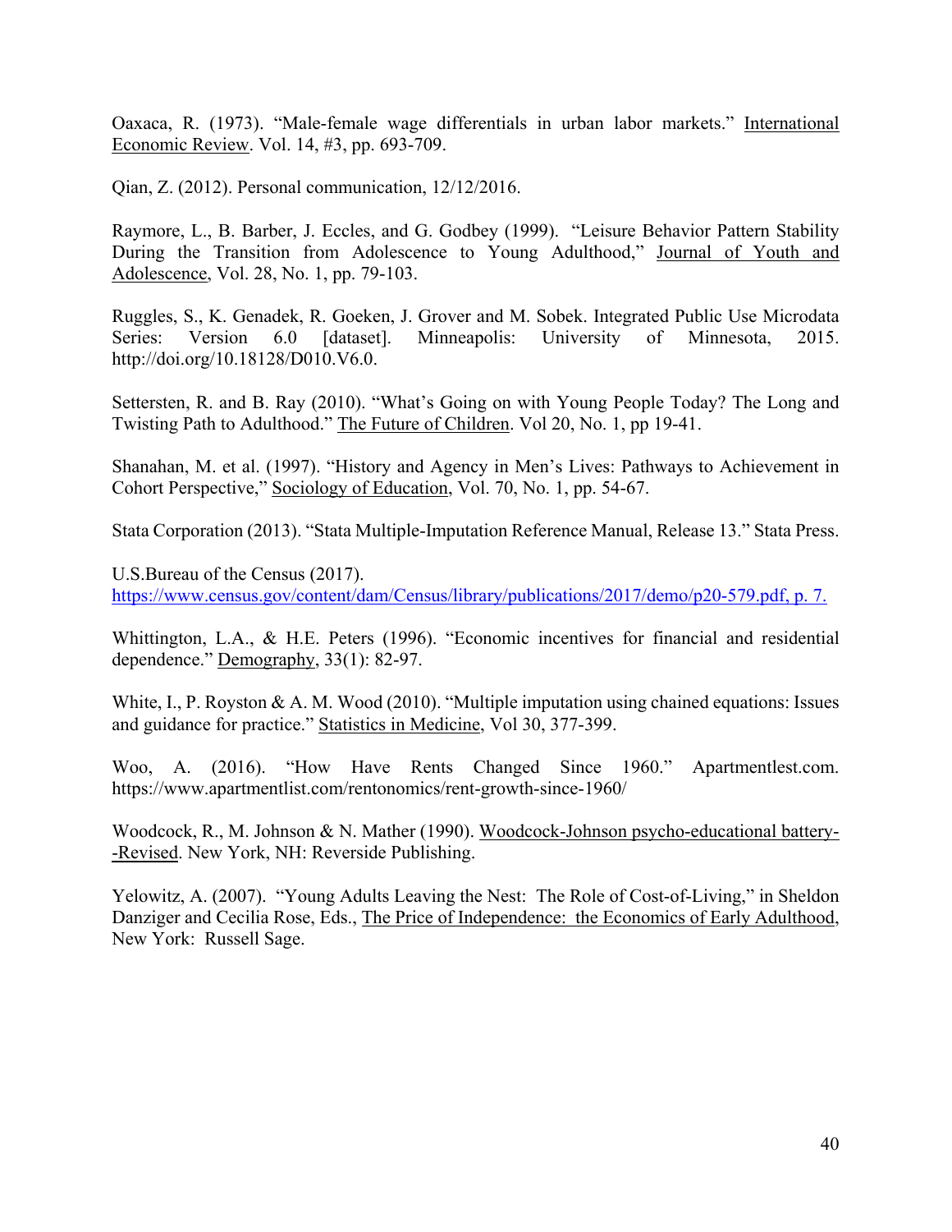Oaxaca, R. (1973). "Male-female wage differentials in urban labor markets." International Economic Review. Vol. 14, #3, pp. 693-709.

Qian, Z. (2012). Personal communication, 12/12/2016.

Raymore, L., B. Barber, J. Eccles, and G. Godbey (1999). "Leisure Behavior Pattern Stability During the Transition from Adolescence to Young Adulthood," Journal of Youth and Adolescence, Vol. 28, No. 1, pp. 79-103.

Ruggles, S., K. Genadek, R. Goeken, J. Grover and M. Sobek. Integrated Public Use Microdata Series: Version 6.0 [dataset]. Minneapolis: University of Minnesota, 2015. http://doi.org/10.18128/D010.V6.0.

Settersten, R. and B. Ray (2010). "What's Going on with Young People Today? The Long and Twisting Path to Adulthood." The Future of Children. Vol 20, No. 1, pp 19-41.

Shanahan, M. et al. (1997). "History and Agency in Men's Lives: Pathways to Achievement in Cohort Perspective," Sociology of Education, Vol. 70, No. 1, pp. 54-67.

Stata Corporation (2013). "Stata Multiple-Imputation Reference Manual, Release 13." Stata Press.

U.S.Bureau of the Census (2017).
https://www.census.gov/content/dam/Census/library/publications/2017/demo/p20-579.pdf, p. 7.

Whittington, L.A., & H.E. Peters (1996). "Economic incentives for financial and residential dependence." Demography, 33(1): 82-97.

White, I., P. Royston & A. M. Wood (2010). "Multiple imputation using chained equations: Issues and guidance for practice." Statistics in Medicine, Vol 30, 377-399.

Woo, A. (2016). "How Have Rents Changed Since 1960." Apartmentlest.com. https://www.apartmentlist.com/rentonomics/rent-growth-since-1960/

Woodcock, R., M. Johnson & N. Mather (1990). Woodcock-Johnson psycho-educational battery--Revised. New York, NH: Reverside Publishing.

Yelowitz, A. (2007). "Young Adults Leaving the Nest: The Role of Cost-of-Living," in Sheldon Danziger and Cecilia Rose, Eds., The Price of Independence: the Economics of Early Adulthood, New York: Russell Sage.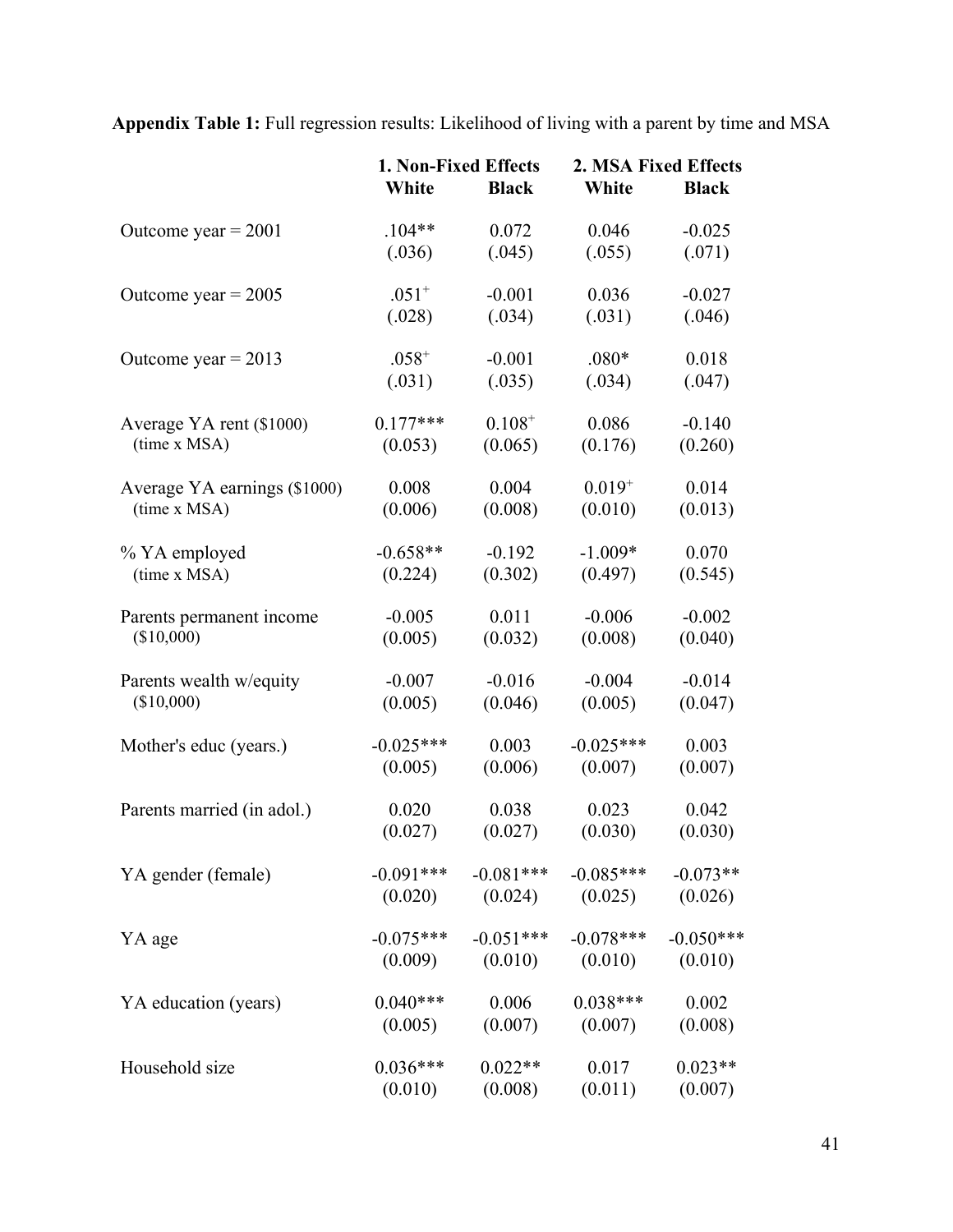**Appendix Table 1:** Full regression results: Likelihood of living with a parent by time and MSA

| | 1. Non-Fixed Effects | | 2. MSA Fixed Effects | |
|---|---|---|---|---|
| | White | Black | White | Black |
| Outcome year = 2001 | .104** | 0.072 | 0.046 | -0.025 |
| | (.036) | (.045) | (.055) | (.071) |
| Outcome year = 2005 | .051$^{+}$ | -0.001 | 0.036 | -0.027 |
| | (.028) | (.034) | (.031) | (.046) |
| Outcome year = 2013 | .058$^{+}$ | -0.001 | .080* | 0.018 |
| | (.031) | (.035) | (.034) | (.047) |
| Average YA rent ($1000) (time x MSA) | 0.177*** | 0.108$^{+}$ | 0.086 | -0.140 |
| | (0.053) | (0.065) | (0.176) | (0.260) |
| Average YA earnings ($1000) (time x MSA) | 0.008 | 0.004 | 0.019$^{+}$ | 0.014 |
| | (0.006) | (0.008) | (0.010) | (0.013) |
| % YA employed (time x MSA) | -0.658** | -0.192 | -1.009* | 0.070 |
| | (0.224) | (0.302) | (0.497) | (0.545) |
| Parents permanent income ($10,000) | -0.005 | 0.011 | -0.006 | -0.002 |
| | (0.005) | (0.032) | (0.008) | (0.040) |
| Parents wealth w/equity ($10,000) | -0.007 | -0.016 | -0.004 | -0.014 |
| | (0.005) | (0.046) | (0.005) | (0.047) |
| Mother's educ (years.) | -0.025*** | 0.003 | -0.025*** | 0.003 |
| | (0.005) | (0.006) | (0.007) | (0.007) |
| Parents married (in adol.) | 0.020 | 0.038 | 0.023 | 0.042 |
| | (0.027) | (0.027) | (0.030) | (0.030) |
| YA gender (female) | -0.091*** | -0.081*** | -0.085*** | -0.073** |
| | (0.020) | (0.024) | (0.025) | (0.026) |
| YA age | -0.075*** | -0.051*** | -0.078*** | -0.050*** |
| | (0.009) | (0.010) | (0.010) | (0.010) |
| YA education (years) | 0.040*** | 0.006 | 0.038*** | 0.002 |
| | (0.005) | (0.007) | (0.007) | (0.008) |
| Household size | 0.036*** | 0.022** | 0.017 | 0.023** |
| | (0.010) | (0.008) | (0.011) | (0.007) |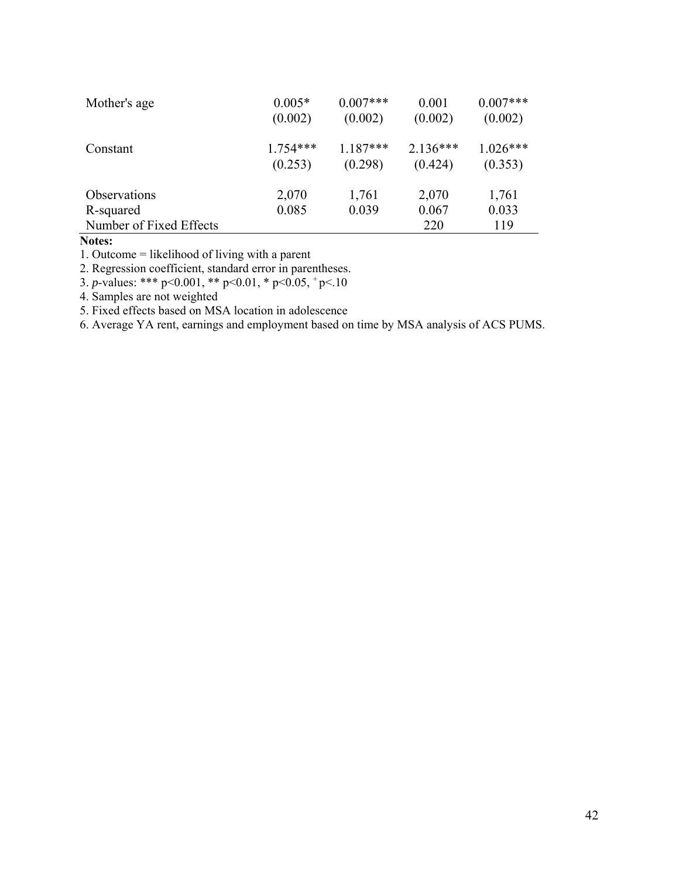| | | | | |
|---|---|---|---|---|
| Mother's age | 0.005* | 0.007*** | 0.001 | 0.007*** |
| | (0.002) | (0.002) | (0.002) | (0.002) |
| Constant | 1.754*** | 1.187*** | 2.136*** | 1.026*** |
| | (0.253) | (0.298) | (0.424) | (0.353) |
| Observations | 2,070 | 1,761 | 2,070 | 1,761 |
| R-squared | 0.085 | 0.039 | 0.067 | 0.033 |
| Number of Fixed Effects | | | 220 | 119 |

**Notes:**

1. Outcome = likelihood of living with a parent
2. Regression coefficient, standard error in parentheses.
3. *p*-values: *** p<0.001, ** p<0.01, * p<0.05, + p<.10
4. Samples are not weighted
5. Fixed effects based on MSA location in adolescence
6. Average YA rent, earnings and employment based on time by MSA analysis of ACS PUMS.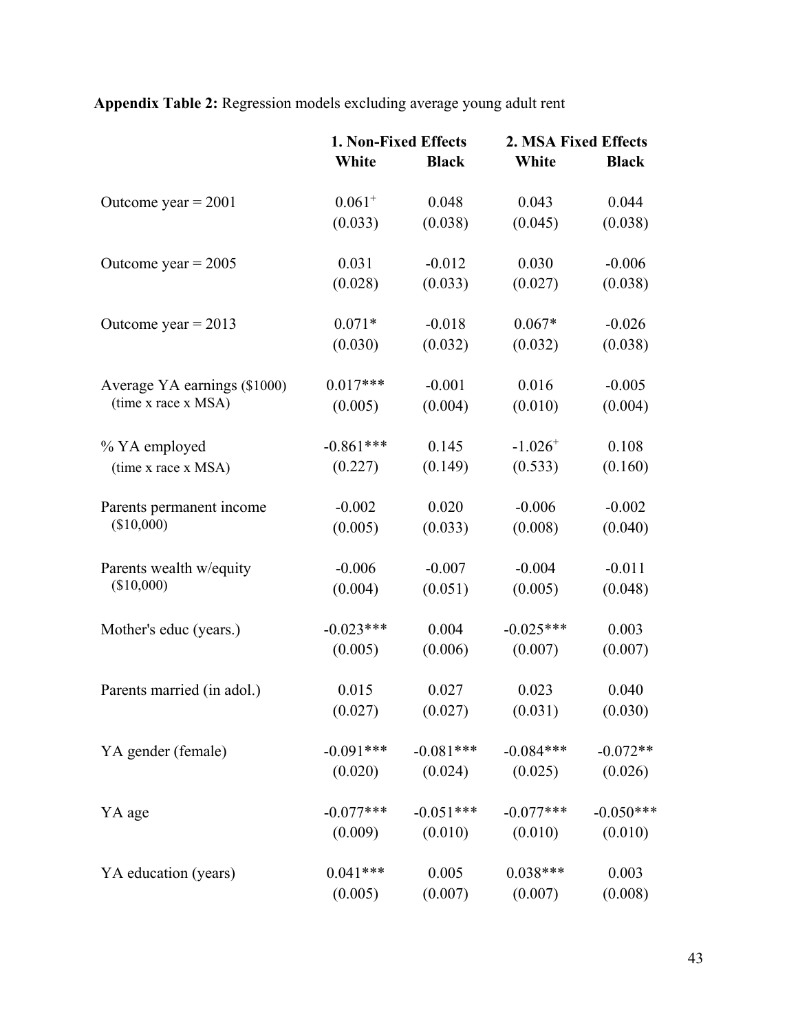**Appendix Table 2:** Regression models excluding average young adult rent

| | 1. Non-Fixed Effects | | 2. MSA Fixed Effects | |
|---|---|---|---|---|
| | White | Black | White | Black |
| Outcome year = 2001 | 0.061$^{+}$ | 0.048 | 0.043 | 0.044 |
| | (0.033) | (0.038) | (0.045) | (0.038) |
| Outcome year = 2005 | 0.031 | -0.012 | 0.030 | -0.006 |
| | (0.028) | (0.033) | (0.027) | (0.038) |
| Outcome year = 2013 | 0.071* | -0.018 | 0.067* | -0.026 |
| | (0.030) | (0.032) | (0.032) | (0.038) |
| Average YA earnings ($1000) (time x race x MSA) | 0.017*** | -0.001 | 0.016 | -0.005 |
| | (0.005) | (0.004) | (0.010) | (0.004) |
| % YA employed (time x race x MSA) | -0.861*** | 0.145 | -1.026$^{+}$ | 0.108 |
| | (0.227) | (0.149) | (0.533) | (0.160) |
| Parents permanent income ($10,000) | -0.002 | 0.020 | -0.006 | -0.002 |
| | (0.005) | (0.033) | (0.008) | (0.040) |
| Parents wealth w/equity ($10,000) | -0.006 | -0.007 | -0.004 | -0.011 |
| | (0.004) | (0.051) | (0.005) | (0.048) |
| Mother's educ (years.) | -0.023*** | 0.004 | -0.025*** | 0.003 |
| | (0.005) | (0.006) | (0.007) | (0.007) |
| Parents married (in adol.) | 0.015 | 0.027 | 0.023 | 0.040 |
| | (0.027) | (0.027) | (0.031) | (0.030) |
| YA gender (female) | -0.091*** | -0.081*** | -0.084*** | -0.072** |
| | (0.020) | (0.024) | (0.025) | (0.026) |
| YA age | -0.077*** | -0.051*** | -0.077*** | -0.050*** |
| | (0.009) | (0.010) | (0.010) | (0.010) |
| YA education (years) | 0.041*** | 0.005 | 0.038*** | 0.003 |
| | (0.005) | (0.007) | (0.007) | (0.008) |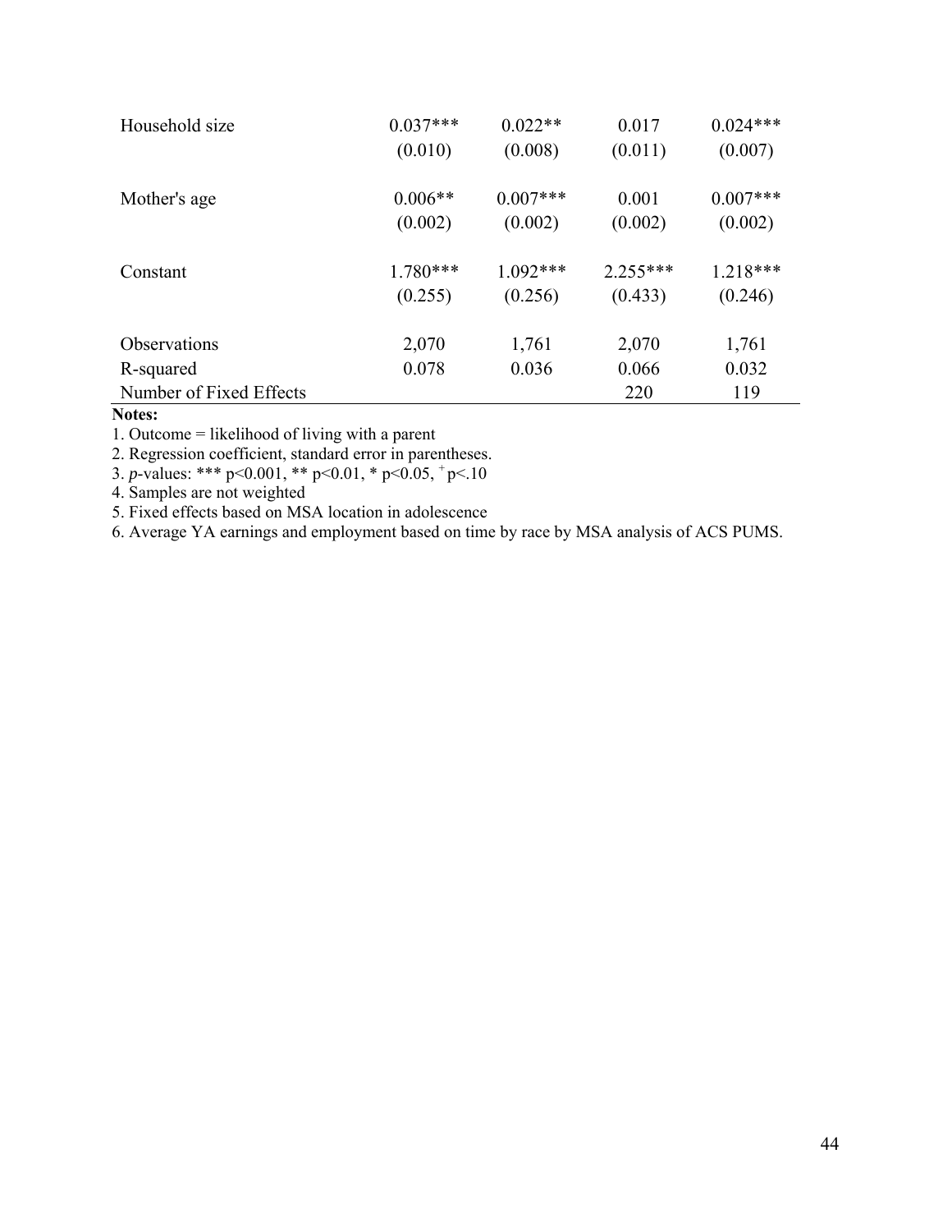| | | | | |
|---|---|---|---|---|
| Household size | 0.037*** | 0.022** | 0.017 | 0.024*** |
| | (0.010) | (0.008) | (0.011) | (0.007) |
| Mother's age | 0.006** | 0.007*** | 0.001 | 0.007*** |
| | (0.002) | (0.002) | (0.002) | (0.002) |
| Constant | 1.780*** | 1.092*** | 2.255*** | 1.218*** |
| | (0.255) | (0.256) | (0.433) | (0.246) |
| Observations | 2,070 | 1,761 | 2,070 | 1,761 |
| R-squared | 0.078 | 0.036 | 0.066 | 0.032 |
| Number of Fixed Effects | | | 220 | 119 |

**Notes:**

1. Outcome = likelihood of living with a parent
2. Regression coefficient, standard error in parentheses.
3. *p*-values: *** p<0.001, ** p<0.01, * p<0.05, + p<.10
4. Samples are not weighted
5. Fixed effects based on MSA location in adolescence
6. Average YA earnings and employment based on time by race by MSA analysis of ACS PUMS.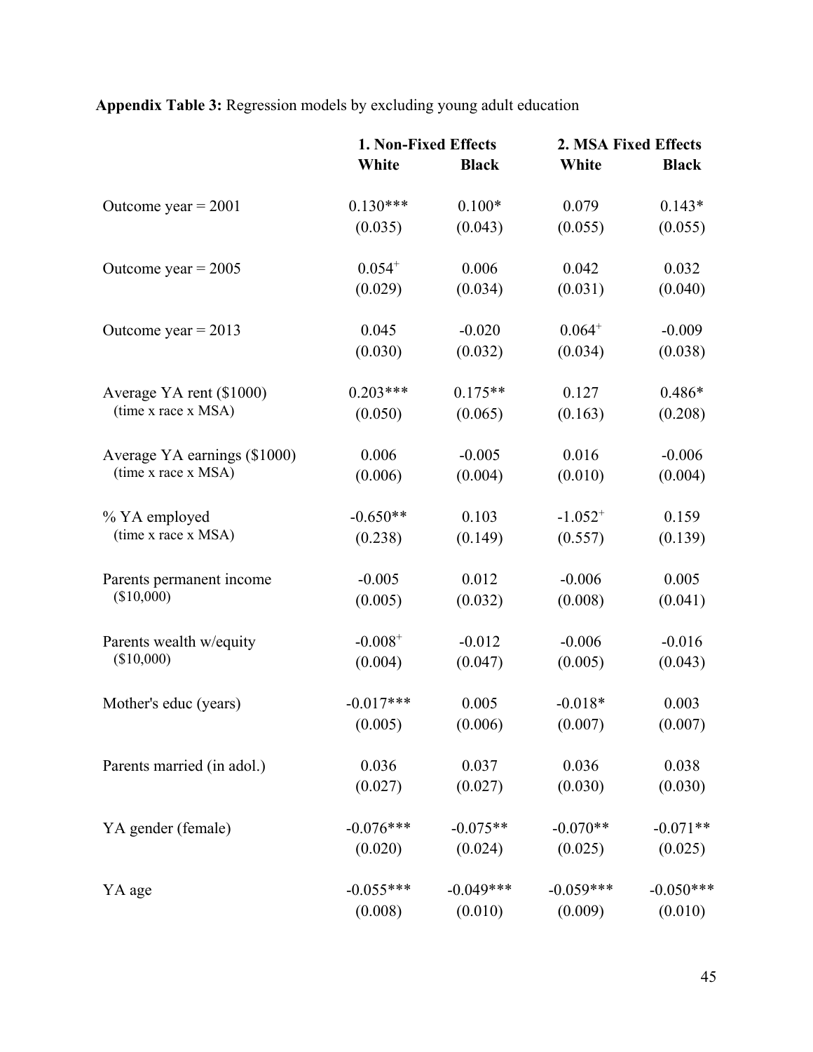**Appendix Table 3:** Regression models by excluding young adult education

| | 1. Non-Fixed Effects | | 2. MSA Fixed Effects | |
|---|---|---|---|---|
| | White | Black | White | Black |
| Outcome year = 2001 | 0.130*** | 0.100* | 0.079 | 0.143* |
| | (0.035) | (0.043) | (0.055) | (0.055) |
| Outcome year = 2005 | $0.054^{+}$ | 0.006 | 0.042 | 0.032 |
| | (0.029) | (0.034) | (0.031) | (0.040) |
| Outcome year = 2013 | 0.045 | -0.020 | $0.064^{+}$ | -0.009 |
| | (0.030) | (0.032) | (0.034) | (0.038) |
| Average YA rent ($1000) (time x race x MSA) | 0.203*** | 0.175** | 0.127 | 0.486* |
| | (0.050) | (0.065) | (0.163) | (0.208) |
| Average YA earnings ($1000) (time x race x MSA) | 0.006 | -0.005 | 0.016 | -0.006 |
| | (0.006) | (0.004) | (0.010) | (0.004) |
| % YA employed (time x race x MSA) | -0.650** | 0.103 | $-1.052^{+}$ | 0.159 |
| | (0.238) | (0.149) | (0.557) | (0.139) |
| Parents permanent income ($10,000) | -0.005 | 0.012 | -0.006 | 0.005 |
| | (0.005) | (0.032) | (0.008) | (0.041) |
| Parents wealth w/equity ($10,000) | $-0.008^{+}$ | -0.012 | -0.006 | -0.016 |
| | (0.004) | (0.047) | (0.005) | (0.043) |
| Mother's educ (years) | -0.017*** | 0.005 | -0.018* | 0.003 |
| | (0.005) | (0.006) | (0.007) | (0.007) |
| Parents married (in adol.) | 0.036 | 0.037 | 0.036 | 0.038 |
| | (0.027) | (0.027) | (0.030) | (0.030) |
| YA gender (female) | -0.076*** | -0.075** | -0.070** | -0.071** |
| | (0.020) | (0.024) | (0.025) | (0.025) |
| YA age | -0.055*** | -0.049*** | -0.059*** | -0.050*** |
| | (0.008) | (0.010) | (0.009) | (0.010) |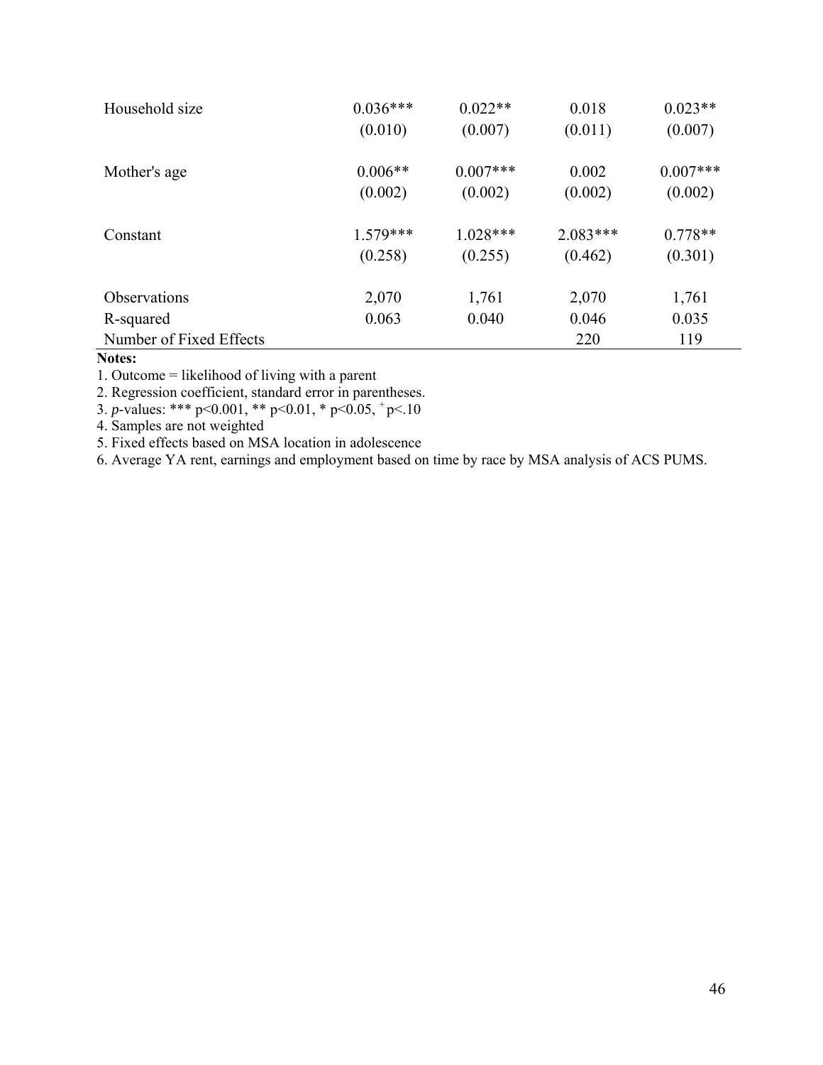| | | | | |
|---|---|---|---|---|
| Household size | 0.036*** | 0.022** | 0.018 | 0.023** |
| | (0.010) | (0.007) | (0.011) | (0.007) |
| Mother's age | 0.006** | 0.007*** | 0.002 | 0.007*** |
| | (0.002) | (0.002) | (0.002) | (0.002) |
| Constant | 1.579*** | 1.028*** | 2.083*** | 0.778** |
| | (0.258) | (0.255) | (0.462) | (0.301) |
| Observations | 2,070 | 1,761 | 2,070 | 1,761 |
| R-squared | 0.063 | 0.040 | 0.046 | 0.035 |
| Number of Fixed Effects | | | 220 | 119 |

**Notes:**

1. Outcome = likelihood of living with a parent
2. Regression coefficient, standard error in parentheses.
3. *p*-values: *** $p<0.001$, ** $p<0.01$, * $p<0.05$, $^{+}$ $p<.10$
4. Samples are not weighted
5. Fixed effects based on MSA location in adolescence
6. Average YA rent, earnings and employment based on time by race by MSA analysis of ACS PUMS.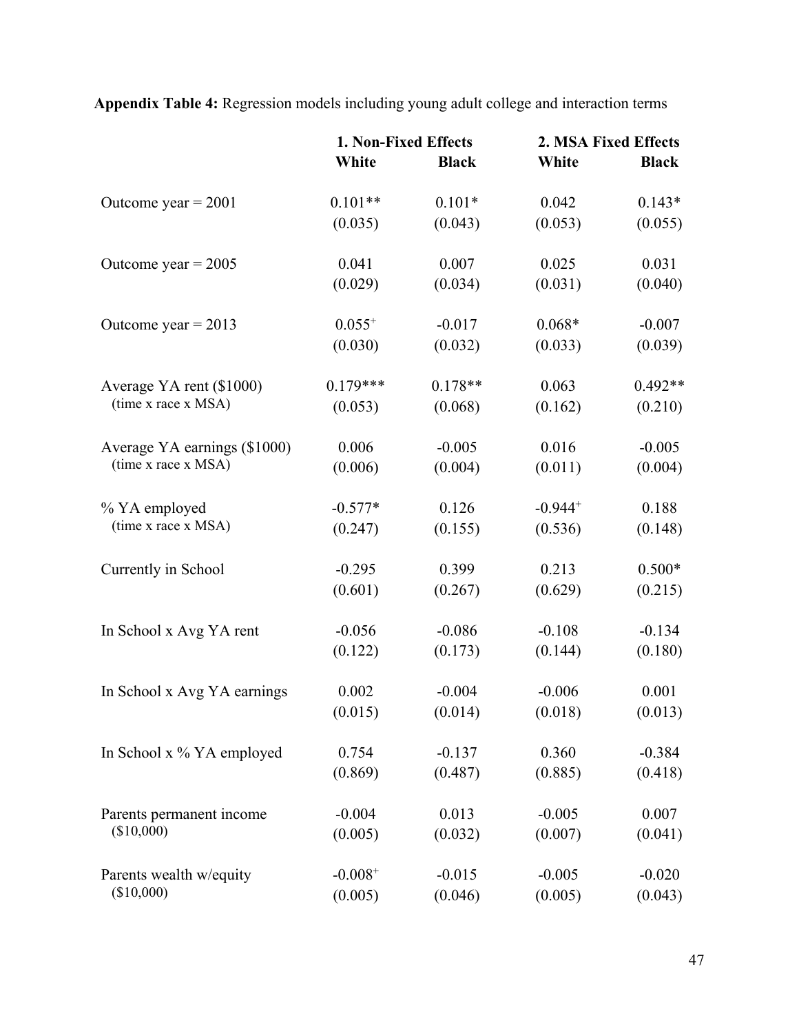**Appendix Table 4:** Regression models including young adult college and interaction terms

| | 1. Non-Fixed Effects | | 2. MSA Fixed Effects | |
|---|---|---|---|---|
| | **White** | **Black** | **White** | **Black** |
| Outcome year = 2001 | 0.101** | 0.101* | 0.042 | 0.143* |
| | (0.035) | (0.043) | (0.053) | (0.055) |
| Outcome year = 2005 | 0.041 | 0.007 | 0.025 | 0.031 |
| | (0.029) | (0.034) | (0.031) | (0.040) |
| Outcome year = 2013 | 0.055+ | -0.017 | 0.068* | -0.007 |
| | (0.030) | (0.032) | (0.033) | (0.039) |
| Average YA rent ($1000) (time x race x MSA) | 0.179*** | 0.178** | 0.063 | 0.492** |
| | (0.053) | (0.068) | (0.162) | (0.210) |
| Average YA earnings ($1000) (time x race x MSA) | 0.006 | -0.005 | 0.016 | -0.005 |
| | (0.006) | (0.004) | (0.011) | (0.004) |
| % YA employed (time x race x MSA) | -0.577* | 0.126 | -0.944+ | 0.188 |
| | (0.247) | (0.155) | (0.536) | (0.148) |
| Currently in School | -0.295 | 0.399 | 0.213 | 0.500* |
| | (0.601) | (0.267) | (0.629) | (0.215) |
| In School x Avg YA rent | -0.056 | -0.086 | -0.108 | -0.134 |
| | (0.122) | (0.173) | (0.144) | (0.180) |
| In School x Avg YA earnings | 0.002 | -0.004 | -0.006 | 0.001 |
| | (0.015) | (0.014) | (0.018) | (0.013) |
| In School x % YA employed | 0.754 | -0.137 | 0.360 | -0.384 |
| | (0.869) | (0.487) | (0.885) | (0.418) |
| Parents permanent income ($10,000) | -0.004 | 0.013 | -0.005 | 0.007 |
| | (0.005) | (0.032) | (0.007) | (0.041) |
| Parents wealth w/equity ($10,000) | -0.008+ | -0.015 | -0.005 | -0.020 |
| | (0.005) | (0.046) | (0.005) | (0.043) |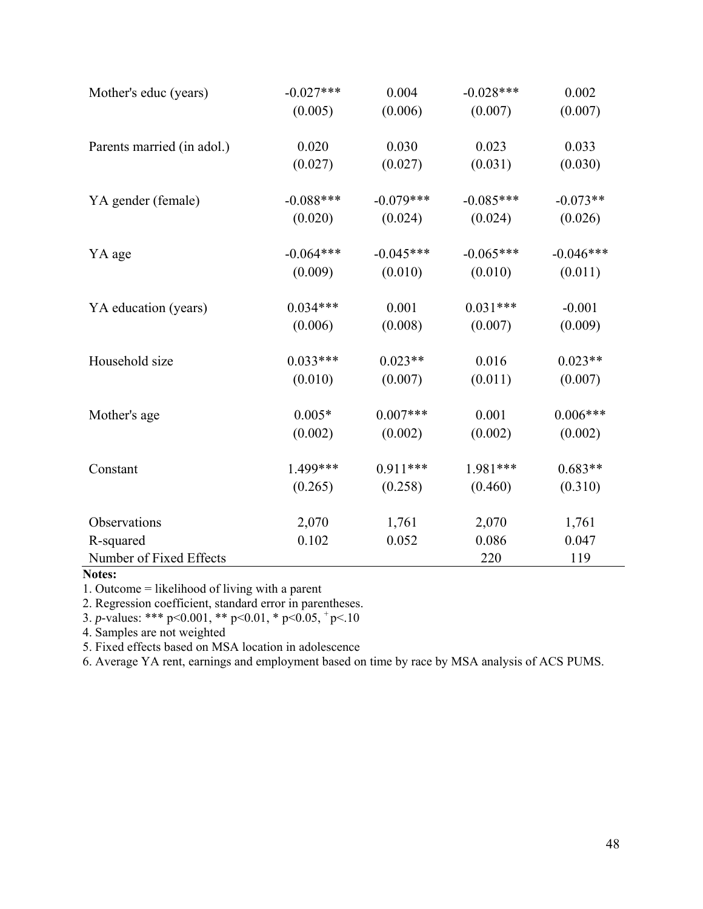| | | | | |
|---|---|---|---|---|
| Mother's educ (years) | -0.027*** | 0.004 | -0.028*** | 0.002 |
| | (0.005) | (0.006) | (0.007) | (0.007) |
| Parents married (in adol.) | 0.020 | 0.030 | 0.023 | 0.033 |
| | (0.027) | (0.027) | (0.031) | (0.030) |
| YA gender (female) | -0.088*** | -0.079*** | -0.085*** | -0.073** |
| | (0.020) | (0.024) | (0.024) | (0.026) |
| YA age | -0.064*** | -0.045*** | -0.065*** | -0.046*** |
| | (0.009) | (0.010) | (0.010) | (0.011) |
| YA education (years) | 0.034*** | 0.001 | 0.031*** | -0.001 |
| | (0.006) | (0.008) | (0.007) | (0.009) |
| Household size | 0.033*** | 0.023** | 0.016 | 0.023** |
| | (0.010) | (0.007) | (0.011) | (0.007) |
| Mother's age | 0.005* | 0.007*** | 0.001 | 0.006*** |
| | (0.002) | (0.002) | (0.002) | (0.002) |
| Constant | 1.499*** | 0.911*** | 1.981*** | 0.683** |
| | (0.265) | (0.258) | (0.460) | (0.310) |
| Observations | 2,070 | 1,761 | 2,070 | 1,761 |
| R-squared | 0.102 | 0.052 | 0.086 | 0.047 |
| Number of Fixed Effects | | | 220 | 119 |

**Notes:**

1. Outcome = likelihood of living with a parent
2. Regression coefficient, standard error in parentheses.
3. *p*-values: *** p<0.001, ** p<0.01, * p<0.05, + p<.10
4. Samples are not weighted
5. Fixed effects based on MSA location in adolescence
6. Average YA rent, earnings and employment based on time by race by MSA analysis of ACS PUMS.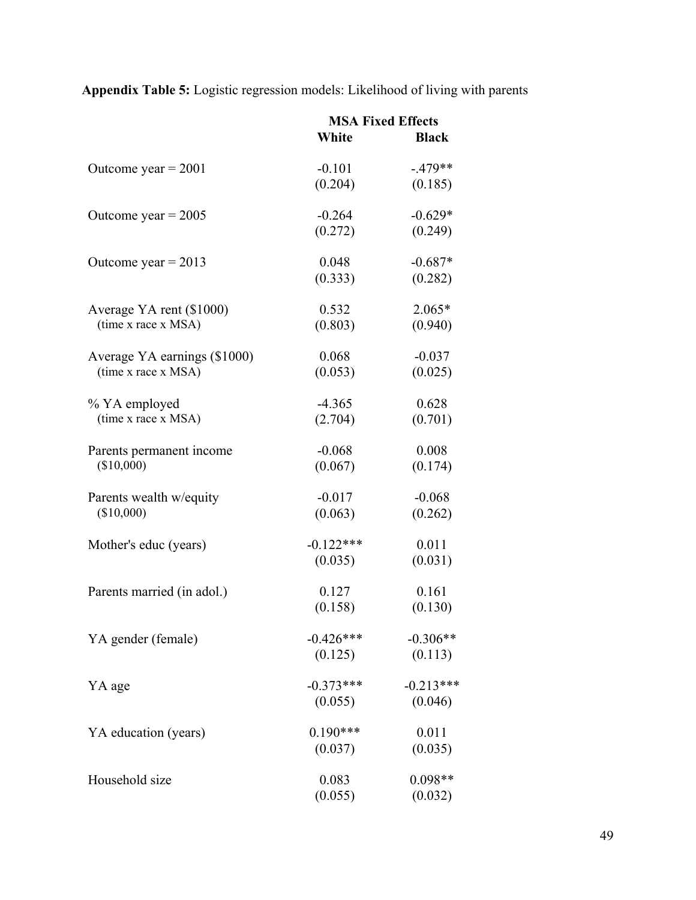**Appendix Table 5:** Logistic regression models: Likelihood of living with parents

| | MSA Fixed Effects | |
|---|---|---|
| | **White** | **Black** |
| Outcome year = 2001 | -0.101 | -.479** |
| | (0.204) | (0.185) |
| Outcome year = 2005 | -0.264 | -0.629* |
| | (0.272) | (0.249) |
| Outcome year = 2013 | 0.048 | -0.687* |
| | (0.333) | (0.282) |
| Average YA rent ($1000) (time x race x MSA) | 0.532 | 2.065* |
| | (0.803) | (0.940) |
| Average YA earnings ($1000) (time x race x MSA) | 0.068 | -0.037 |
| | (0.053) | (0.025) |
| % YA employed (time x race x MSA) | -4.365 | 0.628 |
| | (2.704) | (0.701) |
| Parents permanent income ($10,000) | -0.068 | 0.008 |
| | (0.067) | (0.174) |
| Parents wealth w/equity ($10,000) | -0.017 | -0.068 |
| | (0.063) | (0.262) |
| Mother's educ (years) | -0.122*** | 0.011 |
| | (0.035) | (0.031) |
| Parents married (in adol.) | 0.127 | 0.161 |
| | (0.158) | (0.130) |
| YA gender (female) | -0.426*** | -0.306** |
| | (0.125) | (0.113) |
| YA age | -0.373*** | -0.213*** |
| | (0.055) | (0.046) |
| YA education (years) | 0.190*** | 0.011 |
| | (0.037) | (0.035) |
| Household size | 0.083 | 0.098** |
| | (0.055) | (0.032) |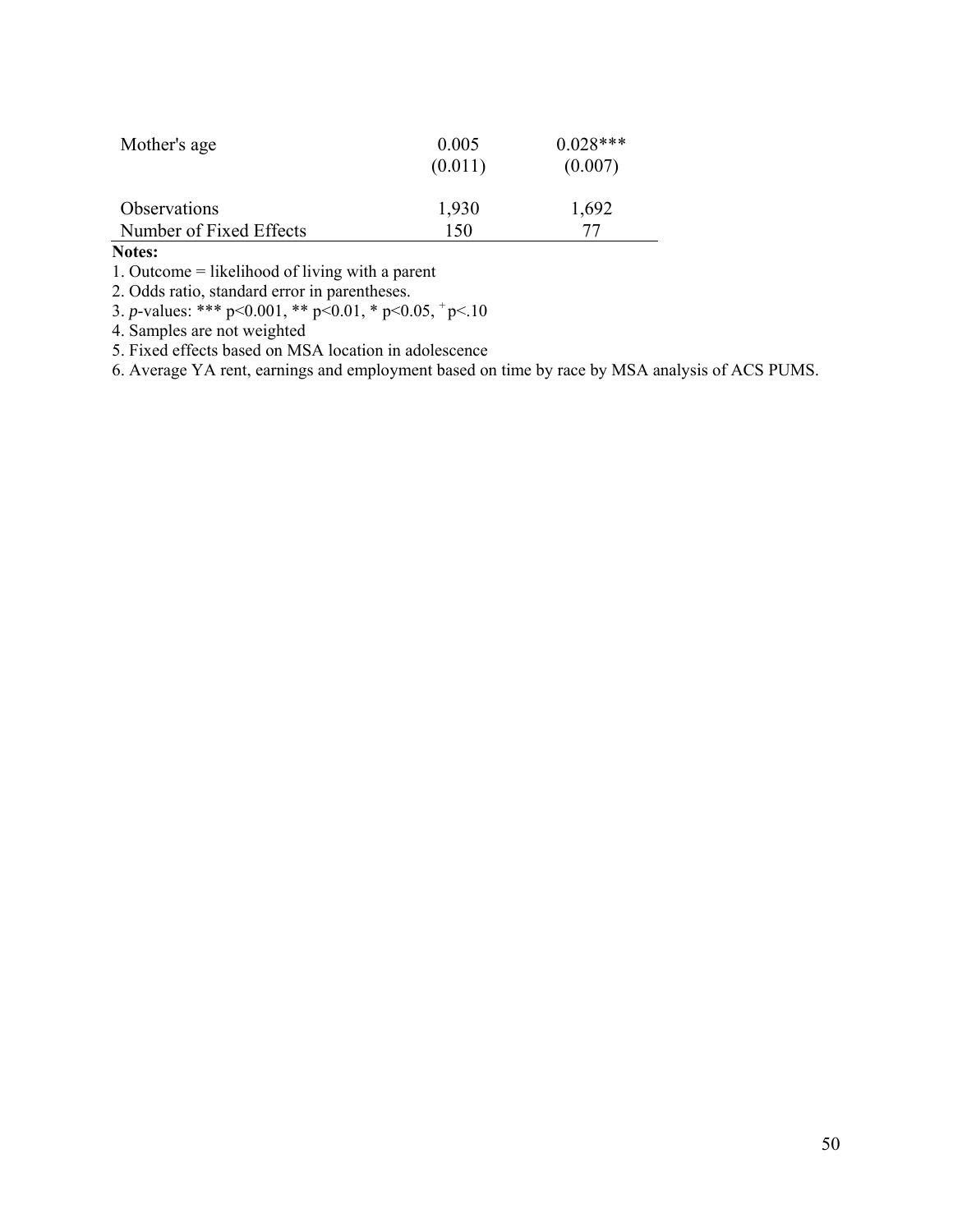| | | |
|---|---|---|
| Mother's age | 0.005 | 0.028*** |
| | (0.011) | (0.007) |
| Observations | 1,930 | 1,692 |
| Number of Fixed Effects | 150 | 77 |

**Notes:**

1. Outcome = likelihood of living with a parent
2. Odds ratio, standard error in parentheses.
3. *p*-values: *** p<0.001, ** p<0.01, * p<0.05, + p<.10
4. Samples are not weighted
5. Fixed effects based on MSA location in adolescence
6. Average YA rent, earnings and employment based on time by race by MSA analysis of ACS PUMS.